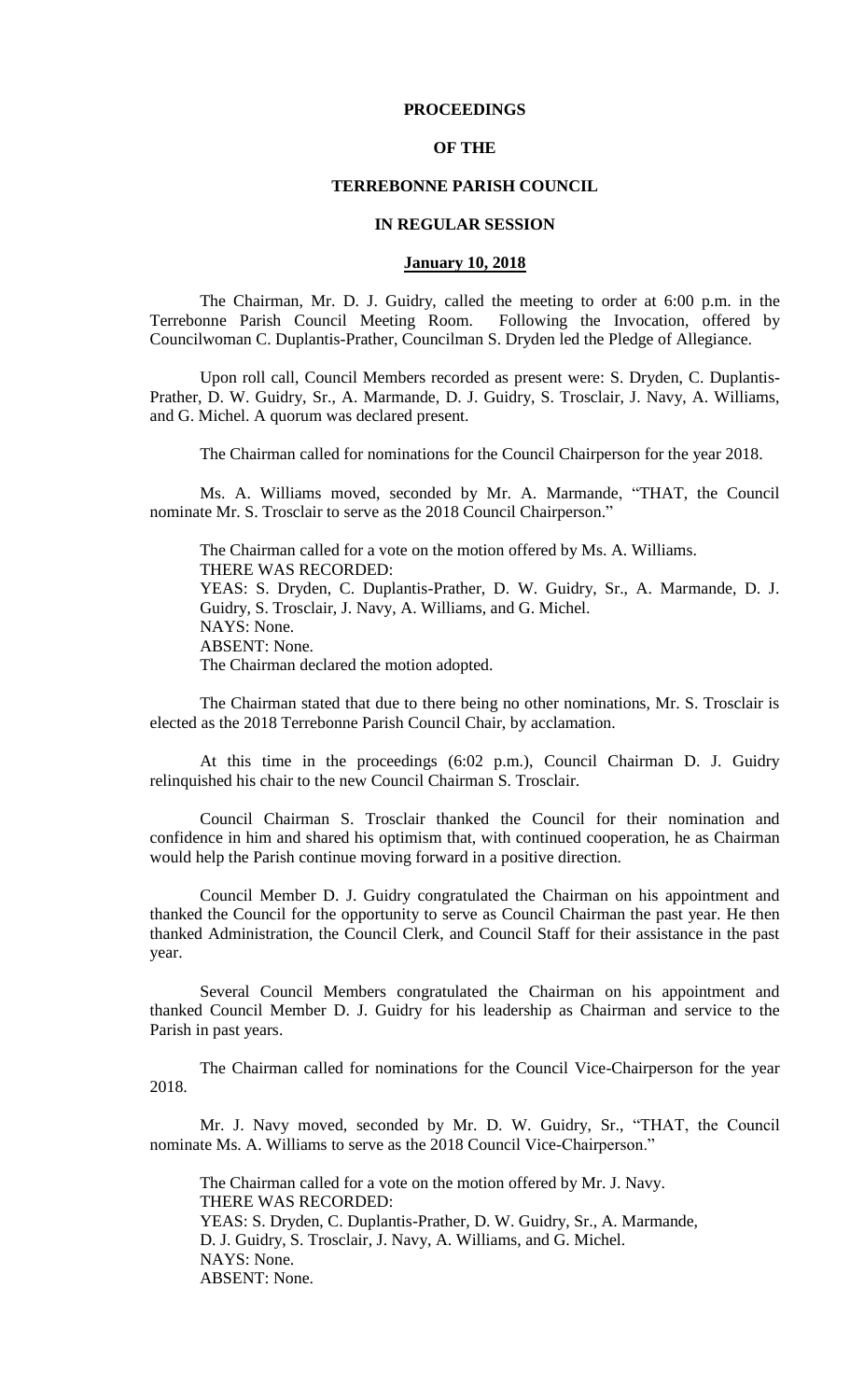# PROCEEDINGS

# OF THE

# TERREBONNE PARISH COUNCIL

# IN REGULAR SESSION

## January 10, 2018

The Chairman, Mr. D. J. Guidry, called the meeting to order at 6:00 p.m. in the Terrebonne Parish Council Meeting Room. Following the Invocation, offered by Councilwoman C. Duplantis-Prather, Councilman S. Dryden led the Pledge of Allegiance.

Upon roll call, Council Members recorded as present were: S. Dryden, C. Duplantis-Prather, D. W. Guidry, Sr., A. Marmande, D. J. Guidry, S. Trosclair, J. Navy, A. Williams, and G. Michel. A quorum was declared present.

The Chairman called for nominations for the Council Chairperson for the year 2018.

Ms. A. Williams moved, seconded by Mr. A. Marmande, "THAT, the Council nominate Mr. S. Trosclair to serve as the 2018 Council Chairperson."

The Chairman called for a vote on the motion offered by Ms. A. Williams.
THERE WAS RECORDED:
YEAS: S. Dryden, C. Duplantis-Prather, D. W. Guidry, Sr., A. Marmande, D. J. Guidry, S. Trosclair, J. Navy, A. Williams, and G. Michel.
NAYS: None.
ABSENT: None.
The Chairman declared the motion adopted.

The Chairman stated that due to there being no other nominations, Mr. S. Trosclair is elected as the 2018 Terrebonne Parish Council Chair, by acclamation.

At this time in the proceedings (6:02 p.m.), Council Chairman D. J. Guidry relinquished his chair to the new Council Chairman S. Trosclair.

Council Chairman S. Trosclair thanked the Council for their nomination and confidence in him and shared his optimism that, with continued cooperation, he as Chairman would help the Parish continue moving forward in a positive direction.

Council Member D. J. Guidry congratulated the Chairman on his appointment and thanked the Council for the opportunity to serve as Council Chairman the past year. He then thanked Administration, the Council Clerk, and Council Staff for their assistance in the past year.

Several Council Members congratulated the Chairman on his appointment and thanked Council Member D. J. Guidry for his leadership as Chairman and service to the Parish in past years.

The Chairman called for nominations for the Council Vice-Chairperson for the year 2018.

Mr. J. Navy moved, seconded by Mr. D. W. Guidry, Sr., "THAT, the Council nominate Ms. A. Williams to serve as the 2018 Council Vice-Chairperson."

The Chairman called for a vote on the motion offered by Mr. J. Navy.
THERE WAS RECORDED:
YEAS: S. Dryden, C. Duplantis-Prather, D. W. Guidry, Sr., A. Marmande, D. J. Guidry, S. Trosclair, J. Navy, A. Williams, and G. Michel.
NAYS: None.
ABSENT: None.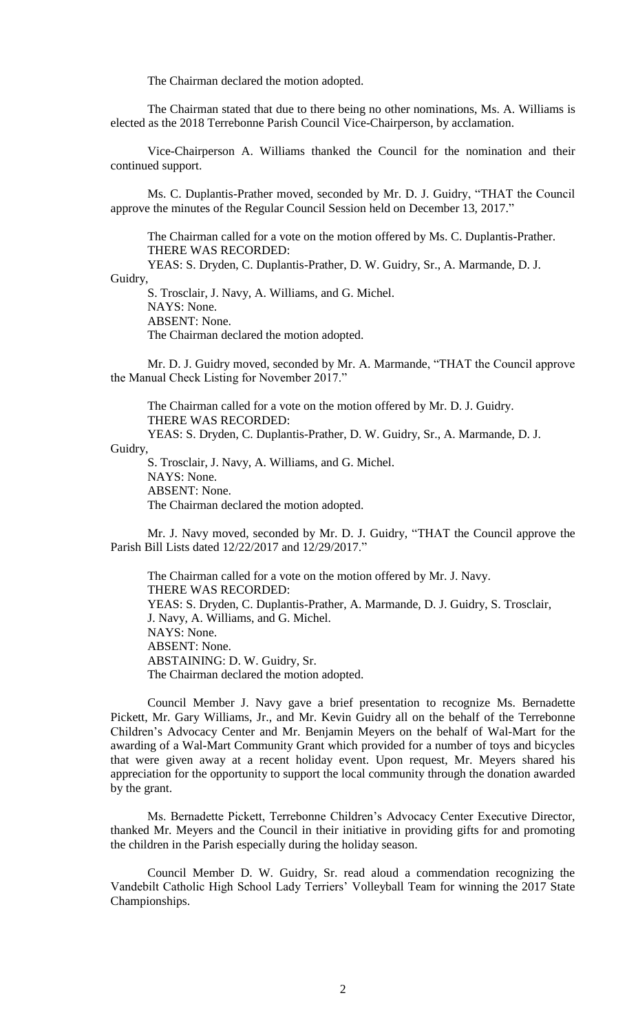The Chairman declared the motion adopted.

The Chairman stated that due to there being no other nominations, Ms. A. Williams is elected as the 2018 Terrebonne Parish Council Vice-Chairperson, by acclamation.

Vice-Chairperson A. Williams thanked the Council for the nomination and their continued support.

Ms. C. Duplantis-Prather moved, seconded by Mr. D. J. Guidry, "THAT the Council approve the minutes of the Regular Council Session held on December 13, 2017."

The Chairman called for a vote on the motion offered by Ms. C. Duplantis-Prather.
THERE WAS RECORDED:
YEAS: S. Dryden, C. Duplantis-Prather, D. W. Guidry, Sr., A. Marmande, D. J. Guidry,
S. Trosclair, J. Navy, A. Williams, and G. Michel.
NAYS: None.
ABSENT: None.
The Chairman declared the motion adopted.

Mr. D. J. Guidry moved, seconded by Mr. A. Marmande, "THAT the Council approve the Manual Check Listing for November 2017."

The Chairman called for a vote on the motion offered by Mr. D. J. Guidry.
THERE WAS RECORDED:
YEAS: S. Dryden, C. Duplantis-Prather, D. W. Guidry, Sr., A. Marmande, D. J. Guidry,
S. Trosclair, J. Navy, A. Williams, and G. Michel.
NAYS: None.
ABSENT: None.
The Chairman declared the motion adopted.

Mr. J. Navy moved, seconded by Mr. D. J. Guidry, "THAT the Council approve the Parish Bill Lists dated 12/22/2017 and 12/29/2017."

The Chairman called for a vote on the motion offered by Mr. J. Navy.
THERE WAS RECORDED:
YEAS: S. Dryden, C. Duplantis-Prather, A. Marmande, D. J. Guidry, S. Trosclair, J. Navy, A. Williams, and G. Michel.
NAYS: None.
ABSENT: None.
ABSTAINING: D. W. Guidry, Sr.
The Chairman declared the motion adopted.

Council Member J. Navy gave a brief presentation to recognize Ms. Bernadette Pickett, Mr. Gary Williams, Jr., and Mr. Kevin Guidry all on the behalf of the Terrebonne Children's Advocacy Center and Mr. Benjamin Meyers on the behalf of Wal-Mart for the awarding of a Wal-Mart Community Grant which provided for a number of toys and bicycles that were given away at a recent holiday event. Upon request, Mr. Meyers shared his appreciation for the opportunity to support the local community through the donation awarded by the grant.

Ms. Bernadette Pickett, Terrebonne Children's Advocacy Center Executive Director, thanked Mr. Meyers and the Council in their initiative in providing gifts for and promoting the children in the Parish especially during the holiday season.

Council Member D. W. Guidry, Sr. read aloud a commendation recognizing the Vandebilt Catholic High School Lady Terriers' Volleyball Team for winning the 2017 State Championships.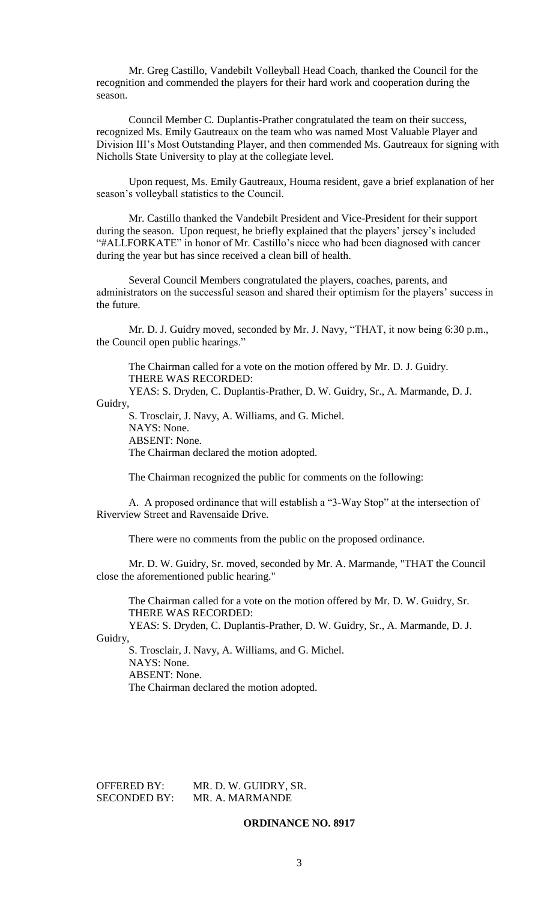Mr. Greg Castillo, Vandebilt Volleyball Head Coach, thanked the Council for the recognition and commended the players for their hard work and cooperation during the season.

Council Member C. Duplantis-Prather congratulated the team on their success, recognized Ms. Emily Gautreaux on the team who was named Most Valuable Player and Division III's Most Outstanding Player, and then commended Ms. Gautreaux for signing with Nicholls State University to play at the collegiate level.

Upon request, Ms. Emily Gautreaux, Houma resident, gave a brief explanation of her season's volleyball statistics to the Council.

Mr. Castillo thanked the Vandebilt President and Vice-President for their support during the season. Upon request, he briefly explained that the players' jersey's included "#ALLFORKATE" in honor of Mr. Castillo's niece who had been diagnosed with cancer during the year but has since received a clean bill of health.

Several Council Members congratulated the players, coaches, parents, and administrators on the successful season and shared their optimism for the players' success in the future.

Mr. D. J. Guidry moved, seconded by Mr. J. Navy, "THAT, it now being 6:30 p.m., the Council open public hearings."

The Chairman called for a vote on the motion offered by Mr. D. J. Guidry.
THERE WAS RECORDED:
YEAS: S. Dryden, C. Duplantis-Prather, D. W. Guidry, Sr., A. Marmande, D. J. Guidry,
S. Trosclair, J. Navy, A. Williams, and G. Michel.
NAYS: None.
ABSENT: None.
The Chairman declared the motion adopted.

The Chairman recognized the public for comments on the following:

A. A proposed ordinance that will establish a "3-Way Stop" at the intersection of Riverview Street and Ravensaide Drive.

There were no comments from the public on the proposed ordinance.

Mr. D. W. Guidry, Sr. moved, seconded by Mr. A. Marmande, "THAT the Council close the aforementioned public hearing."

The Chairman called for a vote on the motion offered by Mr. D. W. Guidry, Sr.
THERE WAS RECORDED:
YEAS: S. Dryden, C. Duplantis-Prather, D. W. Guidry, Sr., A. Marmande, D. J. Guidry,
S. Trosclair, J. Navy, A. Williams, and G. Michel.
NAYS: None.
ABSENT: None.
The Chairman declared the motion adopted.

OFFERED BY: MR. D. W. GUIDRY, SR.
SECONDED BY: MR. A. MARMANDE

**ORDINANCE NO. 8917**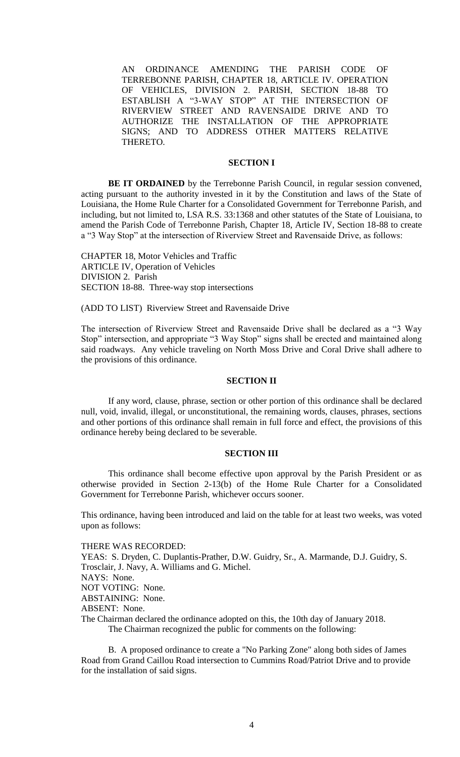AN ORDINANCE AMENDING THE PARISH CODE OF TERREBONNE PARISH, CHAPTER 18, ARTICLE IV. OPERATION OF VEHICLES, DIVISION 2. PARISH, SECTION 18-88 TO ESTABLISH A "3-WAY STOP" AT THE INTERSECTION OF RIVERVIEW STREET AND RAVENSAIDE DRIVE AND TO AUTHORIZE THE INSTALLATION OF THE APPROPRIATE SIGNS; AND TO ADDRESS OTHER MATTERS RELATIVE THERETO.

## SECTION I

**BE IT ORDAINED** by the Terrebonne Parish Council, in regular session convened, acting pursuant to the authority invested in it by the Constitution and laws of the State of Louisiana, the Home Rule Charter for a Consolidated Government for Terrebonne Parish, and including, but not limited to, LSA R.S. 33:1368 and other statutes of the State of Louisiana, to amend the Parish Code of Terrebonne Parish, Chapter 18, Article IV, Section 18-88 to create a "3 Way Stop" at the intersection of Riverview Street and Ravensaide Drive, as follows:

CHAPTER 18, Motor Vehicles and Traffic
ARTICLE IV, Operation of Vehicles
DIVISION 2. Parish
SECTION 18-88. Three-way stop intersections

(ADD TO LIST) Riverview Street and Ravensaide Drive

The intersection of Riverview Street and Ravensaide Drive shall be declared as a "3 Way Stop" intersection, and appropriate "3 Way Stop" signs shall be erected and maintained along said roadways. Any vehicle traveling on North Moss Drive and Coral Drive shall adhere to the provisions of this ordinance.

## SECTION II

If any word, clause, phrase, section or other portion of this ordinance shall be declared null, void, invalid, illegal, or unconstitutional, the remaining words, clauses, phrases, sections and other portions of this ordinance shall remain in full force and effect, the provisions of this ordinance hereby being declared to be severable.

## SECTION III

This ordinance shall become effective upon approval by the Parish President or as otherwise provided in Section 2-13(b) of the Home Rule Charter for a Consolidated Government for Terrebonne Parish, whichever occurs sooner.

This ordinance, having been introduced and laid on the table for at least two weeks, was voted upon as follows:

THERE WAS RECORDED:
YEAS: S. Dryden, C. Duplantis-Prather, D.W. Guidry, Sr., A. Marmande, D.J. Guidry, S. Trosclair, J. Navy, A. Williams and G. Michel.
NAYS: None.
NOT VOTING: None.
ABSTAINING: None.
ABSENT: None.
The Chairman declared the ordinance adopted on this, the 10th day of January 2018.

The Chairman recognized the public for comments on the following:

B. A proposed ordinance to create a "No Parking Zone" along both sides of James Road from Grand Caillou Road intersection to Cummins Road/Patriot Drive and to provide for the installation of said signs.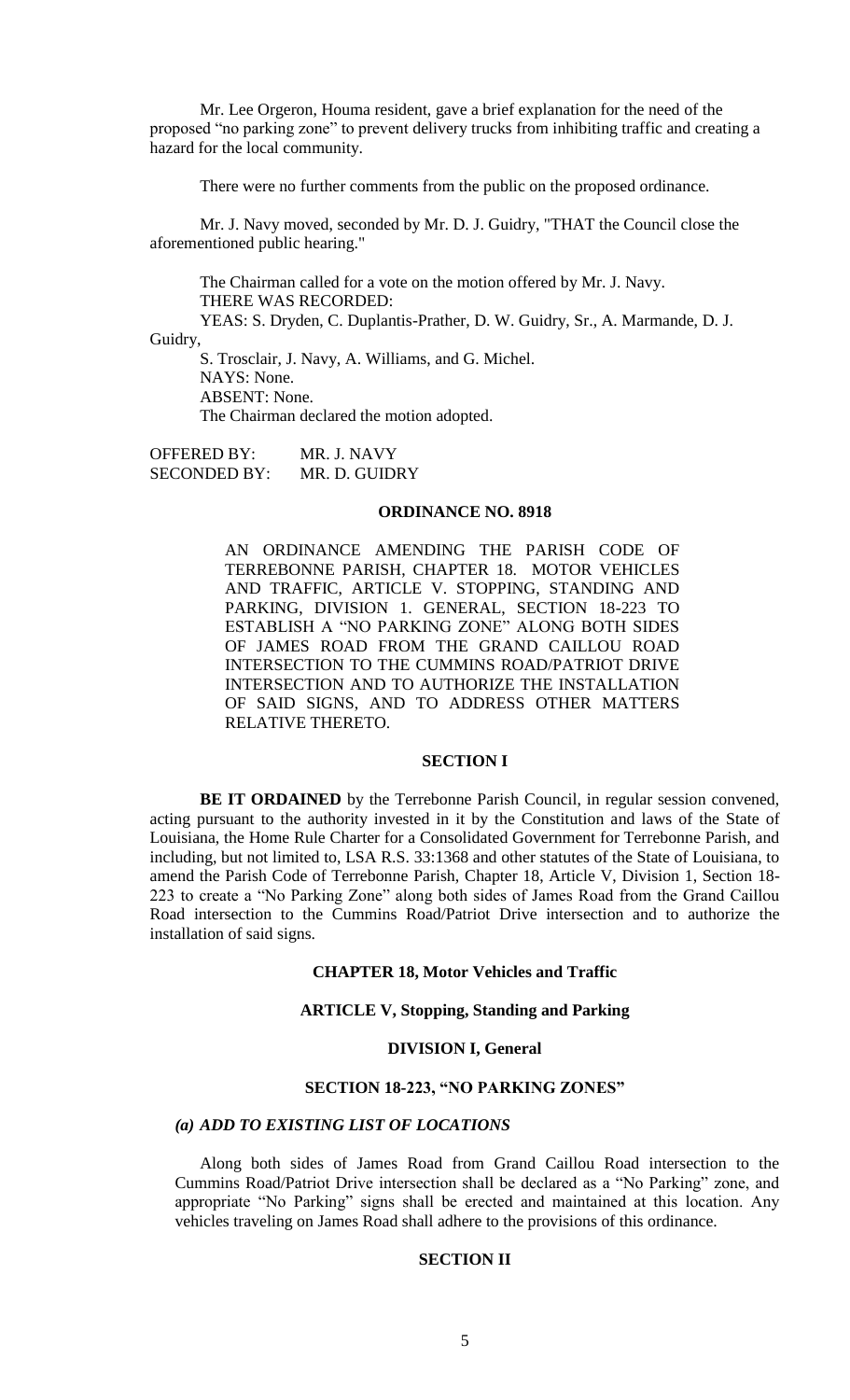Mr. Lee Orgeron, Houma resident, gave a brief explanation for the need of the proposed "no parking zone" to prevent delivery trucks from inhibiting traffic and creating a hazard for the local community.

There were no further comments from the public on the proposed ordinance.

Mr. J. Navy moved, seconded by Mr. D. J. Guidry, "THAT the Council close the aforementioned public hearing."

The Chairman called for a vote on the motion offered by Mr. J. Navy.
THERE WAS RECORDED:
YEAS: S. Dryden, C. Duplantis-Prather, D. W. Guidry, Sr., A. Marmande, D. J. Guidry,
S. Trosclair, J. Navy, A. Williams, and G. Michel.
NAYS: None.
ABSENT: None.
The Chairman declared the motion adopted.

OFFERED BY: MR. J. NAVY
SECONDED BY: MR. D. GUIDRY

**ORDINANCE NO. 8918**

AN ORDINANCE AMENDING THE PARISH CODE OF TERREBONNE PARISH, CHAPTER 18. MOTOR VEHICLES AND TRAFFIC, ARTICLE V. STOPPING, STANDING AND PARKING, DIVISION 1. GENERAL, SECTION 18-223 TO ESTABLISH A "NO PARKING ZONE" ALONG BOTH SIDES OF JAMES ROAD FROM THE GRAND CAILLOU ROAD INTERSECTION TO THE CUMMINS ROAD/PATRIOT DRIVE INTERSECTION AND TO AUTHORIZE THE INSTALLATION OF SAID SIGNS, AND TO ADDRESS OTHER MATTERS RELATIVE THERETO.

**SECTION I**

**BE IT ORDAINED** by the Terrebonne Parish Council, in regular session convened, acting pursuant to the authority invested in it by the Constitution and laws of the State of Louisiana, the Home Rule Charter for a Consolidated Government for Terrebonne Parish, and including, but not limited to, LSA R.S. 33:1368 and other statutes of the State of Louisiana, to amend the Parish Code of Terrebonne Parish, Chapter 18, Article V, Division 1, Section 18-223 to create a "No Parking Zone" along both sides of James Road from the Grand Caillou Road intersection to the Cummins Road/Patriot Drive intersection and to authorize the installation of said signs.

**CHAPTER 18, Motor Vehicles and Traffic**

**ARTICLE V, Stopping, Standing and Parking**

**DIVISION I, General**

**SECTION 18-223, "NO PARKING ZONES"**

***(a) ADD TO EXISTING LIST OF LOCATIONS***

Along both sides of James Road from Grand Caillou Road intersection to the Cummins Road/Patriot Drive intersection shall be declared as a "No Parking" zone, and appropriate "No Parking" signs shall be erected and maintained at this location. Any vehicles traveling on James Road shall adhere to the provisions of this ordinance.

**SECTION II**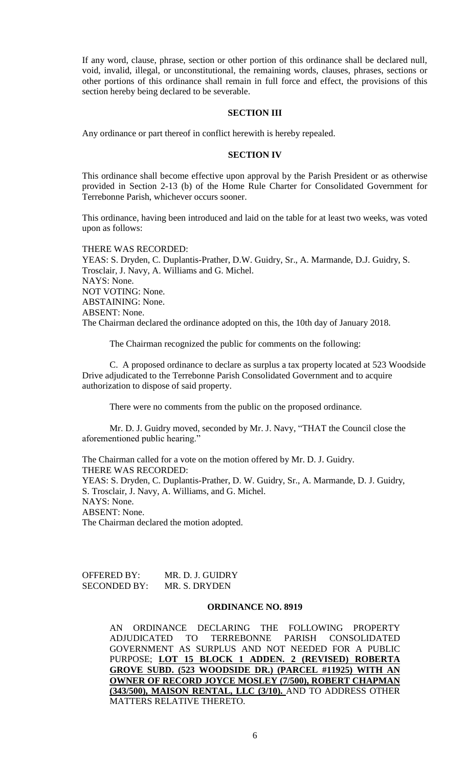If any word, clause, phrase, section or other portion of this ordinance shall be declared null, void, invalid, illegal, or unconstitutional, the remaining words, clauses, phrases, sections or other portions of this ordinance shall remain in full force and effect, the provisions of this section hereby being declared to be severable.

**SECTION III**

Any ordinance or part thereof in conflict herewith is hereby repealed.

**SECTION IV**

This ordinance shall become effective upon approval by the Parish President or as otherwise provided in Section 2-13 (b) of the Home Rule Charter for Consolidated Government for Terrebonne Parish, whichever occurs sooner.

This ordinance, having been introduced and laid on the table for at least two weeks, was voted upon as follows:

THERE WAS RECORDED:
YEAS: S. Dryden, C. Duplantis-Prather, D.W. Guidry, Sr., A. Marmande, D.J. Guidry, S. Trosclair, J. Navy, A. Williams and G. Michel.
NAYS: None.
NOT VOTING: None.
ABSTAINING: None.
ABSENT: None.
The Chairman declared the ordinance adopted on this, the 10th day of January 2018.

The Chairman recognized the public for comments on the following:

C. A proposed ordinance to declare as surplus a tax property located at 523 Woodside Drive adjudicated to the Terrebonne Parish Consolidated Government and to acquire authorization to dispose of said property.

There were no comments from the public on the proposed ordinance.

Mr. D. J. Guidry moved, seconded by Mr. J. Navy, "THAT the Council close the aforementioned public hearing."

The Chairman called for a vote on the motion offered by Mr. D. J. Guidry.
THERE WAS RECORDED:
YEAS: S. Dryden, C. Duplantis-Prather, D. W. Guidry, Sr., A. Marmande, D. J. Guidry, S. Trosclair, J. Navy, A. Williams, and G. Michel.
NAYS: None.
ABSENT: None.
The Chairman declared the motion adopted.

OFFERED BY: MR. D. J. GUIDRY
SECONDED BY: MR. S. DRYDEN

**ORDINANCE NO. 8919**

AN ORDINANCE DECLARING THE FOLLOWING PROPERTY ADJUDICATED TO TERREBONNE PARISH CONSOLIDATED GOVERNMENT AS SURPLUS AND NOT NEEDED FOR A PUBLIC PURPOSE; **LOT 15 BLOCK 1 ADDEN. 2 (REVISED) ROBERTA GROVE SUBD. (523 WOODSIDE DR.) (PARCEL #11925) WITH AN OWNER OF RECORD JOYCE MOSLEY (7/500), ROBERT CHAPMAN (343/500), MAISON RENTAL, LLC (3/10).** AND TO ADDRESS OTHER MATTERS RELATIVE THERETO.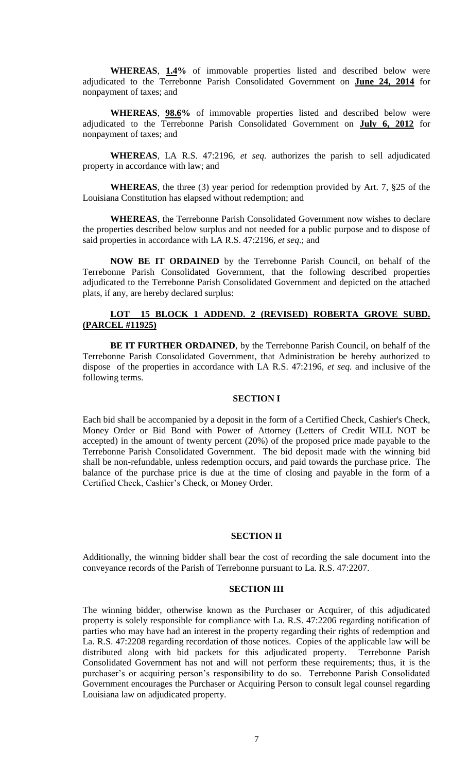**WHEREAS**, **1.4%** of immovable properties listed and described below were adjudicated to the Terrebonne Parish Consolidated Government on **June 24, 2014** for nonpayment of taxes; and

**WHEREAS**, **98.6%** of immovable properties listed and described below were adjudicated to the Terrebonne Parish Consolidated Government on **July 6, 2012** for nonpayment of taxes; and

**WHEREAS**, LA R.S. 47:2196, *et seq.* authorizes the parish to sell adjudicated property in accordance with law; and

**WHEREAS**, the three (3) year period for redemption provided by Art. 7, §25 of the Louisiana Constitution has elapsed without redemption; and

**WHEREAS**, the Terrebonne Parish Consolidated Government now wishes to declare the properties described below surplus and not needed for a public purpose and to dispose of said properties in accordance with LA R.S. 47:2196, *et seq*.; and

**NOW BE IT ORDAINED** by the Terrebonne Parish Council, on behalf of the Terrebonne Parish Consolidated Government, that the following described properties adjudicated to the Terrebonne Parish Consolidated Government and depicted on the attached plats, if any, are hereby declared surplus:

**LOT 15 BLOCK 1 ADDEND. 2 (REVISED) ROBERTA GROVE SUBD. (PARCEL #11925)**

**BE IT FURTHER ORDAINED**, by the Terrebonne Parish Council, on behalf of the Terrebonne Parish Consolidated Government, that Administration be hereby authorized to dispose of the properties in accordance with LA R.S. 47:2196, *et seq.* and inclusive of the following terms.

**SECTION I**

Each bid shall be accompanied by a deposit in the form of a Certified Check, Cashier's Check, Money Order or Bid Bond with Power of Attorney (Letters of Credit WILL NOT be accepted) in the amount of twenty percent (20%) of the proposed price made payable to the Terrebonne Parish Consolidated Government. The bid deposit made with the winning bid shall be non-refundable, unless redemption occurs, and paid towards the purchase price. The balance of the purchase price is due at the time of closing and payable in the form of a Certified Check, Cashier's Check, or Money Order.

**SECTION II**

Additionally, the winning bidder shall bear the cost of recording the sale document into the conveyance records of the Parish of Terrebonne pursuant to La. R.S. 47:2207.

**SECTION III**

The winning bidder, otherwise known as the Purchaser or Acquirer, of this adjudicated property is solely responsible for compliance with La. R.S. 47:2206 regarding notification of parties who may have had an interest in the property regarding their rights of redemption and La. R.S. 47:2208 regarding recordation of those notices. Copies of the applicable law will be distributed along with bid packets for this adjudicated property. Terrebonne Parish Consolidated Government has not and will not perform these requirements; thus, it is the purchaser's or acquiring person's responsibility to do so. Terrebonne Parish Consolidated Government encourages the Purchaser or Acquiring Person to consult legal counsel regarding Louisiana law on adjudicated property.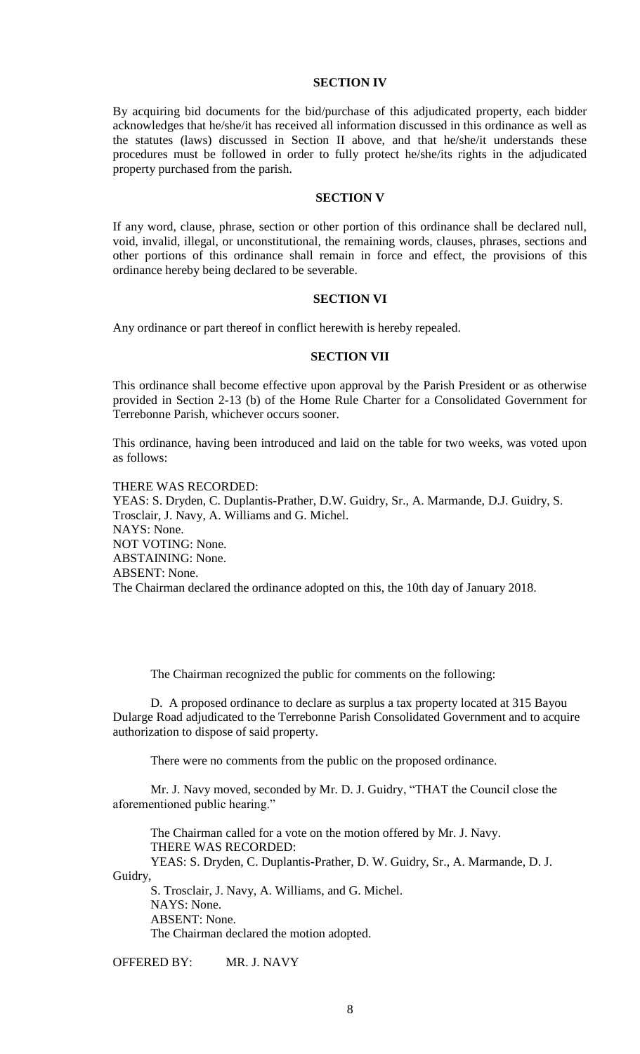## SECTION IV

By acquiring bid documents for the bid/purchase of this adjudicated property, each bidder acknowledges that he/she/it has received all information discussed in this ordinance as well as the statutes (laws) discussed in Section II above, and that he/she/it understands these procedures must be followed in order to fully protect he/she/its rights in the adjudicated property purchased from the parish.

## SECTION V

If any word, clause, phrase, section or other portion of this ordinance shall be declared null, void, invalid, illegal, or unconstitutional, the remaining words, clauses, phrases, sections and other portions of this ordinance shall remain in force and effect, the provisions of this ordinance hereby being declared to be severable.

## SECTION VI

Any ordinance or part thereof in conflict herewith is hereby repealed.

## SECTION VII

This ordinance shall become effective upon approval by the Parish President or as otherwise provided in Section 2-13 (b) of the Home Rule Charter for a Consolidated Government for Terrebonne Parish, whichever occurs sooner.

This ordinance, having been introduced and laid on the table for two weeks, was voted upon as follows:

THERE WAS RECORDED:
YEAS: S. Dryden, C. Duplantis-Prather, D.W. Guidry, Sr., A. Marmande, D.J. Guidry, S. Trosclair, J. Navy, A. Williams and G. Michel.
NAYS: None.
NOT VOTING: None.
ABSTAINING: None.
ABSENT: None.
The Chairman declared the ordinance adopted on this, the 10th day of January 2018.

The Chairman recognized the public for comments on the following:

D. A proposed ordinance to declare as surplus a tax property located at 315 Bayou Dularge Road adjudicated to the Terrebonne Parish Consolidated Government and to acquire authorization to dispose of said property.

There were no comments from the public on the proposed ordinance.

Mr. J. Navy moved, seconded by Mr. D. J. Guidry, "THAT the Council close the aforementioned public hearing."

The Chairman called for a vote on the motion offered by Mr. J. Navy.
THERE WAS RECORDED:
YEAS: S. Dryden, C. Duplantis-Prather, D. W. Guidry, Sr., A. Marmande, D. J. Guidry, S. Trosclair, J. Navy, A. Williams, and G. Michel.
NAYS: None.
ABSENT: None.
The Chairman declared the motion adopted.

OFFERED BY: MR. J. NAVY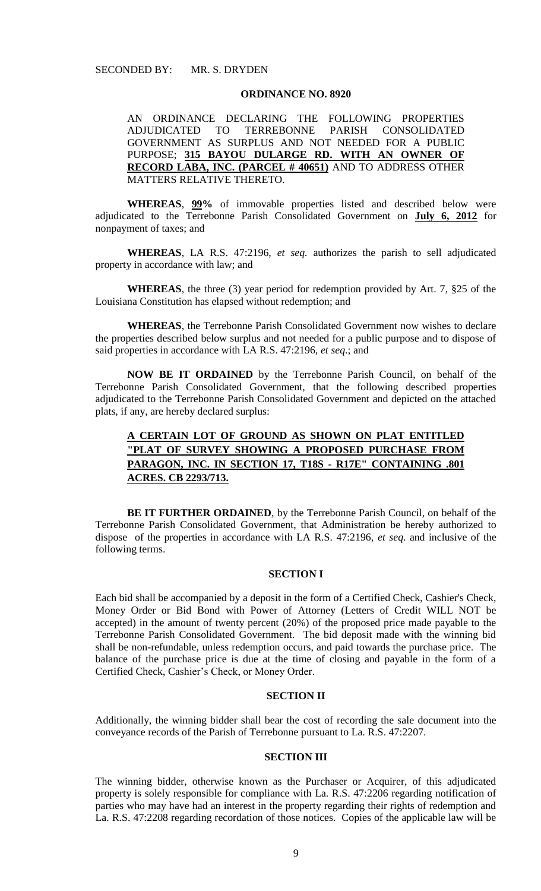SECONDED BY: MR. S. DRYDEN

**ORDINANCE NO. 8920**

AN ORDINANCE DECLARING THE FOLLOWING PROPERTIES ADJUDICATED TO TERREBONNE PARISH CONSOLIDATED GOVERNMENT AS SURPLUS AND NOT NEEDED FOR A PUBLIC PURPOSE; **315 BAYOU DULARGE RD. WITH AN OWNER OF RECORD LABA, INC. (PARCEL # 40651)** AND TO ADDRESS OTHER MATTERS RELATIVE THERETO.

**WHEREAS**, **99%** of immovable properties listed and described below were adjudicated to the Terrebonne Parish Consolidated Government on **July 6, 2012** for nonpayment of taxes; and

**WHEREAS**, LA R.S. 47:2196, *et seq.* authorizes the parish to sell adjudicated property in accordance with law; and

**WHEREAS**, the three (3) year period for redemption provided by Art. 7, §25 of the Louisiana Constitution has elapsed without redemption; and

**WHEREAS**, the Terrebonne Parish Consolidated Government now wishes to declare the properties described below surplus and not needed for a public purpose and to dispose of said properties in accordance with LA R.S. 47:2196, *et seq*.; and

**NOW BE IT ORDAINED** by the Terrebonne Parish Council, on behalf of the Terrebonne Parish Consolidated Government, that the following described properties adjudicated to the Terrebonne Parish Consolidated Government and depicted on the attached plats, if any, are hereby declared surplus:

**A CERTAIN LOT OF GROUND AS SHOWN ON PLAT ENTITLED "PLAT OF SURVEY SHOWING A PROPOSED PURCHASE FROM PARAGON, INC. IN SECTION 17, T18S - R17E" CONTAINING .801 ACRES. CB 2293/713.**

**BE IT FURTHER ORDAINED**, by the Terrebonne Parish Council, on behalf of the Terrebonne Parish Consolidated Government, that Administration be hereby authorized to dispose of the properties in accordance with LA R.S. 47:2196, *et seq.* and inclusive of the following terms.

**SECTION I**

Each bid shall be accompanied by a deposit in the form of a Certified Check, Cashier's Check, Money Order or Bid Bond with Power of Attorney (Letters of Credit WILL NOT be accepted) in the amount of twenty percent (20%) of the proposed price made payable to the Terrebonne Parish Consolidated Government. The bid deposit made with the winning bid shall be non-refundable, unless redemption occurs, and paid towards the purchase price. The balance of the purchase price is due at the time of closing and payable in the form of a Certified Check, Cashier's Check, or Money Order.

**SECTION II**

Additionally, the winning bidder shall bear the cost of recording the sale document into the conveyance records of the Parish of Terrebonne pursuant to La. R.S. 47:2207.

**SECTION III**

The winning bidder, otherwise known as the Purchaser or Acquirer, of this adjudicated property is solely responsible for compliance with La. R.S. 47:2206 regarding notification of parties who may have had an interest in the property regarding their rights of redemption and La. R.S. 47:2208 regarding recordation of those notices. Copies of the applicable law will be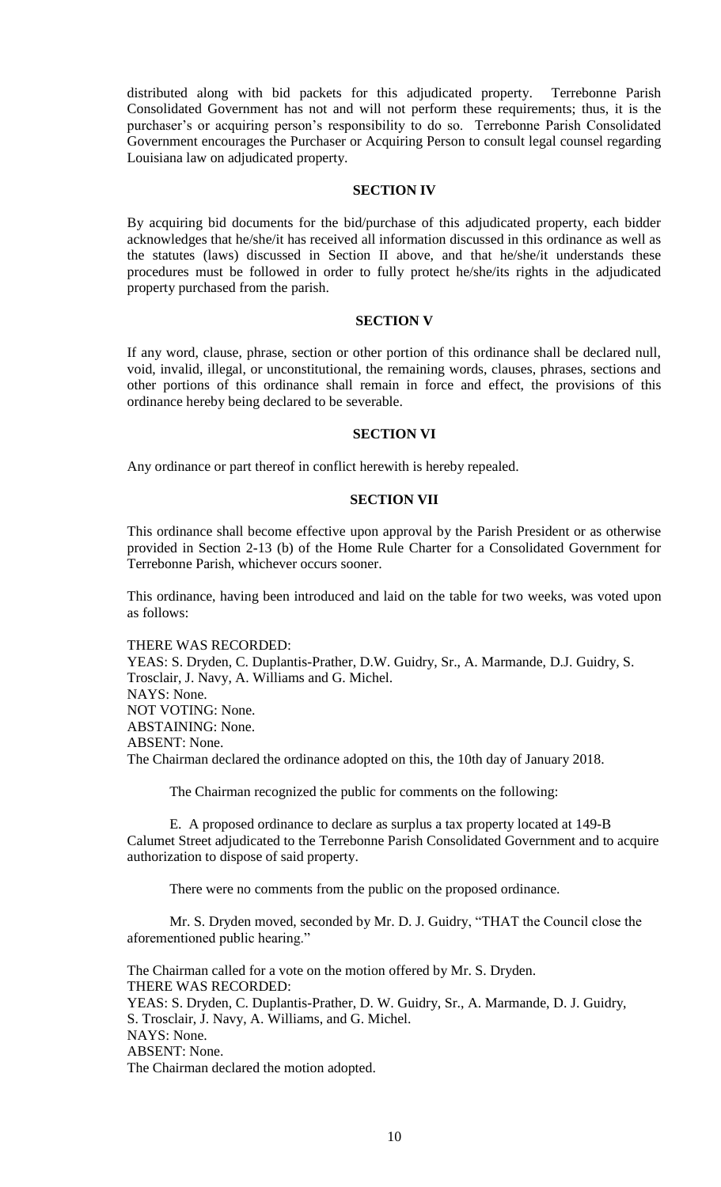distributed along with bid packets for this adjudicated property. Terrebonne Parish Consolidated Government has not and will not perform these requirements; thus, it is the purchaser's or acquiring person's responsibility to do so. Terrebonne Parish Consolidated Government encourages the Purchaser or Acquiring Person to consult legal counsel regarding Louisiana law on adjudicated property.

**SECTION IV**

By acquiring bid documents for the bid/purchase of this adjudicated property, each bidder acknowledges that he/she/it has received all information discussed in this ordinance as well as the statutes (laws) discussed in Section II above, and that he/she/it understands these procedures must be followed in order to fully protect he/she/its rights in the adjudicated property purchased from the parish.

**SECTION V**

If any word, clause, phrase, section or other portion of this ordinance shall be declared null, void, invalid, illegal, or unconstitutional, the remaining words, clauses, phrases, sections and other portions of this ordinance shall remain in force and effect, the provisions of this ordinance hereby being declared to be severable.

**SECTION VI**

Any ordinance or part thereof in conflict herewith is hereby repealed.

**SECTION VII**

This ordinance shall become effective upon approval by the Parish President or as otherwise provided in Section 2-13 (b) of the Home Rule Charter for a Consolidated Government for Terrebonne Parish, whichever occurs sooner.

This ordinance, having been introduced and laid on the table for two weeks, was voted upon as follows:

THERE WAS RECORDED:
YEAS: S. Dryden, C. Duplantis-Prather, D.W. Guidry, Sr., A. Marmande, D.J. Guidry, S. Trosclair, J. Navy, A. Williams and G. Michel.
NAYS: None.
NOT VOTING: None.
ABSTAINING: None.
ABSENT: None.
The Chairman declared the ordinance adopted on this, the 10th day of January 2018.

The Chairman recognized the public for comments on the following:

E. A proposed ordinance to declare as surplus a tax property located at 149-B Calumet Street adjudicated to the Terrebonne Parish Consolidated Government and to acquire authorization to dispose of said property.

There were no comments from the public on the proposed ordinance.

Mr. S. Dryden moved, seconded by Mr. D. J. Guidry, "THAT the Council close the aforementioned public hearing."

The Chairman called for a vote on the motion offered by Mr. S. Dryden.
THERE WAS RECORDED:
YEAS: S. Dryden, C. Duplantis-Prather, D. W. Guidry, Sr., A. Marmande, D. J. Guidry, S. Trosclair, J. Navy, A. Williams, and G. Michel.
NAYS: None.
ABSENT: None.
The Chairman declared the motion adopted.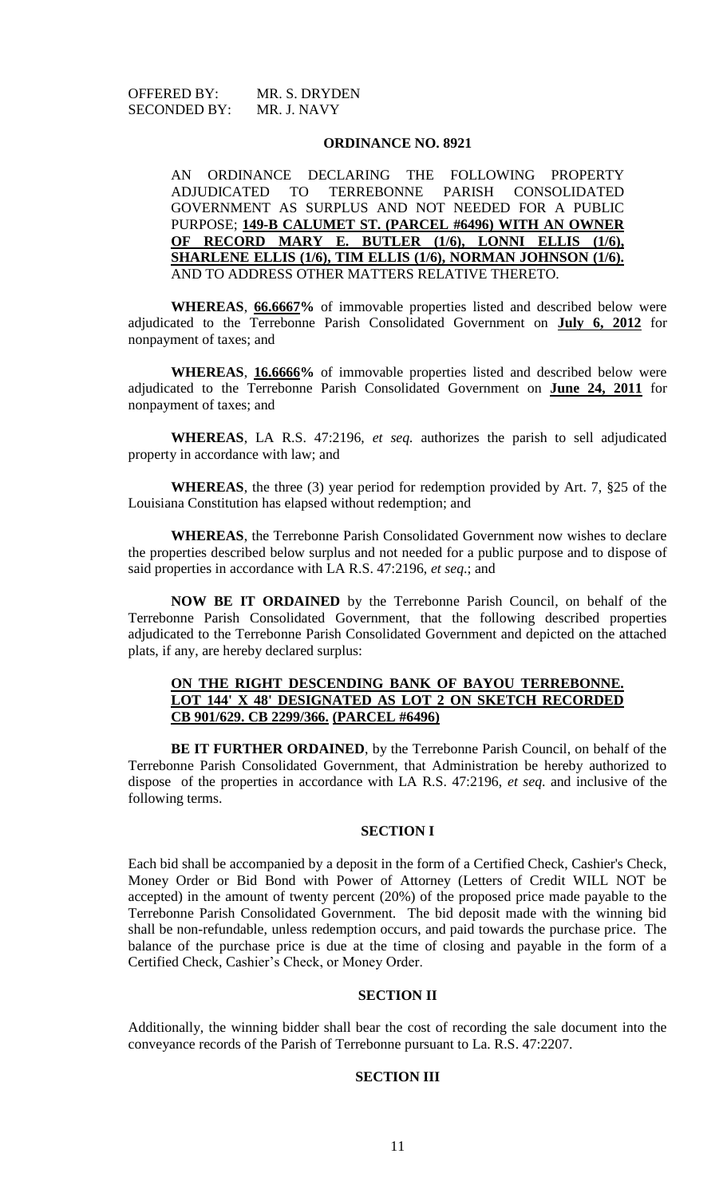OFFERED BY: MR. S. DRYDEN
SECONDED BY: MR. J. NAVY

## ORDINANCE NO. 8921

AN ORDINANCE DECLARING THE FOLLOWING PROPERTY ADJUDICATED TO TERREBONNE PARISH CONSOLIDATED GOVERNMENT AS SURPLUS AND NOT NEEDED FOR A PUBLIC PURPOSE; **149-B CALUMET ST. (PARCEL #6496) WITH AN OWNER OF RECORD MARY E. BUTLER (1/6), LONNI ELLIS (1/6), SHARLENE ELLIS (1/6), TIM ELLIS (1/6), NORMAN JOHNSON (1/6).** AND TO ADDRESS OTHER MATTERS RELATIVE THERETO.

**WHEREAS**, **66.6667%** of immovable properties listed and described below were adjudicated to the Terrebonne Parish Consolidated Government on **July 6, 2012** for nonpayment of taxes; and

**WHEREAS**, **16.6666%** of immovable properties listed and described below were adjudicated to the Terrebonne Parish Consolidated Government on **June 24, 2011** for nonpayment of taxes; and

**WHEREAS**, LA R.S. 47:2196, *et seq.* authorizes the parish to sell adjudicated property in accordance with law; and

**WHEREAS**, the three (3) year period for redemption provided by Art. 7, §25 of the Louisiana Constitution has elapsed without redemption; and

**WHEREAS**, the Terrebonne Parish Consolidated Government now wishes to declare the properties described below surplus and not needed for a public purpose and to dispose of said properties in accordance with LA R.S. 47:2196, *et seq*.; and

**NOW BE IT ORDAINED** by the Terrebonne Parish Council, on behalf of the Terrebonne Parish Consolidated Government, that the following described properties adjudicated to the Terrebonne Parish Consolidated Government and depicted on the attached plats, if any, are hereby declared surplus:

**ON THE RIGHT DESCENDING BANK OF BAYOU TERREBONNE. LOT 144' X 48' DESIGNATED AS LOT 2 ON SKETCH RECORDED CB 901/629. CB 2299/366. (PARCEL #6496)**

**BE IT FURTHER ORDAINED**, by the Terrebonne Parish Council, on behalf of the Terrebonne Parish Consolidated Government, that Administration be hereby authorized to dispose of the properties in accordance with LA R.S. 47:2196, *et seq.* and inclusive of the following terms.

### SECTION I

Each bid shall be accompanied by a deposit in the form of a Certified Check, Cashier's Check, Money Order or Bid Bond with Power of Attorney (Letters of Credit WILL NOT be accepted) in the amount of twenty percent (20%) of the proposed price made payable to the Terrebonne Parish Consolidated Government. The bid deposit made with the winning bid shall be non-refundable, unless redemption occurs, and paid towards the purchase price. The balance of the purchase price is due at the time of closing and payable in the form of a Certified Check, Cashier's Check, or Money Order.

### SECTION II

Additionally, the winning bidder shall bear the cost of recording the sale document into the conveyance records of the Parish of Terrebonne pursuant to La. R.S. 47:2207.

### SECTION III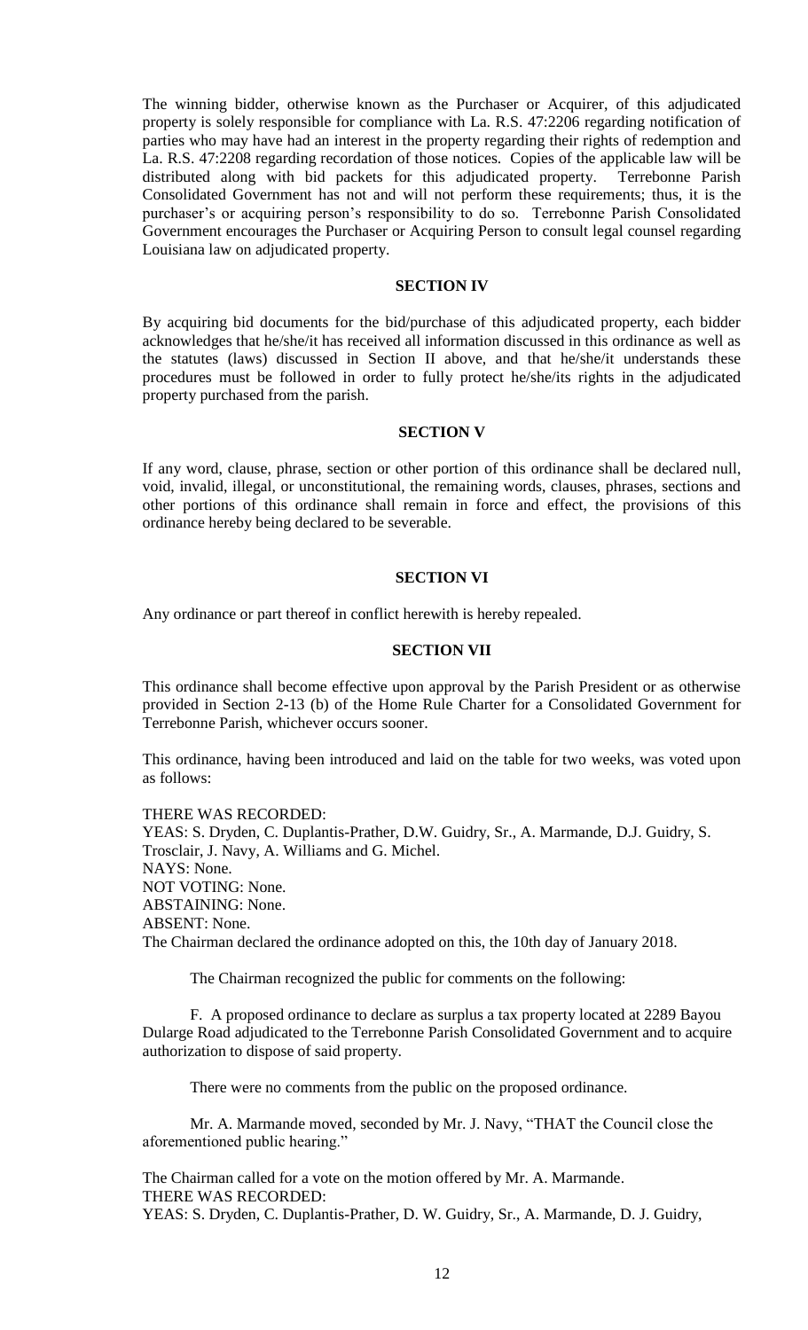The winning bidder, otherwise known as the Purchaser or Acquirer, of this adjudicated property is solely responsible for compliance with La. R.S. 47:2206 regarding notification of parties who may have had an interest in the property regarding their rights of redemption and La. R.S. 47:2208 regarding recordation of those notices. Copies of the applicable law will be distributed along with bid packets for this adjudicated property. Terrebonne Parish Consolidated Government has not and will not perform these requirements; thus, it is the purchaser's or acquiring person's responsibility to do so. Terrebonne Parish Consolidated Government encourages the Purchaser or Acquiring Person to consult legal counsel regarding Louisiana law on adjudicated property.

**SECTION IV**

By acquiring bid documents for the bid/purchase of this adjudicated property, each bidder acknowledges that he/she/it has received all information discussed in this ordinance as well as the statutes (laws) discussed in Section II above, and that he/she/it understands these procedures must be followed in order to fully protect he/she/its rights in the adjudicated property purchased from the parish.

**SECTION V**

If any word, clause, phrase, section or other portion of this ordinance shall be declared null, void, invalid, illegal, or unconstitutional, the remaining words, clauses, phrases, sections and other portions of this ordinance shall remain in force and effect, the provisions of this ordinance hereby being declared to be severable.

**SECTION VI**

Any ordinance or part thereof in conflict herewith is hereby repealed.

**SECTION VII**

This ordinance shall become effective upon approval by the Parish President or as otherwise provided in Section 2-13 (b) of the Home Rule Charter for a Consolidated Government for Terrebonne Parish, whichever occurs sooner.

This ordinance, having been introduced and laid on the table for two weeks, was voted upon as follows:

THERE WAS RECORDED:
YEAS: S. Dryden, C. Duplantis-Prather, D.W. Guidry, Sr., A. Marmande, D.J. Guidry, S. Trosclair, J. Navy, A. Williams and G. Michel.
NAYS: None.
NOT VOTING: None.
ABSTAINING: None.
ABSENT: None.
The Chairman declared the ordinance adopted on this, the 10th day of January 2018.

The Chairman recognized the public for comments on the following:

F. A proposed ordinance to declare as surplus a tax property located at 2289 Bayou Dularge Road adjudicated to the Terrebonne Parish Consolidated Government and to acquire authorization to dispose of said property.

There were no comments from the public on the proposed ordinance.

Mr. A. Marmande moved, seconded by Mr. J. Navy, "THAT the Council close the aforementioned public hearing."

The Chairman called for a vote on the motion offered by Mr. A. Marmande.
THERE WAS RECORDED:
YEAS: S. Dryden, C. Duplantis-Prather, D. W. Guidry, Sr., A. Marmande, D. J. Guidry,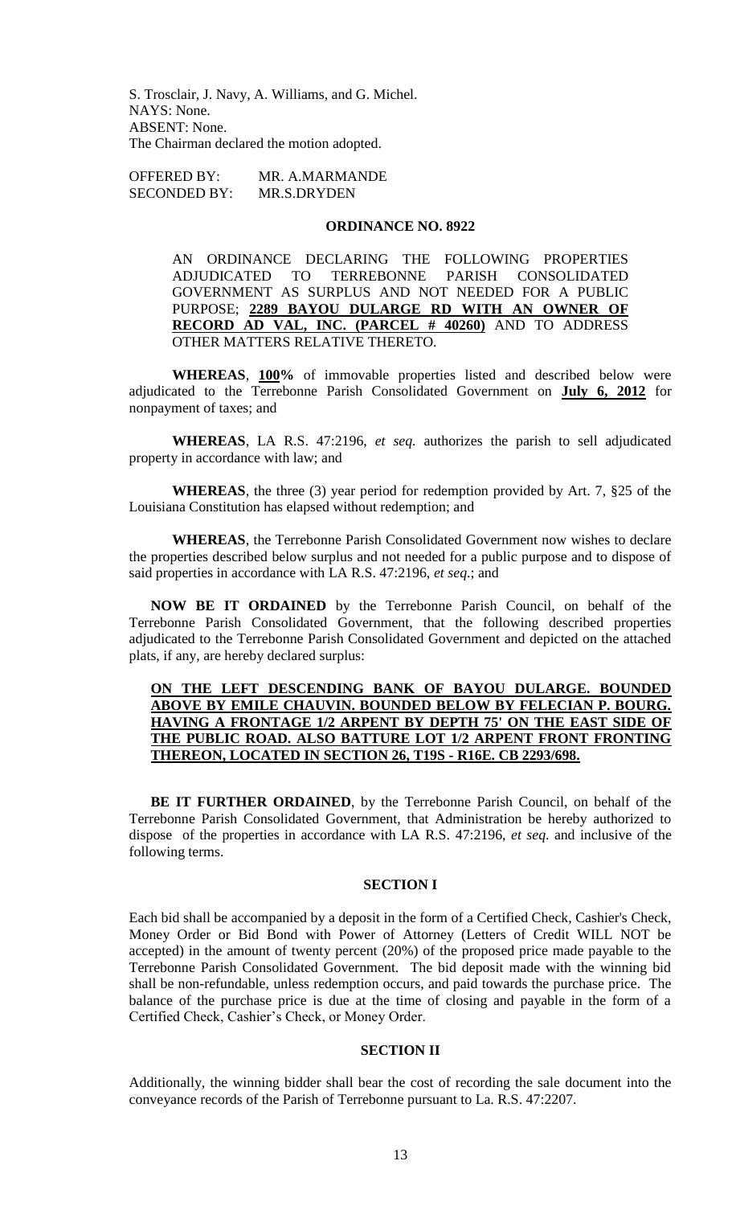S. Trosclair, J. Navy, A. Williams, and G. Michel.
NAYS: None.
ABSENT: None.
The Chairman declared the motion adopted.

OFFERED BY: MR. A.MARMANDE
SECONDED BY: MR.S.DRYDEN

## ORDINANCE NO. 8922

AN ORDINANCE DECLARING THE FOLLOWING PROPERTIES ADJUDICATED TO TERREBONNE PARISH CONSOLIDATED GOVERNMENT AS SURPLUS AND NOT NEEDED FOR A PUBLIC PURPOSE; **2289 BAYOU DULARGE RD WITH AN OWNER OF RECORD AD VAL, INC. (PARCEL # 40260)** AND TO ADDRESS OTHER MATTERS RELATIVE THERETO.

**WHEREAS**, **100%** of immovable properties listed and described below were adjudicated to the Terrebonne Parish Consolidated Government on **July 6, 2012** for nonpayment of taxes; and

**WHEREAS**, LA R.S. 47:2196, *et seq.* authorizes the parish to sell adjudicated property in accordance with law; and

**WHEREAS**, the three (3) year period for redemption provided by Art. 7, §25 of the Louisiana Constitution has elapsed without redemption; and

**WHEREAS**, the Terrebonne Parish Consolidated Government now wishes to declare the properties described below surplus and not needed for a public purpose and to dispose of said properties in accordance with LA R.S. 47:2196, *et seq*.; and

**NOW BE IT ORDAINED** by the Terrebonne Parish Council, on behalf of the Terrebonne Parish Consolidated Government, that the following described properties adjudicated to the Terrebonne Parish Consolidated Government and depicted on the attached plats, if any, are hereby declared surplus:

**ON THE LEFT DESCENDING BANK OF BAYOU DULARGE. BOUNDED ABOVE BY EMILE CHAUVIN. BOUNDED BELOW BY FELECIAN P. BOURG. HAVING A FRONTAGE 1/2 ARPENT BY DEPTH 75' ON THE EAST SIDE OF THE PUBLIC ROAD. ALSO BATTURE LOT 1/2 ARPENT FRONT FRONTING THEREON, LOCATED IN SECTION 26, T19S - R16E. CB 2293/698.**

**BE IT FURTHER ORDAINED**, by the Terrebonne Parish Council, on behalf of the Terrebonne Parish Consolidated Government, that Administration be hereby authorized to dispose of the properties in accordance with LA R.S. 47:2196, *et seq.* and inclusive of the following terms.

### SECTION I

Each bid shall be accompanied by a deposit in the form of a Certified Check, Cashier's Check, Money Order or Bid Bond with Power of Attorney (Letters of Credit WILL NOT be accepted) in the amount of twenty percent (20%) of the proposed price made payable to the Terrebonne Parish Consolidated Government. The bid deposit made with the winning bid shall be non-refundable, unless redemption occurs, and paid towards the purchase price. The balance of the purchase price is due at the time of closing and payable in the form of a Certified Check, Cashier's Check, or Money Order.

### SECTION II

Additionally, the winning bidder shall bear the cost of recording the sale document into the conveyance records of the Parish of Terrebonne pursuant to La. R.S. 47:2207.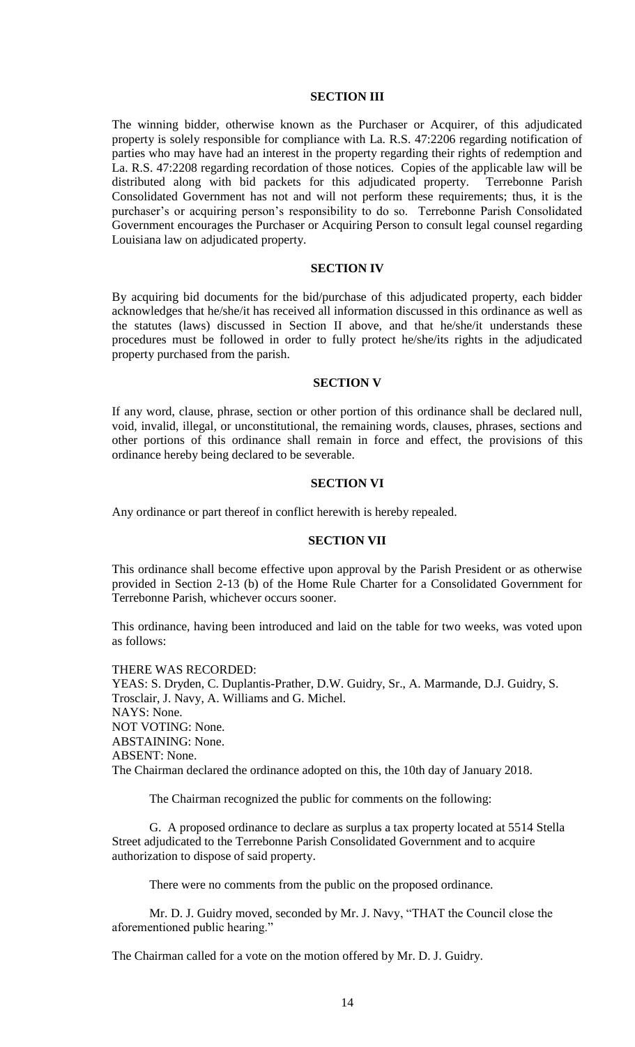## SECTION III

The winning bidder, otherwise known as the Purchaser or Acquirer, of this adjudicated property is solely responsible for compliance with La. R.S. 47:2206 regarding notification of parties who may have had an interest in the property regarding their rights of redemption and La. R.S. 47:2208 regarding recordation of those notices. Copies of the applicable law will be distributed along with bid packets for this adjudicated property. Terrebonne Parish Consolidated Government has not and will not perform these requirements; thus, it is the purchaser's or acquiring person's responsibility to do so. Terrebonne Parish Consolidated Government encourages the Purchaser or Acquiring Person to consult legal counsel regarding Louisiana law on adjudicated property.

## SECTION IV

By acquiring bid documents for the bid/purchase of this adjudicated property, each bidder acknowledges that he/she/it has received all information discussed in this ordinance as well as the statutes (laws) discussed in Section II above, and that he/she/it understands these procedures must be followed in order to fully protect he/she/its rights in the adjudicated property purchased from the parish.

## SECTION V

If any word, clause, phrase, section or other portion of this ordinance shall be declared null, void, invalid, illegal, or unconstitutional, the remaining words, clauses, phrases, sections and other portions of this ordinance shall remain in force and effect, the provisions of this ordinance hereby being declared to be severable.

## SECTION VI

Any ordinance or part thereof in conflict herewith is hereby repealed.

## SECTION VII

This ordinance shall become effective upon approval by the Parish President or as otherwise provided in Section 2-13 (b) of the Home Rule Charter for a Consolidated Government for Terrebonne Parish, whichever occurs sooner.

This ordinance, having been introduced and laid on the table for two weeks, was voted upon as follows:

THERE WAS RECORDED:
YEAS: S. Dryden, C. Duplantis-Prather, D.W. Guidry, Sr., A. Marmande, D.J. Guidry, S. Trosclair, J. Navy, A. Williams and G. Michel.
NAYS: None.
NOT VOTING: None.
ABSTAINING: None.
ABSENT: None.
The Chairman declared the ordinance adopted on this, the 10th day of January 2018.

The Chairman recognized the public for comments on the following:

G. A proposed ordinance to declare as surplus a tax property located at 5514 Stella Street adjudicated to the Terrebonne Parish Consolidated Government and to acquire authorization to dispose of said property.

There were no comments from the public on the proposed ordinance.

Mr. D. J. Guidry moved, seconded by Mr. J. Navy, "THAT the Council close the aforementioned public hearing."

The Chairman called for a vote on the motion offered by Mr. D. J. Guidry.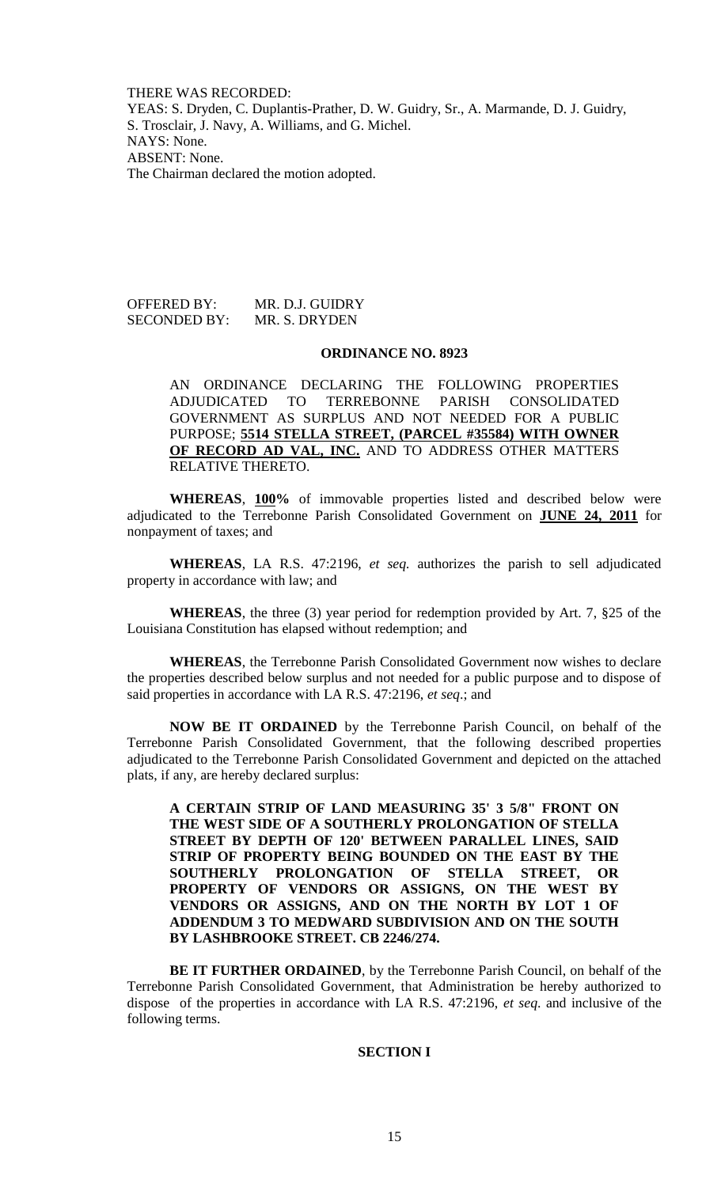THERE WAS RECORDED:
YEAS: S. Dryden, C. Duplantis-Prather, D. W. Guidry, Sr., A. Marmande, D. J. Guidry, S. Trosclair, J. Navy, A. Williams, and G. Michel.
NAYS: None.
ABSENT: None.
The Chairman declared the motion adopted.

OFFERED BY: MR. D.J. GUIDRY
SECONDED BY: MR. S. DRYDEN

**ORDINANCE NO. 8923**

AN ORDINANCE DECLARING THE FOLLOWING PROPERTIES ADJUDICATED TO TERREBONNE PARISH CONSOLIDATED GOVERNMENT AS SURPLUS AND NOT NEEDED FOR A PUBLIC PURPOSE; **5514 STELLA STREET, (PARCEL #35584) WITH OWNER OF RECORD AD VAL, INC.** AND TO ADDRESS OTHER MATTERS RELATIVE THERETO.

**WHEREAS**, **100%** of immovable properties listed and described below were adjudicated to the Terrebonne Parish Consolidated Government on **JUNE 24, 2011** for nonpayment of taxes; and

**WHEREAS**, LA R.S. 47:2196, *et seq.* authorizes the parish to sell adjudicated property in accordance with law; and

**WHEREAS**, the three (3) year period for redemption provided by Art. 7, §25 of the Louisiana Constitution has elapsed without redemption; and

**WHEREAS**, the Terrebonne Parish Consolidated Government now wishes to declare the properties described below surplus and not needed for a public purpose and to dispose of said properties in accordance with LA R.S. 47:2196, *et seq*.; and

**NOW BE IT ORDAINED** by the Terrebonne Parish Council, on behalf of the Terrebonne Parish Consolidated Government, that the following described properties adjudicated to the Terrebonne Parish Consolidated Government and depicted on the attached plats, if any, are hereby declared surplus:

**A CERTAIN STRIP OF LAND MEASURING 35' 3 5/8" FRONT ON THE WEST SIDE OF A SOUTHERLY PROLONGATION OF STELLA STREET BY DEPTH OF 120' BETWEEN PARALLEL LINES, SAID STRIP OF PROPERTY BEING BOUNDED ON THE EAST BY THE SOUTHERLY PROLONGATION OF STELLA STREET, OR PROPERTY OF VENDORS OR ASSIGNS, ON THE WEST BY VENDORS OR ASSIGNS, AND ON THE NORTH BY LOT 1 OF ADDENDUM 3 TO MEDWARD SUBDIVISION AND ON THE SOUTH BY LASHBROOKE STREET. CB 2246/274.**

**BE IT FURTHER ORDAINED**, by the Terrebonne Parish Council, on behalf of the Terrebonne Parish Consolidated Government, that Administration be hereby authorized to dispose of the properties in accordance with LA R.S. 47:2196, *et seq.* and inclusive of the following terms.

**SECTION I**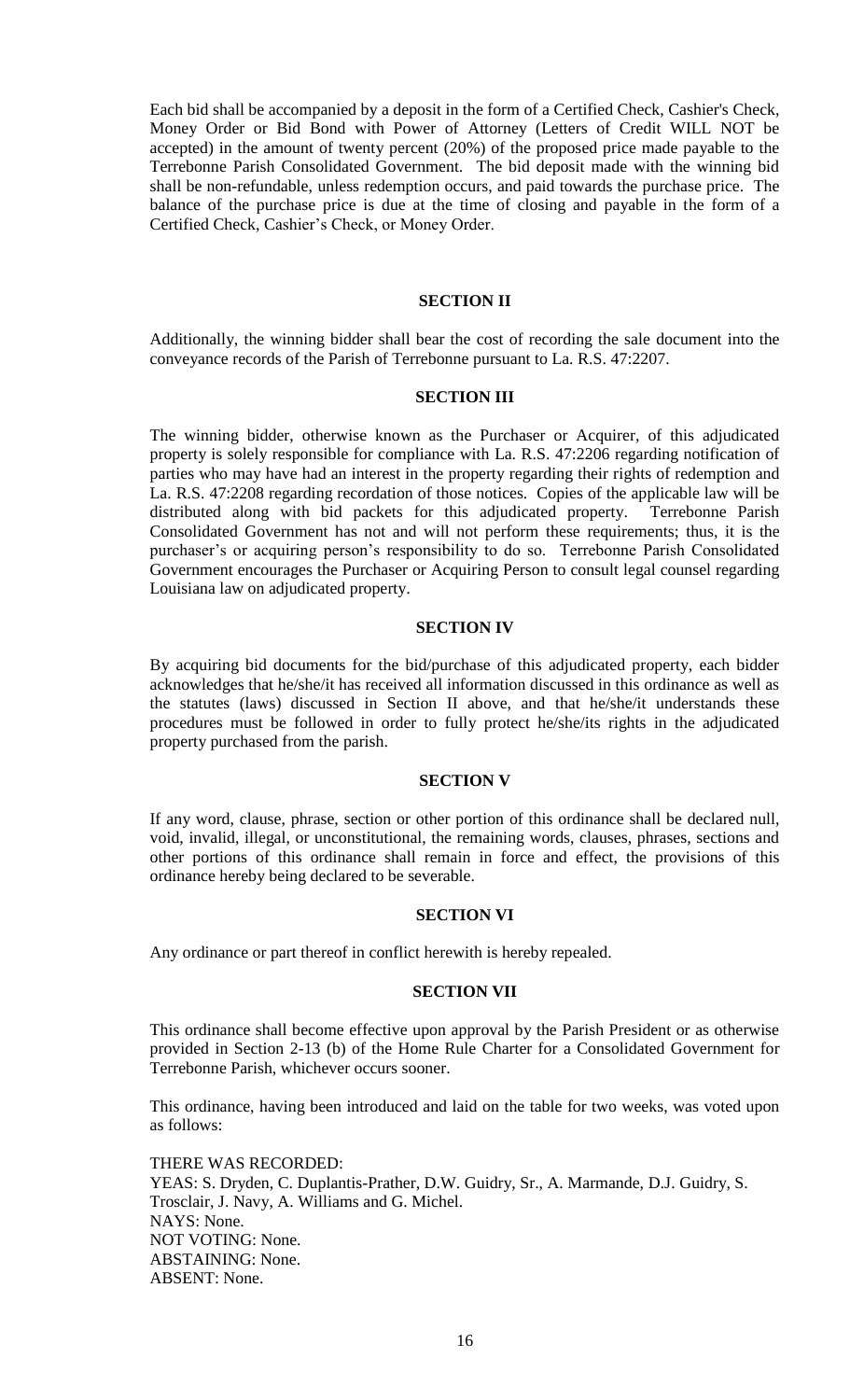Each bid shall be accompanied by a deposit in the form of a Certified Check, Cashier's Check, Money Order or Bid Bond with Power of Attorney (Letters of Credit WILL NOT be accepted) in the amount of twenty percent (20%) of the proposed price made payable to the Terrebonne Parish Consolidated Government. The bid deposit made with the winning bid shall be non-refundable, unless redemption occurs, and paid towards the purchase price. The balance of the purchase price is due at the time of closing and payable in the form of a Certified Check, Cashier's Check, or Money Order.

**SECTION II**

Additionally, the winning bidder shall bear the cost of recording the sale document into the conveyance records of the Parish of Terrebonne pursuant to La. R.S. 47:2207.

**SECTION III**

The winning bidder, otherwise known as the Purchaser or Acquirer, of this adjudicated property is solely responsible for compliance with La. R.S. 47:2206 regarding notification of parties who may have had an interest in the property regarding their rights of redemption and La. R.S. 47:2208 regarding recordation of those notices. Copies of the applicable law will be distributed along with bid packets for this adjudicated property. Terrebonne Parish Consolidated Government has not and will not perform these requirements; thus, it is the purchaser's or acquiring person's responsibility to do so. Terrebonne Parish Consolidated Government encourages the Purchaser or Acquiring Person to consult legal counsel regarding Louisiana law on adjudicated property.

**SECTION IV**

By acquiring bid documents for the bid/purchase of this adjudicated property, each bidder acknowledges that he/she/it has received all information discussed in this ordinance as well as the statutes (laws) discussed in Section II above, and that he/she/it understands these procedures must be followed in order to fully protect he/she/its rights in the adjudicated property purchased from the parish.

**SECTION V**

If any word, clause, phrase, section or other portion of this ordinance shall be declared null, void, invalid, illegal, or unconstitutional, the remaining words, clauses, phrases, sections and other portions of this ordinance shall remain in force and effect, the provisions of this ordinance hereby being declared to be severable.

**SECTION VI**

Any ordinance or part thereof in conflict herewith is hereby repealed.

**SECTION VII**

This ordinance shall become effective upon approval by the Parish President or as otherwise provided in Section 2-13 (b) of the Home Rule Charter for a Consolidated Government for Terrebonne Parish, whichever occurs sooner.

This ordinance, having been introduced and laid on the table for two weeks, was voted upon as follows:

THERE WAS RECORDED:
YEAS: S. Dryden, C. Duplantis-Prather, D.W. Guidry, Sr., A. Marmande, D.J. Guidry, S. Trosclair, J. Navy, A. Williams and G. Michel.
NAYS: None.
NOT VOTING: None.
ABSTAINING: None.
ABSENT: None.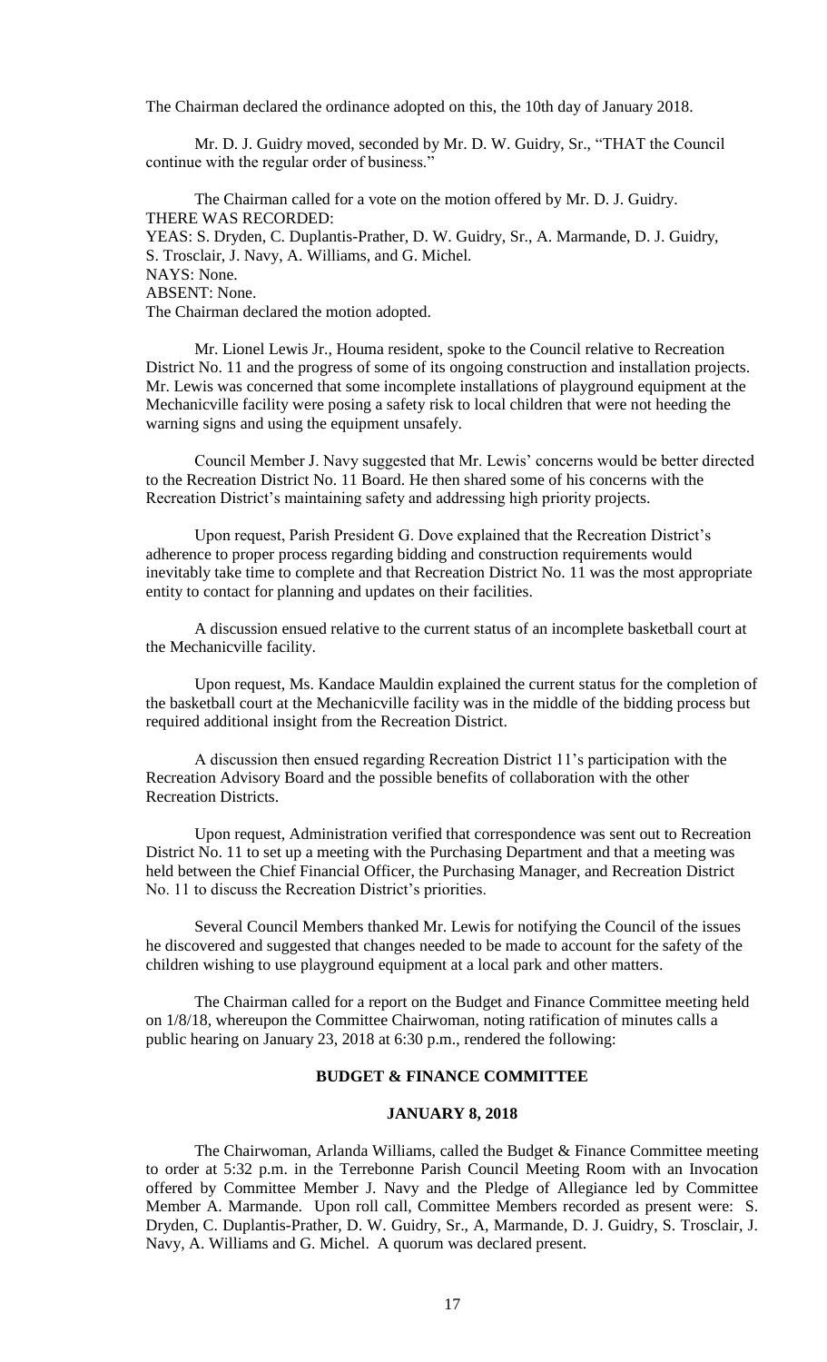The Chairman declared the ordinance adopted on this, the 10th day of January 2018.

Mr. D. J. Guidry moved, seconded by Mr. D. W. Guidry, Sr., "THAT the Council continue with the regular order of business."

The Chairman called for a vote on the motion offered by Mr. D. J. Guidry.
THERE WAS RECORDED:
YEAS: S. Dryden, C. Duplantis-Prather, D. W. Guidry, Sr., A. Marmande, D. J. Guidry, S. Trosclair, J. Navy, A. Williams, and G. Michel.
NAYS: None.
ABSENT: None.
The Chairman declared the motion adopted.

Mr. Lionel Lewis Jr., Houma resident, spoke to the Council relative to Recreation District No. 11 and the progress of some of its ongoing construction and installation projects. Mr. Lewis was concerned that some incomplete installations of playground equipment at the Mechanicville facility were posing a safety risk to local children that were not heeding the warning signs and using the equipment unsafely.

Council Member J. Navy suggested that Mr. Lewis' concerns would be better directed to the Recreation District No. 11 Board. He then shared some of his concerns with the Recreation District's maintaining safety and addressing high priority projects.

Upon request, Parish President G. Dove explained that the Recreation District's adherence to proper process regarding bidding and construction requirements would inevitably take time to complete and that Recreation District No. 11 was the most appropriate entity to contact for planning and updates on their facilities.

A discussion ensued relative to the current status of an incomplete basketball court at the Mechanicville facility.

Upon request, Ms. Kandace Mauldin explained the current status for the completion of the basketball court at the Mechanicville facility was in the middle of the bidding process but required additional insight from the Recreation District.

A discussion then ensued regarding Recreation District 11's participation with the Recreation Advisory Board and the possible benefits of collaboration with the other Recreation Districts.

Upon request, Administration verified that correspondence was sent out to Recreation District No. 11 to set up a meeting with the Purchasing Department and that a meeting was held between the Chief Financial Officer, the Purchasing Manager, and Recreation District No. 11 to discuss the Recreation District's priorities.

Several Council Members thanked Mr. Lewis for notifying the Council of the issues he discovered and suggested that changes needed to be made to account for the safety of the children wishing to use playground equipment at a local park and other matters.

The Chairman called for a report on the Budget and Finance Committee meeting held on 1/8/18, whereupon the Committee Chairwoman, noting ratification of minutes calls a public hearing on January 23, 2018 at 6:30 p.m., rendered the following:

## BUDGET & FINANCE COMMITTEE

### JANUARY 8, 2018

The Chairwoman, Arlanda Williams, called the Budget & Finance Committee meeting to order at 5:32 p.m. in the Terrebonne Parish Council Meeting Room with an Invocation offered by Committee Member J. Navy and the Pledge of Allegiance led by Committee Member A. Marmande. Upon roll call, Committee Members recorded as present were: S. Dryden, C. Duplantis-Prather, D. W. Guidry, Sr., A, Marmande, D. J. Guidry, S. Trosclair, J. Navy, A. Williams and G. Michel. A quorum was declared present.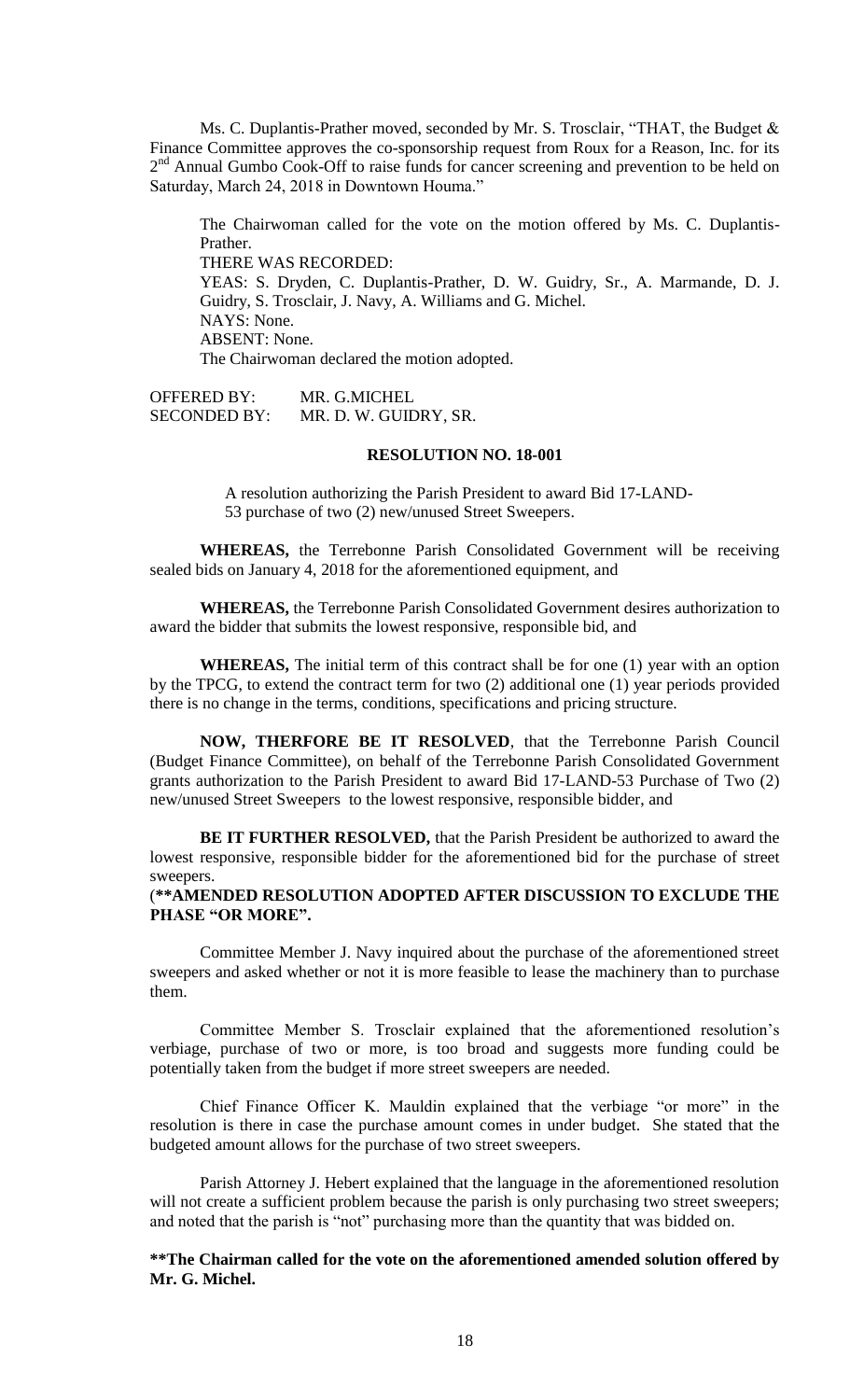Ms. C. Duplantis-Prather moved, seconded by Mr. S. Trosclair, "THAT, the Budget & Finance Committee approves the co-sponsorship request from Roux for a Reason, Inc. for its 2nd Annual Gumbo Cook-Off to raise funds for cancer screening and prevention to be held on Saturday, March 24, 2018 in Downtown Houma."

The Chairwoman called for the vote on the motion offered by Ms. C. Duplantis-Prather.
THERE WAS RECORDED:
YEAS: S. Dryden, C. Duplantis-Prather, D. W. Guidry, Sr., A. Marmande, D. J. Guidry, S. Trosclair, J. Navy, A. Williams and G. Michel.
NAYS: None.
ABSENT: None.
The Chairwoman declared the motion adopted.

OFFERED BY: MR. G.MICHEL
SECONDED BY: MR. D. W. GUIDRY, SR.

**RESOLUTION NO. 18-001**

A resolution authorizing the Parish President to award Bid 17-LAND-53 purchase of two (2) new/unused Street Sweepers.

**WHEREAS,** the Terrebonne Parish Consolidated Government will be receiving sealed bids on January 4, 2018 for the aforementioned equipment, and

**WHEREAS,** the Terrebonne Parish Consolidated Government desires authorization to award the bidder that submits the lowest responsive, responsible bid, and

**WHEREAS,** The initial term of this contract shall be for one (1) year with an option by the TPCG, to extend the contract term for two (2) additional one (1) year periods provided there is no change in the terms, conditions, specifications and pricing structure.

**NOW, THERFORE BE IT RESOLVED**, that the Terrebonne Parish Council (Budget Finance Committee), on behalf of the Terrebonne Parish Consolidated Government grants authorization to the Parish President to award Bid 17-LAND-53 Purchase of Two (2) new/unused Street Sweepers to the lowest responsive, responsible bidder, and

**BE IT FURTHER RESOLVED,** that the Parish President be authorized to award the lowest responsive, responsible bidder for the aforementioned bid for the purchase of street sweepers.

(**\*\*AMENDED RESOLUTION ADOPTED AFTER DISCUSSION TO EXCLUDE THE PHASE "OR MORE".**

Committee Member J. Navy inquired about the purchase of the aforementioned street sweepers and asked whether or not it is more feasible to lease the machinery than to purchase them.

Committee Member S. Trosclair explained that the aforementioned resolution's verbiage, purchase of two or more, is too broad and suggests more funding could be potentially taken from the budget if more street sweepers are needed.

Chief Finance Officer K. Mauldin explained that the verbiage "or more" in the resolution is there in case the purchase amount comes in under budget. She stated that the budgeted amount allows for the purchase of two street sweepers.

Parish Attorney J. Hebert explained that the language in the aforementioned resolution will not create a sufficient problem because the parish is only purchasing two street sweepers; and noted that the parish is "not" purchasing more than the quantity that was bidded on.

**\*\*The Chairman called for the vote on the aforementioned amended solution offered by Mr. G. Michel.**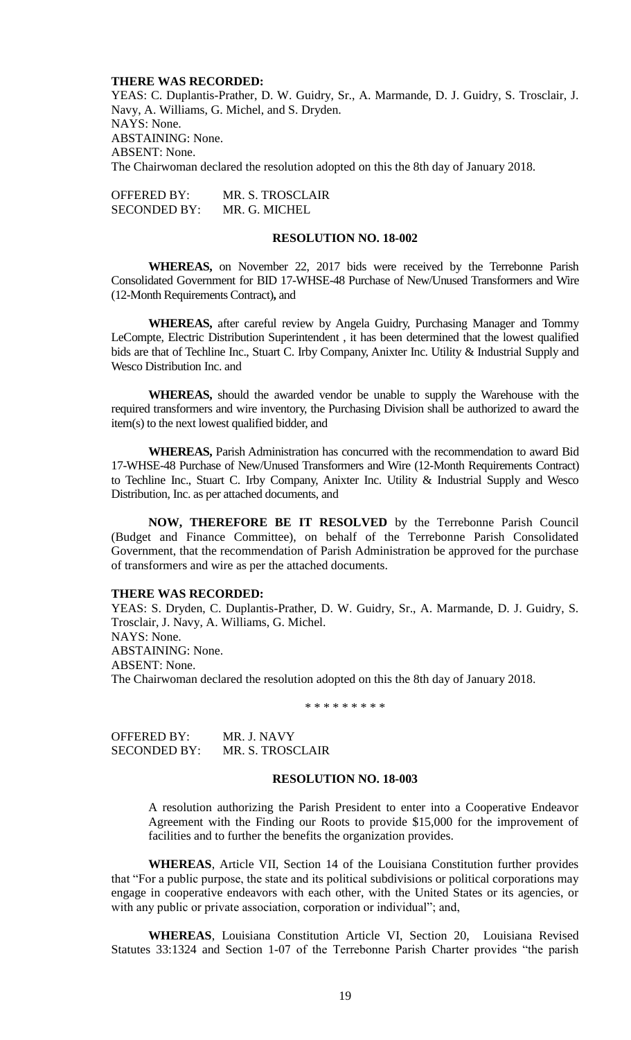**THERE WAS RECORDED:**

YEAS: C. Duplantis-Prather, D. W. Guidry, Sr., A. Marmande, D. J. Guidry, S. Trosclair, J. Navy, A. Williams, G. Michel, and S. Dryden.

NAYS: None.

ABSTAINING: None.

ABSENT: None.

The Chairwoman declared the resolution adopted on this the 8th day of January 2018.

OFFERED BY: MR. S. TROSCLAIR

SECONDED BY: MR. G. MICHEL

**RESOLUTION NO. 18-002**

**WHEREAS,** on November 22, 2017 bids were received by the Terrebonne Parish Consolidated Government for BID 17-WHSE-48 Purchase of New/Unused Transformers and Wire (12-Month Requirements Contract)**,** and

**WHEREAS,** after careful review by Angela Guidry, Purchasing Manager and Tommy LeCompte, Electric Distribution Superintendent , it has been determined that the lowest qualified bids are that of Techline Inc., Stuart C. Irby Company, Anixter Inc. Utility & Industrial Supply and Wesco Distribution Inc. and

**WHEREAS,** should the awarded vendor be unable to supply the Warehouse with the required transformers and wire inventory, the Purchasing Division shall be authorized to award the item(s) to the next lowest qualified bidder, and

**WHEREAS,** Parish Administration has concurred with the recommendation to award Bid 17-WHSE-48 Purchase of New/Unused Transformers and Wire (12-Month Requirements Contract) to Techline Inc., Stuart C. Irby Company, Anixter Inc. Utility & Industrial Supply and Wesco Distribution, Inc. as per attached documents, and

**NOW, THEREFORE BE IT RESOLVED** by the Terrebonne Parish Council (Budget and Finance Committee), on behalf of the Terrebonne Parish Consolidated Government, that the recommendation of Parish Administration be approved for the purchase of transformers and wire as per the attached documents.

**THERE WAS RECORDED:**

YEAS: S. Dryden, C. Duplantis-Prather, D. W. Guidry, Sr., A. Marmande, D. J. Guidry, S. Trosclair, J. Navy, A. Williams, G. Michel.

NAYS: None.

ABSTAINING: None.

ABSENT: None.

The Chairwoman declared the resolution adopted on this the 8th day of January 2018.

\* \* \* \* \* \* \* \* \*

OFFERED BY: MR. J. NAVY

SECONDED BY: MR. S. TROSCLAIR

**RESOLUTION NO. 18-003**

A resolution authorizing the Parish President to enter into a Cooperative Endeavor Agreement with the Finding our Roots to provide $15,000 for the improvement of facilities and to further the benefits the organization provides.

**WHEREAS**, Article VII, Section 14 of the Louisiana Constitution further provides that "For a public purpose, the state and its political subdivisions or political corporations may engage in cooperative endeavors with each other, with the United States or its agencies, or with any public or private association, corporation or individual"; and,

**WHEREAS**, Louisiana Constitution Article VI, Section 20, Louisiana Revised Statutes 33:1324 and Section 1-07 of the Terrebonne Parish Charter provides "the parish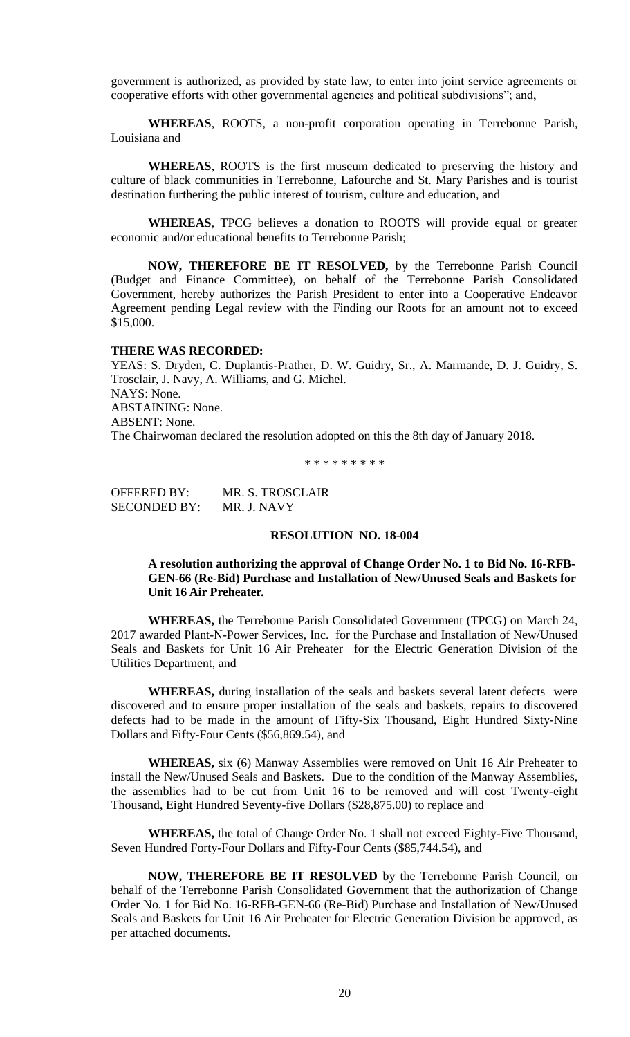government is authorized, as provided by state law, to enter into joint service agreements or cooperative efforts with other governmental agencies and political subdivisions"; and,

**WHEREAS**, ROOTS, a non-profit corporation operating in Terrebonne Parish, Louisiana and

**WHEREAS**, ROOTS is the first museum dedicated to preserving the history and culture of black communities in Terrebonne, Lafourche and St. Mary Parishes and is tourist destination furthering the public interest of tourism, culture and education, and

**WHEREAS**, TPCG believes a donation to ROOTS will provide equal or greater economic and/or educational benefits to Terrebonne Parish;

**NOW, THEREFORE BE IT RESOLVED,** by the Terrebonne Parish Council (Budget and Finance Committee), on behalf of the Terrebonne Parish Consolidated Government, hereby authorizes the Parish President to enter into a Cooperative Endeavor Agreement pending Legal review with the Finding our Roots for an amount not to exceed $15,000.

**THERE WAS RECORDED:**

YEAS: S. Dryden, C. Duplantis-Prather, D. W. Guidry, Sr., A. Marmande, D. J. Guidry, S. Trosclair, J. Navy, A. Williams, and G. Michel.
NAYS: None.
ABSTAINING: None.
ABSENT: None.
The Chairwoman declared the resolution adopted on this the 8th day of January 2018.

\* \* \* \* \* \* \* \* \*

OFFERED BY: MR. S. TROSCLAIR
SECONDED BY: MR. J. NAVY

**RESOLUTION NO. 18-004**

**A resolution authorizing the approval of Change Order No. 1 to Bid No. 16-RFB-GEN-66 (Re-Bid) Purchase and Installation of New/Unused Seals and Baskets for Unit 16 Air Preheater.**

**WHEREAS,** the Terrebonne Parish Consolidated Government (TPCG) on March 24, 2017 awarded Plant-N-Power Services, Inc. for the Purchase and Installation of New/Unused Seals and Baskets for Unit 16 Air Preheater for the Electric Generation Division of the Utilities Department, and

**WHEREAS,** during installation of the seals and baskets several latent defects were discovered and to ensure proper installation of the seals and baskets, repairs to discovered defects had to be made in the amount of Fifty-Six Thousand, Eight Hundred Sixty-Nine Dollars and Fifty-Four Cents ($56,869.54), and

**WHEREAS,** six (6) Manway Assemblies were removed on Unit 16 Air Preheater to install the New/Unused Seals and Baskets. Due to the condition of the Manway Assemblies, the assemblies had to be cut from Unit 16 to be removed and will cost Twenty-eight Thousand, Eight Hundred Seventy-five Dollars ($28,875.00) to replace and

**WHEREAS,** the total of Change Order No. 1 shall not exceed Eighty-Five Thousand, Seven Hundred Forty-Four Dollars and Fifty-Four Cents ($85,744.54), and

**NOW, THEREFORE BE IT RESOLVED** by the Terrebonne Parish Council, on behalf of the Terrebonne Parish Consolidated Government that the authorization of Change Order No. 1 for Bid No. 16-RFB-GEN-66 (Re-Bid) Purchase and Installation of New/Unused Seals and Baskets for Unit 16 Air Preheater for Electric Generation Division be approved, as per attached documents.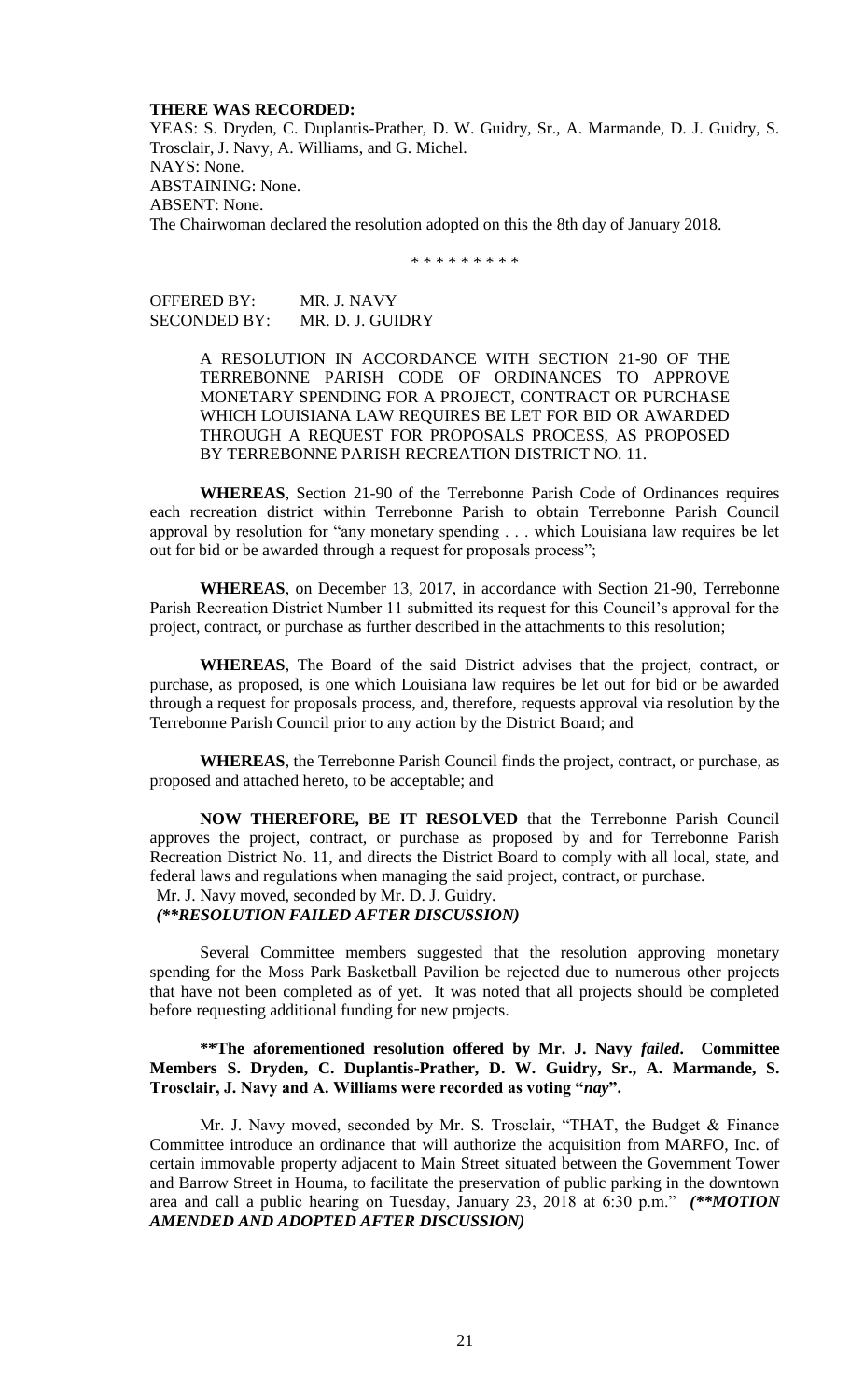**THERE WAS RECORDED:**

YEAS: S. Dryden, C. Duplantis-Prather, D. W. Guidry, Sr., A. Marmande, D. J. Guidry, S. Trosclair, J. Navy, A. Williams, and G. Michel.
NAYS: None.
ABSTAINING: None.
ABSENT: None.
The Chairwoman declared the resolution adopted on this the 8th day of January 2018.

\* \* \* \* \* \* \* \* \*

OFFERED BY: MR. J. NAVY
SECONDED BY: MR. D. J. GUIDRY

A RESOLUTION IN ACCORDANCE WITH SECTION 21-90 OF THE TERREBONNE PARISH CODE OF ORDINANCES TO APPROVE MONETARY SPENDING FOR A PROJECT, CONTRACT OR PURCHASE WHICH LOUISIANA LAW REQUIRES BE LET FOR BID OR AWARDED THROUGH A REQUEST FOR PROPOSALS PROCESS, AS PROPOSED BY TERREBONNE PARISH RECREATION DISTRICT NO. 11.

**WHEREAS**, Section 21-90 of the Terrebonne Parish Code of Ordinances requires each recreation district within Terrebonne Parish to obtain Terrebonne Parish Council approval by resolution for "any monetary spending . . . which Louisiana law requires be let out for bid or be awarded through a request for proposals process";

**WHEREAS**, on December 13, 2017, in accordance with Section 21-90, Terrebonne Parish Recreation District Number 11 submitted its request for this Council's approval for the project, contract, or purchase as further described in the attachments to this resolution;

**WHEREAS**, The Board of the said District advises that the project, contract, or purchase, as proposed, is one which Louisiana law requires be let out for bid or be awarded through a request for proposals process, and, therefore, requests approval via resolution by the Terrebonne Parish Council prior to any action by the District Board; and

**WHEREAS**, the Terrebonne Parish Council finds the project, contract, or purchase, as proposed and attached hereto, to be acceptable; and

**NOW THEREFORE, BE IT RESOLVED** that the Terrebonne Parish Council approves the project, contract, or purchase as proposed by and for Terrebonne Parish Recreation District No. 11, and directs the District Board to comply with all local, state, and federal laws and regulations when managing the said project, contract, or purchase.

Mr. J. Navy moved, seconded by Mr. D. J. Guidry.

*(\*\*RESOLUTION FAILED AFTER DISCUSSION)*

Several Committee members suggested that the resolution approving monetary spending for the Moss Park Basketball Pavilion be rejected due to numerous other projects that have not been completed as of yet. It was noted that all projects should be completed before requesting additional funding for new projects.

**\*\*The aforementioned resolution offered by Mr. J. Navy *failed*. Committee Members S. Dryden, C. Duplantis-Prather, D. W. Guidry, Sr., A. Marmande, S. Trosclair, J. Navy and A. Williams were recorded as voting "*nay*".**

Mr. J. Navy moved, seconded by Mr. S. Trosclair, "THAT, the Budget & Finance Committee introduce an ordinance that will authorize the acquisition from MARFO, Inc. of certain immovable property adjacent to Main Street situated between the Government Tower and Barrow Street in Houma, to facilitate the preservation of public parking in the downtown area and call a public hearing on Tuesday, January 23, 2018 at 6:30 p.m." ***(\*\*MOTION AMENDED AND ADOPTED AFTER DISCUSSION)***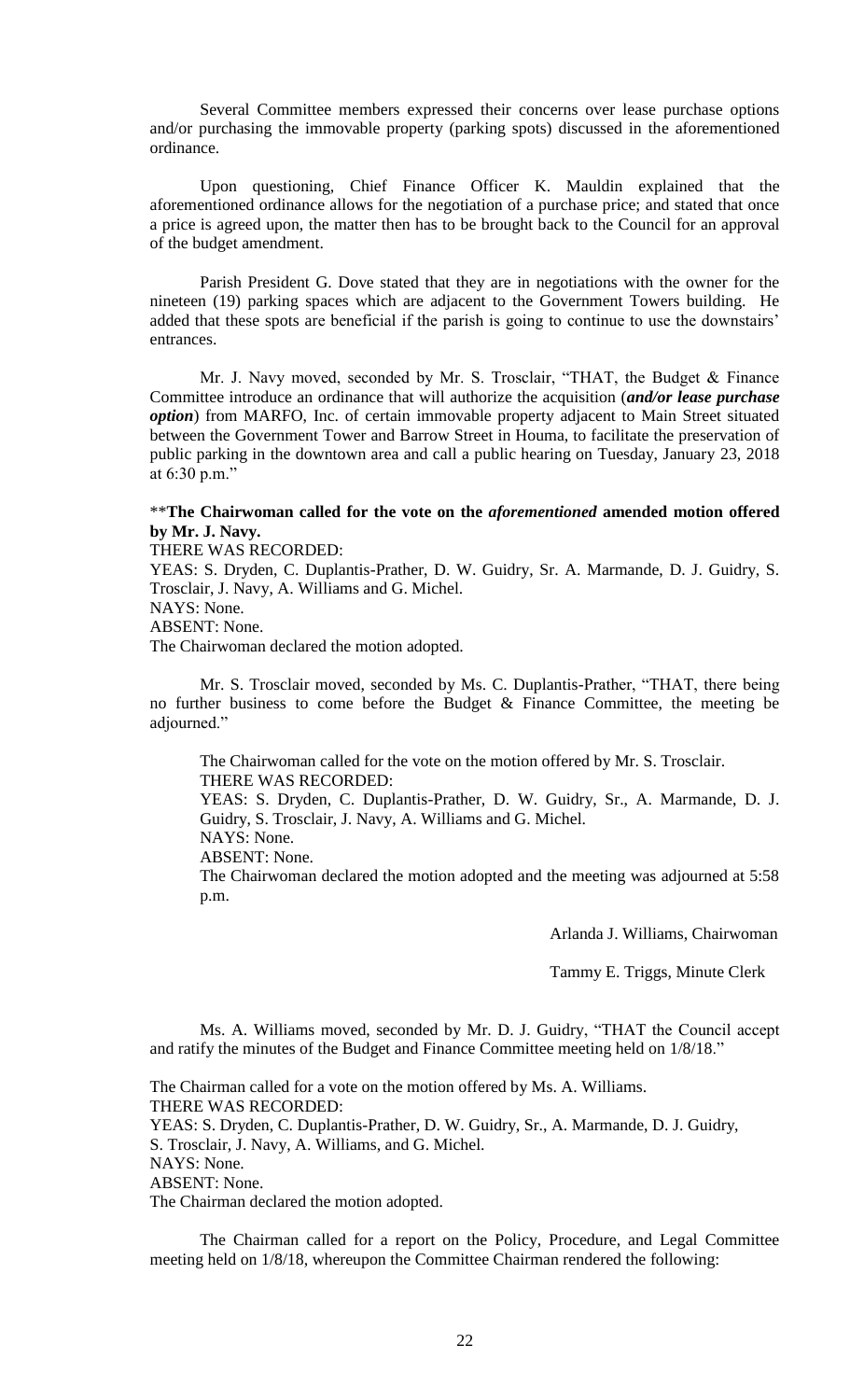Several Committee members expressed their concerns over lease purchase options and/or purchasing the immovable property (parking spots) discussed in the aforementioned ordinance.

Upon questioning, Chief Finance Officer K. Mauldin explained that the aforementioned ordinance allows for the negotiation of a purchase price; and stated that once a price is agreed upon, the matter then has to be brought back to the Council for an approval of the budget amendment.

Parish President G. Dove stated that they are in negotiations with the owner for the nineteen (19) parking spaces which are adjacent to the Government Towers building. He added that these spots are beneficial if the parish is going to continue to use the downstairs' entrances.

Mr. J. Navy moved, seconded by Mr. S. Trosclair, "THAT, the Budget & Finance Committee introduce an ordinance that will authorize the acquisition (***and/or lease purchase option***) from MARFO, Inc. of certain immovable property adjacent to Main Street situated between the Government Tower and Barrow Street in Houma, to facilitate the preservation of public parking in the downtown area and call a public hearing on Tuesday, January 23, 2018 at 6:30 p.m."

\*\***The Chairwoman called for the vote on the *aforementioned* amended motion offered by Mr. J. Navy.**
THERE WAS RECORDED:
YEAS: S. Dryden, C. Duplantis-Prather, D. W. Guidry, Sr. A. Marmande, D. J. Guidry, S. Trosclair, J. Navy, A. Williams and G. Michel.
NAYS: None.
ABSENT: None.
The Chairwoman declared the motion adopted.

Mr. S. Trosclair moved, seconded by Ms. C. Duplantis-Prather, "THAT, there being no further business to come before the Budget & Finance Committee, the meeting be adjourned."

The Chairwoman called for the vote on the motion offered by Mr. S. Trosclair.
THERE WAS RECORDED:
YEAS: S. Dryden, C. Duplantis-Prather, D. W. Guidry, Sr., A. Marmande, D. J. Guidry, S. Trosclair, J. Navy, A. Williams and G. Michel.
NAYS: None.
ABSENT: None.
The Chairwoman declared the motion adopted and the meeting was adjourned at 5:58 p.m.

Arlanda J. Williams, Chairwoman

Tammy E. Triggs, Minute Clerk

Ms. A. Williams moved, seconded by Mr. D. J. Guidry, "THAT the Council accept and ratify the minutes of the Budget and Finance Committee meeting held on 1/8/18."

The Chairman called for a vote on the motion offered by Ms. A. Williams.
THERE WAS RECORDED:
YEAS: S. Dryden, C. Duplantis-Prather, D. W. Guidry, Sr., A. Marmande, D. J. Guidry, S. Trosclair, J. Navy, A. Williams, and G. Michel.
NAYS: None.
ABSENT: None.
The Chairman declared the motion adopted.

The Chairman called for a report on the Policy, Procedure, and Legal Committee meeting held on 1/8/18, whereupon the Committee Chairman rendered the following: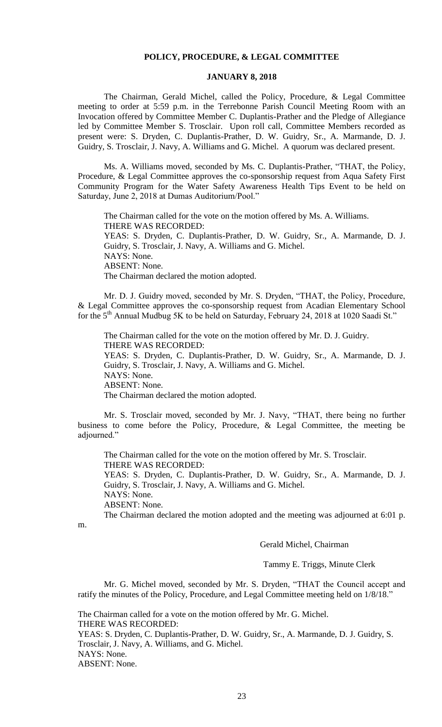## POLICY, PROCEDURE, & LEGAL COMMITTEE

### JANUARY 8, 2018

The Chairman, Gerald Michel, called the Policy, Procedure, & Legal Committee meeting to order at 5:59 p.m. in the Terrebonne Parish Council Meeting Room with an Invocation offered by Committee Member C. Duplantis-Prather and the Pledge of Allegiance led by Committee Member S. Trosclair. Upon roll call, Committee Members recorded as present were: S. Dryden, C. Duplantis-Prather, D. W. Guidry, Sr., A. Marmande, D. J. Guidry, S. Trosclair, J. Navy, A. Williams and G. Michel. A quorum was declared present.

Ms. A. Williams moved, seconded by Ms. C. Duplantis-Prather, "THAT, the Policy, Procedure, & Legal Committee approves the co-sponsorship request from Aqua Safety First Community Program for the Water Safety Awareness Health Tips Event to be held on Saturday, June 2, 2018 at Dumas Auditorium/Pool."

The Chairman called for the vote on the motion offered by Ms. A. Williams.
THERE WAS RECORDED:
YEAS: S. Dryden, C. Duplantis-Prather, D. W. Guidry, Sr., A. Marmande, D. J. Guidry, S. Trosclair, J. Navy, A. Williams and G. Michel.
NAYS: None.
ABSENT: None.
The Chairman declared the motion adopted.

Mr. D. J. Guidry moved, seconded by Mr. S. Dryden, "THAT, the Policy, Procedure, & Legal Committee approves the co-sponsorship request from Acadian Elementary School for the 5th Annual Mudbug 5K to be held on Saturday, February 24, 2018 at 1020 Saadi St."

The Chairman called for the vote on the motion offered by Mr. D. J. Guidry.
THERE WAS RECORDED:
YEAS: S. Dryden, C. Duplantis-Prather, D. W. Guidry, Sr., A. Marmande, D. J. Guidry, S. Trosclair, J. Navy, A. Williams and G. Michel.
NAYS: None.
ABSENT: None.
The Chairman declared the motion adopted.

Mr. S. Trosclair moved, seconded by Mr. J. Navy, "THAT, there being no further business to come before the Policy, Procedure, & Legal Committee, the meeting be adjourned."

The Chairman called for the vote on the motion offered by Mr. S. Trosclair.
THERE WAS RECORDED:
YEAS: S. Dryden, C. Duplantis-Prather, D. W. Guidry, Sr., A. Marmande, D. J. Guidry, S. Trosclair, J. Navy, A. Williams and G. Michel.
NAYS: None.
ABSENT: None.
The Chairman declared the motion adopted and the meeting was adjourned at 6:01 p.m.

Gerald Michel, Chairman

Tammy E. Triggs, Minute Clerk

Mr. G. Michel moved, seconded by Mr. S. Dryden, "THAT the Council accept and ratify the minutes of the Policy, Procedure, and Legal Committee meeting held on 1/8/18."

The Chairman called for a vote on the motion offered by Mr. G. Michel.
THERE WAS RECORDED:
YEAS: S. Dryden, C. Duplantis-Prather, D. W. Guidry, Sr., A. Marmande, D. J. Guidry, S. Trosclair, J. Navy, A. Williams, and G. Michel.
NAYS: None.
ABSENT: None.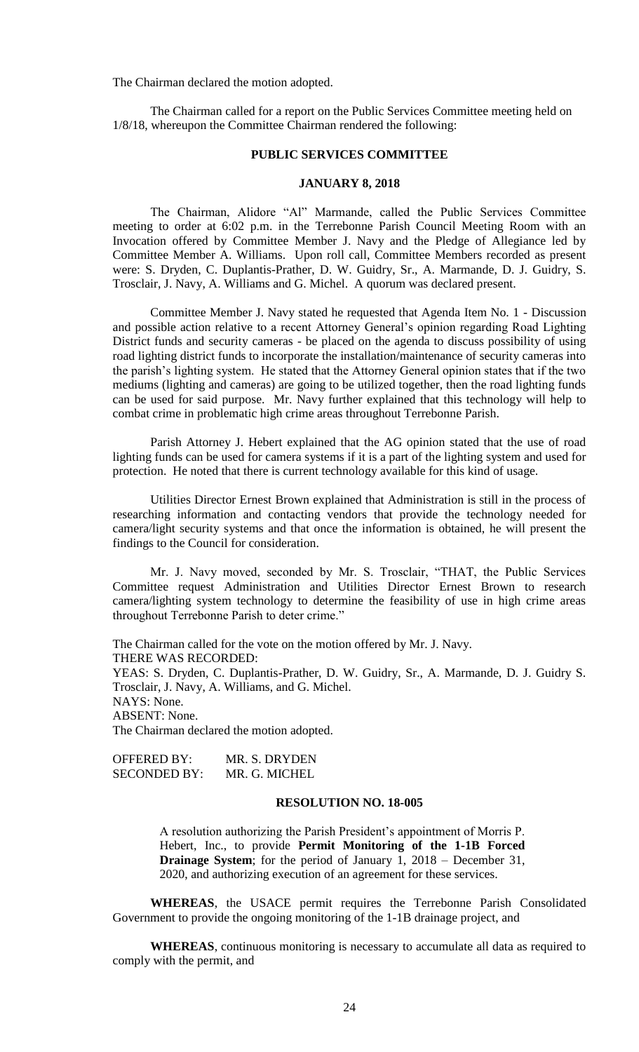The Chairman declared the motion adopted.

The Chairman called for a report on the Public Services Committee meeting held on 1/8/18, whereupon the Committee Chairman rendered the following:

## PUBLIC SERVICES COMMITTEE

### JANUARY 8, 2018

The Chairman, Alidore "Al" Marmande, called the Public Services Committee meeting to order at 6:02 p.m. in the Terrebonne Parish Council Meeting Room with an Invocation offered by Committee Member J. Navy and the Pledge of Allegiance led by Committee Member A. Williams. Upon roll call, Committee Members recorded as present were: S. Dryden, C. Duplantis-Prather, D. W. Guidry, Sr., A. Marmande, D. J. Guidry, S. Trosclair, J. Navy, A. Williams and G. Michel. A quorum was declared present.

Committee Member J. Navy stated he requested that Agenda Item No. 1 - Discussion and possible action relative to a recent Attorney General's opinion regarding Road Lighting District funds and security cameras - be placed on the agenda to discuss possibility of using road lighting district funds to incorporate the installation/maintenance of security cameras into the parish's lighting system. He stated that the Attorney General opinion states that if the two mediums (lighting and cameras) are going to be utilized together, then the road lighting funds can be used for said purpose. Mr. Navy further explained that this technology will help to combat crime in problematic high crime areas throughout Terrebonne Parish.

Parish Attorney J. Hebert explained that the AG opinion stated that the use of road lighting funds can be used for camera systems if it is a part of the lighting system and used for protection. He noted that there is current technology available for this kind of usage.

Utilities Director Ernest Brown explained that Administration is still in the process of researching information and contacting vendors that provide the technology needed for camera/light security systems and that once the information is obtained, he will present the findings to the Council for consideration.

Mr. J. Navy moved, seconded by Mr. S. Trosclair, "THAT, the Public Services Committee request Administration and Utilities Director Ernest Brown to research camera/lighting system technology to determine the feasibility of use in high crime areas throughout Terrebonne Parish to deter crime."

The Chairman called for the vote on the motion offered by Mr. J. Navy.
THERE WAS RECORDED:
YEAS: S. Dryden, C. Duplantis-Prather, D. W. Guidry, Sr., A. Marmande, D. J. Guidry S. Trosclair, J. Navy, A. Williams, and G. Michel.
NAYS: None.
ABSENT: None.
The Chairman declared the motion adopted.

OFFERED BY: MR. S. DRYDEN
SECONDED BY: MR. G. MICHEL

### RESOLUTION NO. 18-005

A resolution authorizing the Parish President's appointment of Morris P. Hebert, Inc., to provide **Permit Monitoring of the 1-1B Forced Drainage System**; for the period of January 1, 2018 – December 31, 2020, and authorizing execution of an agreement for these services.

**WHEREAS**, the USACE permit requires the Terrebonne Parish Consolidated Government to provide the ongoing monitoring of the 1-1B drainage project, and

**WHEREAS**, continuous monitoring is necessary to accumulate all data as required to comply with the permit, and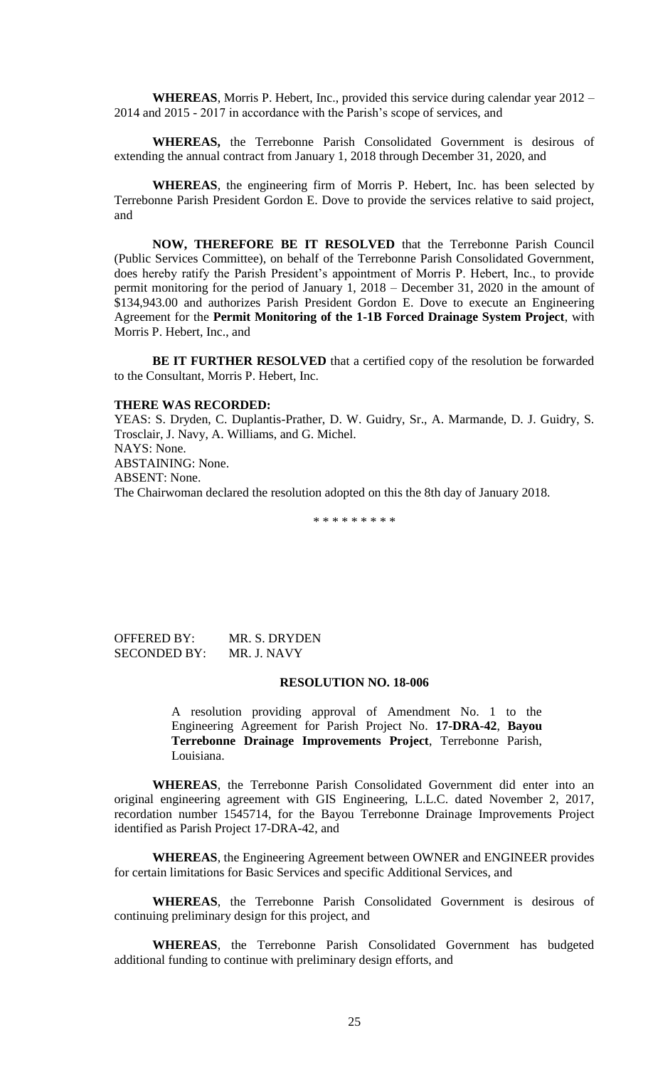**WHEREAS**, Morris P. Hebert, Inc., provided this service during calendar year 2012 – 2014 and 2015 - 2017 in accordance with the Parish's scope of services, and

**WHEREAS,** the Terrebonne Parish Consolidated Government is desirous of extending the annual contract from January 1, 2018 through December 31, 2020, and

**WHEREAS**, the engineering firm of Morris P. Hebert, Inc. has been selected by Terrebonne Parish President Gordon E. Dove to provide the services relative to said project, and

**NOW, THEREFORE BE IT RESOLVED** that the Terrebonne Parish Council (Public Services Committee), on behalf of the Terrebonne Parish Consolidated Government, does hereby ratify the Parish President's appointment of Morris P. Hebert, Inc., to provide permit monitoring for the period of January 1, 2018 – December 31, 2020 in the amount of $134,943.00 and authorizes Parish President Gordon E. Dove to execute an Engineering Agreement for the **Permit Monitoring of the 1-1B Forced Drainage System Project**, with Morris P. Hebert, Inc., and

**BE IT FURTHER RESOLVED** that a certified copy of the resolution be forwarded to the Consultant, Morris P. Hebert, Inc.

**THERE WAS RECORDED:**
YEAS: S. Dryden, C. Duplantis-Prather, D. W. Guidry, Sr., A. Marmande, D. J. Guidry, S. Trosclair, J. Navy, A. Williams, and G. Michel.
NAYS: None.
ABSTAINING: None.
ABSENT: None.
The Chairwoman declared the resolution adopted on this the 8th day of January 2018.

\* \* \* \* \* \* \* \* \*

OFFERED BY: MR. S. DRYDEN
SECONDED BY: MR. J. NAVY

**RESOLUTION NO. 18-006**

A resolution providing approval of Amendment No. 1 to the Engineering Agreement for Parish Project No. **17-DRA-42**, **Bayou Terrebonne Drainage Improvements Project**, Terrebonne Parish, Louisiana.

**WHEREAS**, the Terrebonne Parish Consolidated Government did enter into an original engineering agreement with GIS Engineering, L.L.C. dated November 2, 2017, recordation number 1545714, for the Bayou Terrebonne Drainage Improvements Project identified as Parish Project 17-DRA-42, and

**WHEREAS**, the Engineering Agreement between OWNER and ENGINEER provides for certain limitations for Basic Services and specific Additional Services, and

**WHEREAS**, the Terrebonne Parish Consolidated Government is desirous of continuing preliminary design for this project, and

**WHEREAS**, the Terrebonne Parish Consolidated Government has budgeted additional funding to continue with preliminary design efforts, and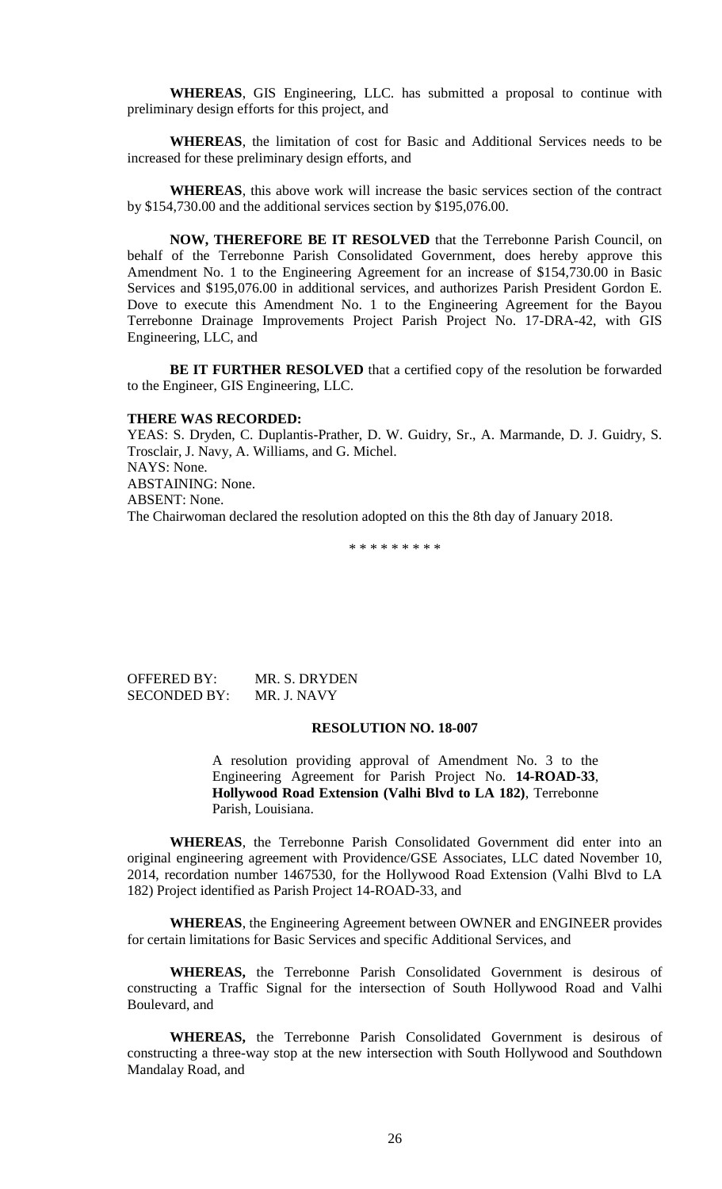**WHEREAS**, GIS Engineering, LLC. has submitted a proposal to continue with preliminary design efforts for this project, and

**WHEREAS**, the limitation of cost for Basic and Additional Services needs to be increased for these preliminary design efforts, and

**WHEREAS**, this above work will increase the basic services section of the contract by $154,730.00 and the additional services section by $195,076.00.

**NOW, THEREFORE BE IT RESOLVED** that the Terrebonne Parish Council, on behalf of the Terrebonne Parish Consolidated Government, does hereby approve this Amendment No. 1 to the Engineering Agreement for an increase of $154,730.00 in Basic Services and $195,076.00 in additional services, and authorizes Parish President Gordon E. Dove to execute this Amendment No. 1 to the Engineering Agreement for the Bayou Terrebonne Drainage Improvements Project Parish Project No. 17-DRA-42, with GIS Engineering, LLC, and

**BE IT FURTHER RESOLVED** that a certified copy of the resolution be forwarded to the Engineer, GIS Engineering, LLC.

**THERE WAS RECORDED:**

YEAS: S. Dryden, C. Duplantis-Prather, D. W. Guidry, Sr., A. Marmande, D. J. Guidry, S. Trosclair, J. Navy, A. Williams, and G. Michel.
NAYS: None.
ABSTAINING: None.
ABSENT: None.
The Chairwoman declared the resolution adopted on this the 8th day of January 2018.

\* \* \* \* \* \* \* \* \*

OFFERED BY: MR. S. DRYDEN
SECONDED BY: MR. J. NAVY

**RESOLUTION NO. 18-007**

A resolution providing approval of Amendment No. 3 to the Engineering Agreement for Parish Project No. **14-ROAD-33**, **Hollywood Road Extension (Valhi Blvd to LA 182)**, Terrebonne Parish, Louisiana.

**WHEREAS**, the Terrebonne Parish Consolidated Government did enter into an original engineering agreement with Providence/GSE Associates, LLC dated November 10, 2014, recordation number 1467530, for the Hollywood Road Extension (Valhi Blvd to LA 182) Project identified as Parish Project 14-ROAD-33, and

**WHEREAS**, the Engineering Agreement between OWNER and ENGINEER provides for certain limitations for Basic Services and specific Additional Services, and

**WHEREAS,** the Terrebonne Parish Consolidated Government is desirous of constructing a Traffic Signal for the intersection of South Hollywood Road and Valhi Boulevard, and

**WHEREAS,** the Terrebonne Parish Consolidated Government is desirous of constructing a three-way stop at the new intersection with South Hollywood and Southdown Mandalay Road, and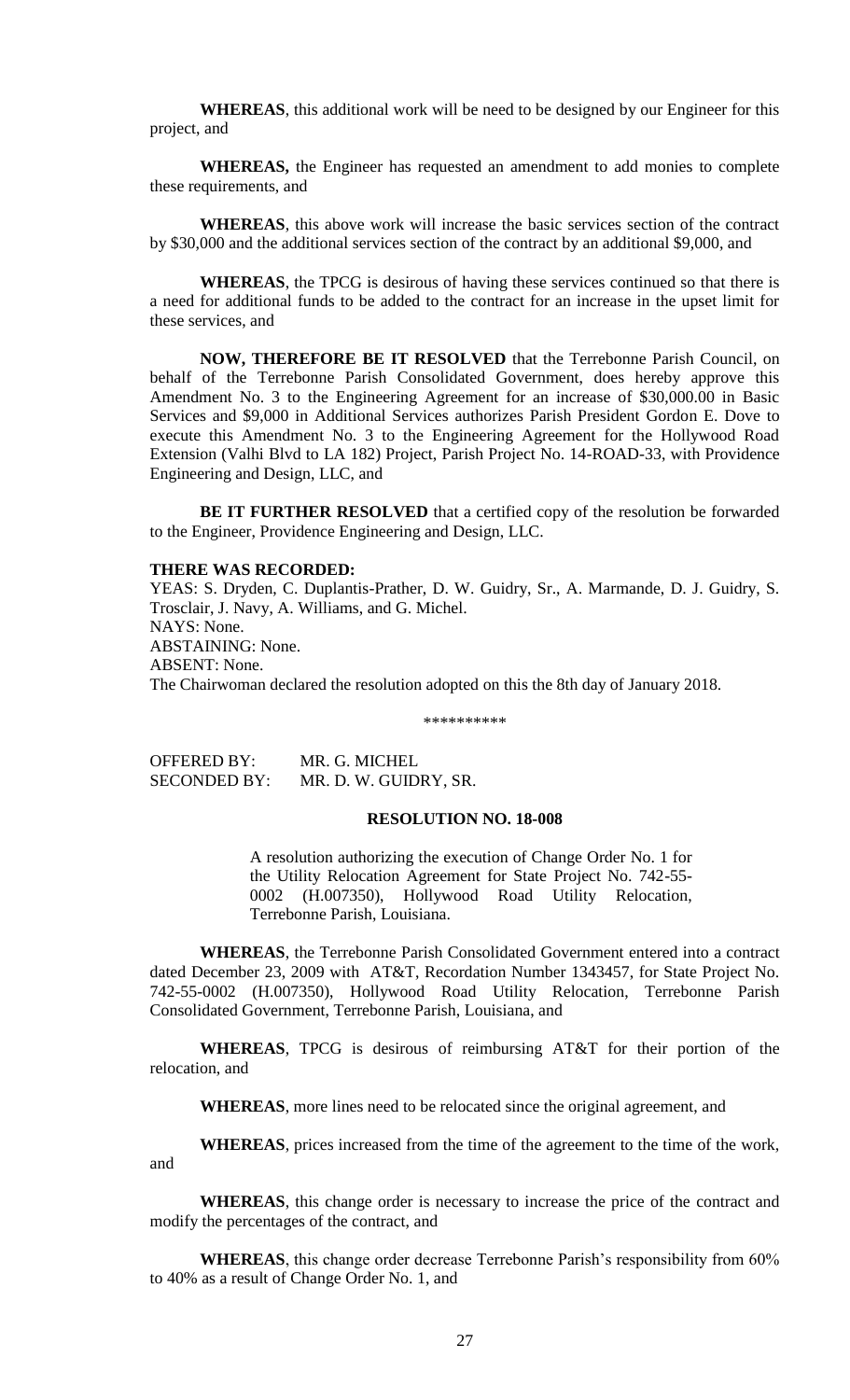**WHEREAS**, this additional work will be need to be designed by our Engineer for this project, and

**WHEREAS,** the Engineer has requested an amendment to add monies to complete these requirements, and

**WHEREAS**, this above work will increase the basic services section of the contract by $30,000 and the additional services section of the contract by an additional $9,000, and

**WHEREAS**, the TPCG is desirous of having these services continued so that there is a need for additional funds to be added to the contract for an increase in the upset limit for these services, and

**NOW, THEREFORE BE IT RESOLVED** that the Terrebonne Parish Council, on behalf of the Terrebonne Parish Consolidated Government, does hereby approve this Amendment No. 3 to the Engineering Agreement for an increase of $30,000.00 in Basic Services and $9,000 in Additional Services authorizes Parish President Gordon E. Dove to execute this Amendment No. 3 to the Engineering Agreement for the Hollywood Road Extension (Valhi Blvd to LA 182) Project, Parish Project No. 14-ROAD-33, with Providence Engineering and Design, LLC, and

**BE IT FURTHER RESOLVED** that a certified copy of the resolution be forwarded to the Engineer, Providence Engineering and Design, LLC.

**THERE WAS RECORDED:**

YEAS: S. Dryden, C. Duplantis-Prather, D. W. Guidry, Sr., A. Marmande, D. J. Guidry, S. Trosclair, J. Navy, A. Williams, and G. Michel.
NAYS: None.
ABSTAINING: None.
ABSENT: None.
The Chairwoman declared the resolution adopted on this the 8th day of January 2018.

\*\*\*\*\*\*\*\*\*\*

OFFERED BY: MR. G. MICHEL
SECONDED BY: MR. D. W. GUIDRY, SR.

**RESOLUTION NO. 18-008**

A resolution authorizing the execution of Change Order No. 1 for the Utility Relocation Agreement for State Project No. 742-55-0002 (H.007350), Hollywood Road Utility Relocation, Terrebonne Parish, Louisiana.

**WHEREAS**, the Terrebonne Parish Consolidated Government entered into a contract dated December 23, 2009 with AT&T, Recordation Number 1343457, for State Project No. 742-55-0002 (H.007350), Hollywood Road Utility Relocation, Terrebonne Parish Consolidated Government, Terrebonne Parish, Louisiana, and

**WHEREAS**, TPCG is desirous of reimbursing AT&T for their portion of the relocation, and

**WHEREAS**, more lines need to be relocated since the original agreement, and

**WHEREAS**, prices increased from the time of the agreement to the time of the work, and

**WHEREAS**, this change order is necessary to increase the price of the contract and modify the percentages of the contract, and

**WHEREAS**, this change order decrease Terrebonne Parish's responsibility from 60% to 40% as a result of Change Order No. 1, and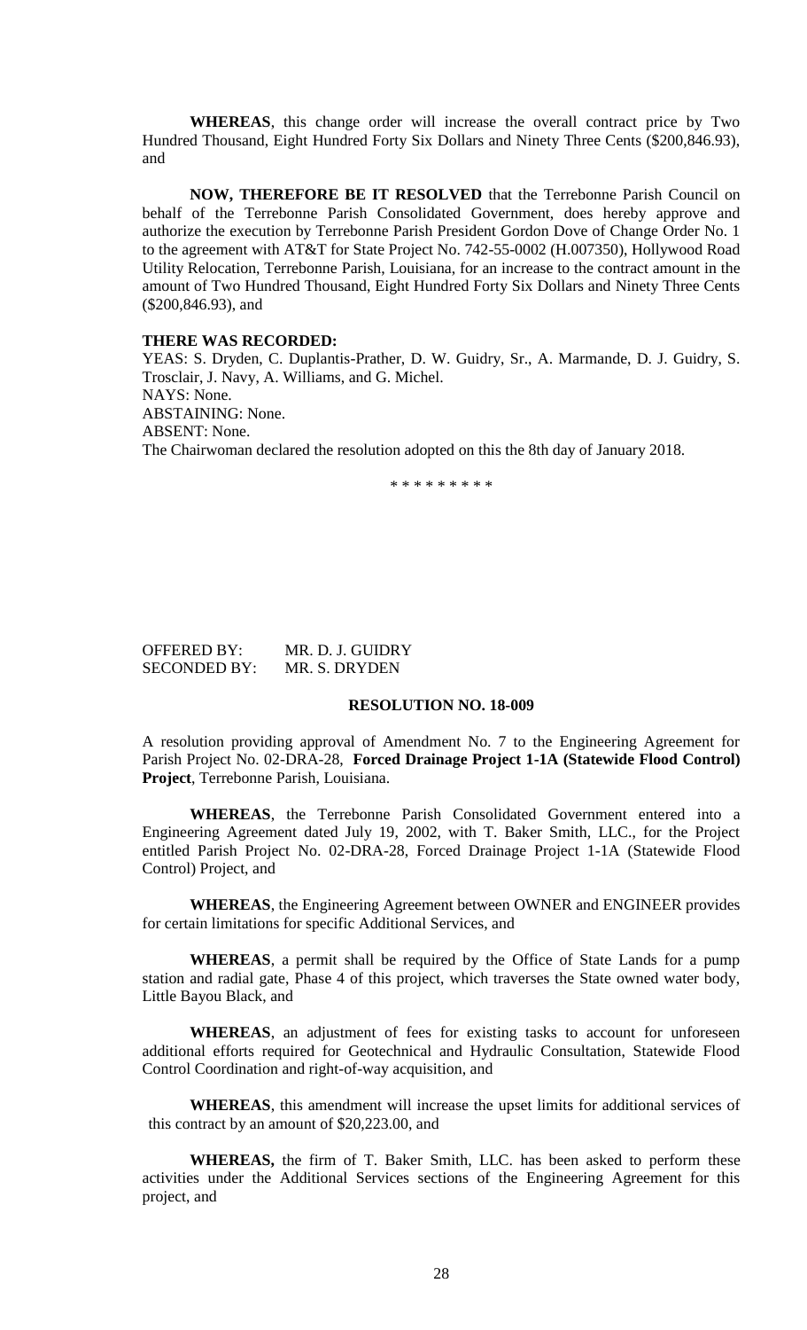**WHEREAS**, this change order will increase the overall contract price by Two Hundred Thousand, Eight Hundred Forty Six Dollars and Ninety Three Cents ($200,846.93), and

**NOW, THEREFORE BE IT RESOLVED** that the Terrebonne Parish Council on behalf of the Terrebonne Parish Consolidated Government, does hereby approve and authorize the execution by Terrebonne Parish President Gordon Dove of Change Order No. 1 to the agreement with AT&T for State Project No. 742-55-0002 (H.007350), Hollywood Road Utility Relocation, Terrebonne Parish, Louisiana, for an increase to the contract amount in the amount of Two Hundred Thousand, Eight Hundred Forty Six Dollars and Ninety Three Cents ($200,846.93), and

**THERE WAS RECORDED:**

YEAS: S. Dryden, C. Duplantis-Prather, D. W. Guidry, Sr., A. Marmande, D. J. Guidry, S. Trosclair, J. Navy, A. Williams, and G. Michel.
NAYS: None.
ABSTAINING: None.
ABSENT: None.
The Chairwoman declared the resolution adopted on this the 8th day of January 2018.

\* \* \* \* \* \* \* \* \*

OFFERED BY: MR. D. J. GUIDRY
SECONDED BY: MR. S. DRYDEN

**RESOLUTION NO. 18-009**

A resolution providing approval of Amendment No. 7 to the Engineering Agreement for Parish Project No. 02-DRA-28, **Forced Drainage Project 1-1A (Statewide Flood Control) Project**, Terrebonne Parish, Louisiana.

**WHEREAS**, the Terrebonne Parish Consolidated Government entered into a Engineering Agreement dated July 19, 2002, with T. Baker Smith, LLC., for the Project entitled Parish Project No. 02-DRA-28, Forced Drainage Project 1-1A (Statewide Flood Control) Project, and

**WHEREAS**, the Engineering Agreement between OWNER and ENGINEER provides for certain limitations for specific Additional Services, and

**WHEREAS**, a permit shall be required by the Office of State Lands for a pump station and radial gate, Phase 4 of this project, which traverses the State owned water body, Little Bayou Black, and

**WHEREAS**, an adjustment of fees for existing tasks to account for unforeseen additional efforts required for Geotechnical and Hydraulic Consultation, Statewide Flood Control Coordination and right-of-way acquisition, and

**WHEREAS**, this amendment will increase the upset limits for additional services of this contract by an amount of $20,223.00, and

**WHEREAS,** the firm of T. Baker Smith, LLC. has been asked to perform these activities under the Additional Services sections of the Engineering Agreement for this project, and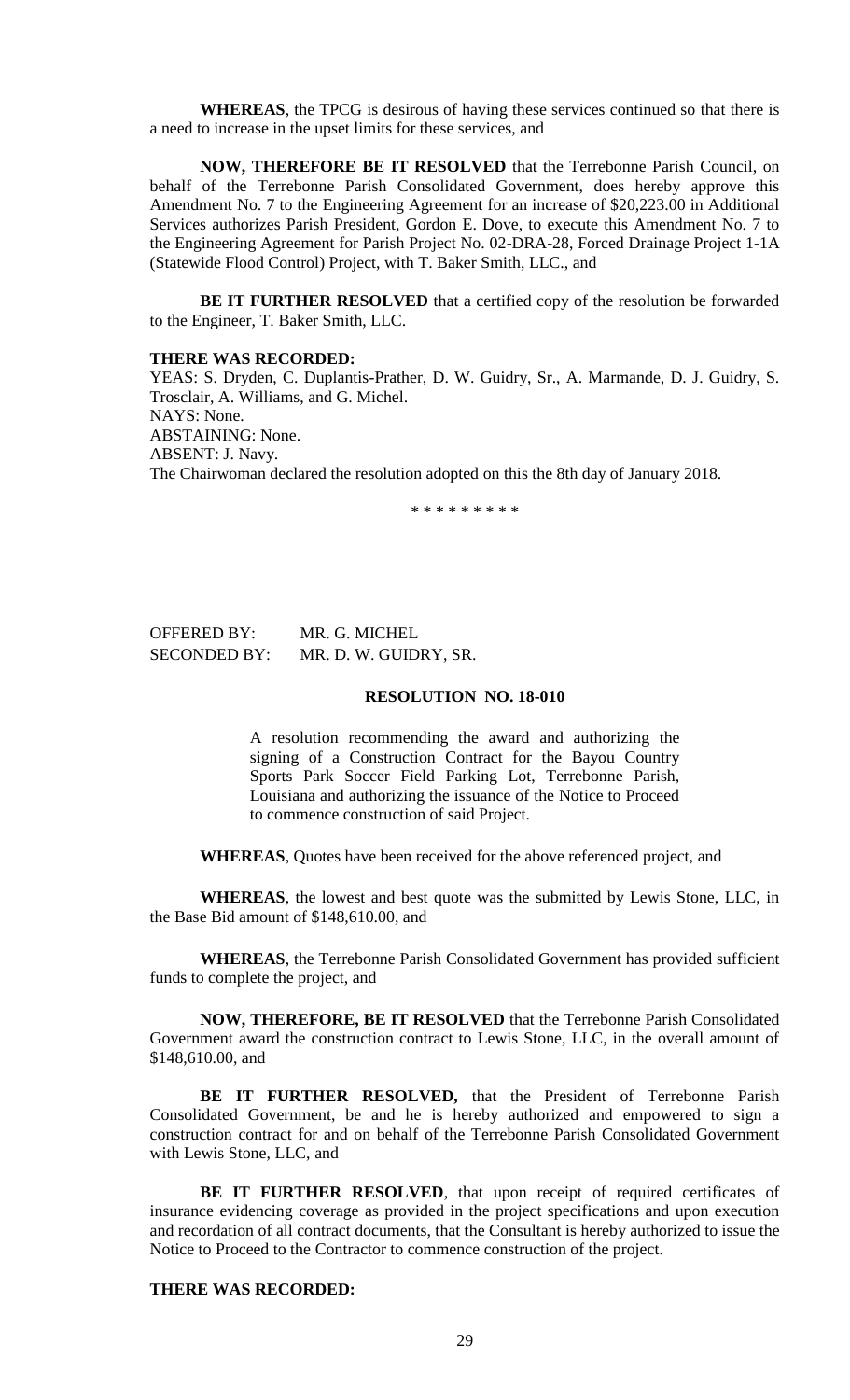**WHEREAS**, the TPCG is desirous of having these services continued so that there is a need to increase in the upset limits for these services, and

**NOW, THEREFORE BE IT RESOLVED** that the Terrebonne Parish Council, on behalf of the Terrebonne Parish Consolidated Government, does hereby approve this Amendment No. 7 to the Engineering Agreement for an increase of $20,223.00 in Additional Services authorizes Parish President, Gordon E. Dove, to execute this Amendment No. 7 to the Engineering Agreement for Parish Project No. 02-DRA-28, Forced Drainage Project 1-1A (Statewide Flood Control) Project, with T. Baker Smith, LLC., and

**BE IT FURTHER RESOLVED** that a certified copy of the resolution be forwarded to the Engineer, T. Baker Smith, LLC.

**THERE WAS RECORDED:**

YEAS: S. Dryden, C. Duplantis-Prather, D. W. Guidry, Sr., A. Marmande, D. J. Guidry, S. Trosclair, A. Williams, and G. Michel.
NAYS: None.
ABSTAINING: None.
ABSENT: J. Navy.
The Chairwoman declared the resolution adopted on this the 8th day of January 2018.

\* \* \* \* \* \* \* \* \*

OFFERED BY: MR. G. MICHEL
SECONDED BY: MR. D. W. GUIDRY, SR.

**RESOLUTION NO. 18-010**

A resolution recommending the award and authorizing the signing of a Construction Contract for the Bayou Country Sports Park Soccer Field Parking Lot, Terrebonne Parish, Louisiana and authorizing the issuance of the Notice to Proceed to commence construction of said Project.

**WHEREAS**, Quotes have been received for the above referenced project, and

**WHEREAS**, the lowest and best quote was the submitted by Lewis Stone, LLC, in the Base Bid amount of $148,610.00, and

**WHEREAS**, the Terrebonne Parish Consolidated Government has provided sufficient funds to complete the project, and

**NOW, THEREFORE, BE IT RESOLVED** that the Terrebonne Parish Consolidated Government award the construction contract to Lewis Stone, LLC, in the overall amount of $148,610.00, and

**BE IT FURTHER RESOLVED,** that the President of Terrebonne Parish Consolidated Government, be and he is hereby authorized and empowered to sign a construction contract for and on behalf of the Terrebonne Parish Consolidated Government with Lewis Stone, LLC, and

**BE IT FURTHER RESOLVED**, that upon receipt of required certificates of insurance evidencing coverage as provided in the project specifications and upon execution and recordation of all contract documents, that the Consultant is hereby authorized to issue the Notice to Proceed to the Contractor to commence construction of the project.

**THERE WAS RECORDED:**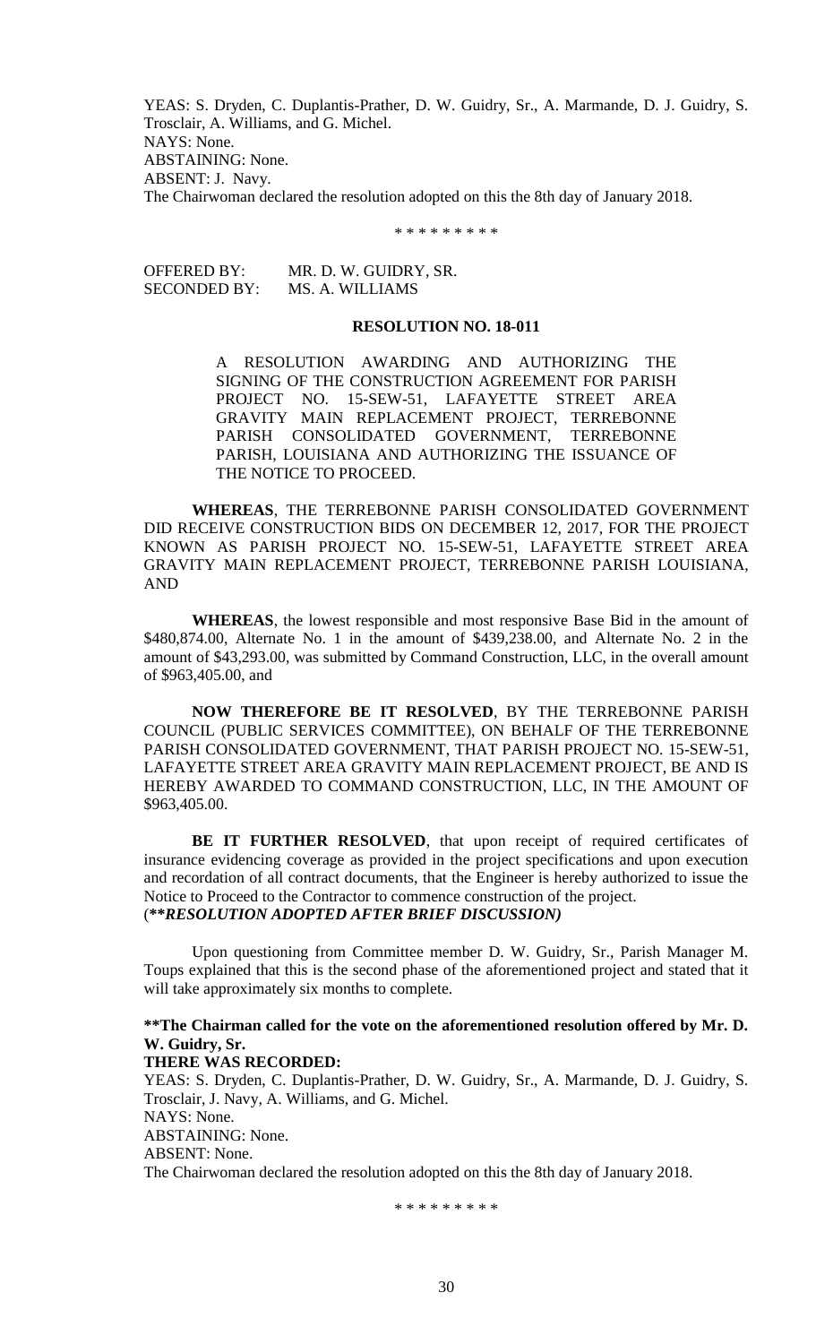YEAS: S. Dryden, C. Duplantis-Prather, D. W. Guidry, Sr., A. Marmande, D. J. Guidry, S. Trosclair, A. Williams, and G. Michel.
NAYS: None.
ABSTAINING: None.
ABSENT: J. Navy.
The Chairwoman declared the resolution adopted on this the 8th day of January 2018.

\* \* \* \* \* \* \* \* \*

OFFERED BY: MR. D. W. GUIDRY, SR.
SECONDED BY: MS. A. WILLIAMS

**RESOLUTION NO. 18-011**

A RESOLUTION AWARDING AND AUTHORIZING THE SIGNING OF THE CONSTRUCTION AGREEMENT FOR PARISH PROJECT NO. 15-SEW-51, LAFAYETTE STREET AREA GRAVITY MAIN REPLACEMENT PROJECT, TERREBONNE PARISH CONSOLIDATED GOVERNMENT, TERREBONNE PARISH, LOUISIANA AND AUTHORIZING THE ISSUANCE OF THE NOTICE TO PROCEED.

**WHEREAS**, THE TERREBONNE PARISH CONSOLIDATED GOVERNMENT DID RECEIVE CONSTRUCTION BIDS ON DECEMBER 12, 2017, FOR THE PROJECT KNOWN AS PARISH PROJECT NO. 15-SEW-51, LAFAYETTE STREET AREA GRAVITY MAIN REPLACEMENT PROJECT, TERREBONNE PARISH LOUISIANA, AND

**WHEREAS**, the lowest responsible and most responsive Base Bid in the amount of \$480,874.00, Alternate No. 1 in the amount of \$439,238.00, and Alternate No. 2 in the amount of \$43,293.00, was submitted by Command Construction, LLC, in the overall amount of \$963,405.00, and

**NOW THEREFORE BE IT RESOLVED**, BY THE TERREBONNE PARISH COUNCIL (PUBLIC SERVICES COMMITTEE), ON BEHALF OF THE TERREBONNE PARISH CONSOLIDATED GOVERNMENT, THAT PARISH PROJECT NO. 15-SEW-51, LAFAYETTE STREET AREA GRAVITY MAIN REPLACEMENT PROJECT, BE AND IS HEREBY AWARDED TO COMMAND CONSTRUCTION, LLC, IN THE AMOUNT OF \$963,405.00.

**BE IT FURTHER RESOLVED**, that upon receipt of required certificates of insurance evidencing coverage as provided in the project specifications and upon execution and recordation of all contract documents, that the Engineer is hereby authorized to issue the Notice to Proceed to the Contractor to commence construction of the project.
(***\*\*RESOLUTION ADOPTED AFTER BRIEF DISCUSSION)***

Upon questioning from Committee member D. W. Guidry, Sr., Parish Manager M. Toups explained that this is the second phase of the aforementioned project and stated that it will take approximately six months to complete.

**\*\*The Chairman called for the vote on the aforementioned resolution offered by Mr. D. W. Guidry, Sr.**
**THERE WAS RECORDED:**
YEAS: S. Dryden, C. Duplantis-Prather, D. W. Guidry, Sr., A. Marmande, D. J. Guidry, S. Trosclair, J. Navy, A. Williams, and G. Michel.
NAYS: None.
ABSTAINING: None.
ABSENT: None.
The Chairwoman declared the resolution adopted on this the 8th day of January 2018.

\* \* \* \* \* \* \* \* \*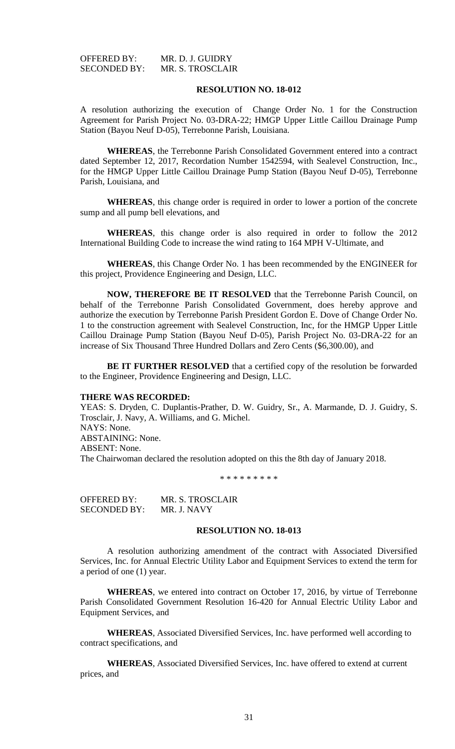OFFERED BY: MR. D. J. GUIDRY
SECONDED BY: MR. S. TROSCLAIR

**RESOLUTION NO. 18-012**

A resolution authorizing the execution of Change Order No. 1 for the Construction Agreement for Parish Project No. 03-DRA-22; HMGP Upper Little Caillou Drainage Pump Station (Bayou Neuf D-05), Terrebonne Parish, Louisiana.

**WHEREAS**, the Terrebonne Parish Consolidated Government entered into a contract dated September 12, 2017, Recordation Number 1542594, with Sealevel Construction, Inc., for the HMGP Upper Little Caillou Drainage Pump Station (Bayou Neuf D-05), Terrebonne Parish, Louisiana, and

**WHEREAS**, this change order is required in order to lower a portion of the concrete sump and all pump bell elevations, and

**WHEREAS**, this change order is also required in order to follow the 2012 International Building Code to increase the wind rating to 164 MPH V-Ultimate, and

**WHEREAS**, this Change Order No. 1 has been recommended by the ENGINEER for this project, Providence Engineering and Design, LLC.

**NOW, THEREFORE BE IT RESOLVED** that the Terrebonne Parish Council, on behalf of the Terrebonne Parish Consolidated Government, does hereby approve and authorize the execution by Terrebonne Parish President Gordon E. Dove of Change Order No. 1 to the construction agreement with Sealevel Construction, Inc, for the HMGP Upper Little Caillou Drainage Pump Station (Bayou Neuf D-05), Parish Project No. 03-DRA-22 for an increase of Six Thousand Three Hundred Dollars and Zero Cents ($6,300.00), and

**BE IT FURTHER RESOLVED** that a certified copy of the resolution be forwarded to the Engineer, Providence Engineering and Design, LLC.

**THERE WAS RECORDED:**
YEAS: S. Dryden, C. Duplantis-Prather, D. W. Guidry, Sr., A. Marmande, D. J. Guidry, S. Trosclair, J. Navy, A. Williams, and G. Michel.
NAYS: None.
ABSTAINING: None.
ABSENT: None.
The Chairwoman declared the resolution adopted on this the 8th day of January 2018.

* * * * * * * * *

OFFERED BY: MR. S. TROSCLAIR
SECONDED BY: MR. J. NAVY

**RESOLUTION NO. 18-013**

A resolution authorizing amendment of the contract with Associated Diversified Services, Inc. for Annual Electric Utility Labor and Equipment Services to extend the term for a period of one (1) year.

**WHEREAS**, we entered into contract on October 17, 2016, by virtue of Terrebonne Parish Consolidated Government Resolution 16-420 for Annual Electric Utility Labor and Equipment Services, and

**WHEREAS**, Associated Diversified Services, Inc. have performed well according to contract specifications, and

**WHEREAS**, Associated Diversified Services, Inc. have offered to extend at current prices, and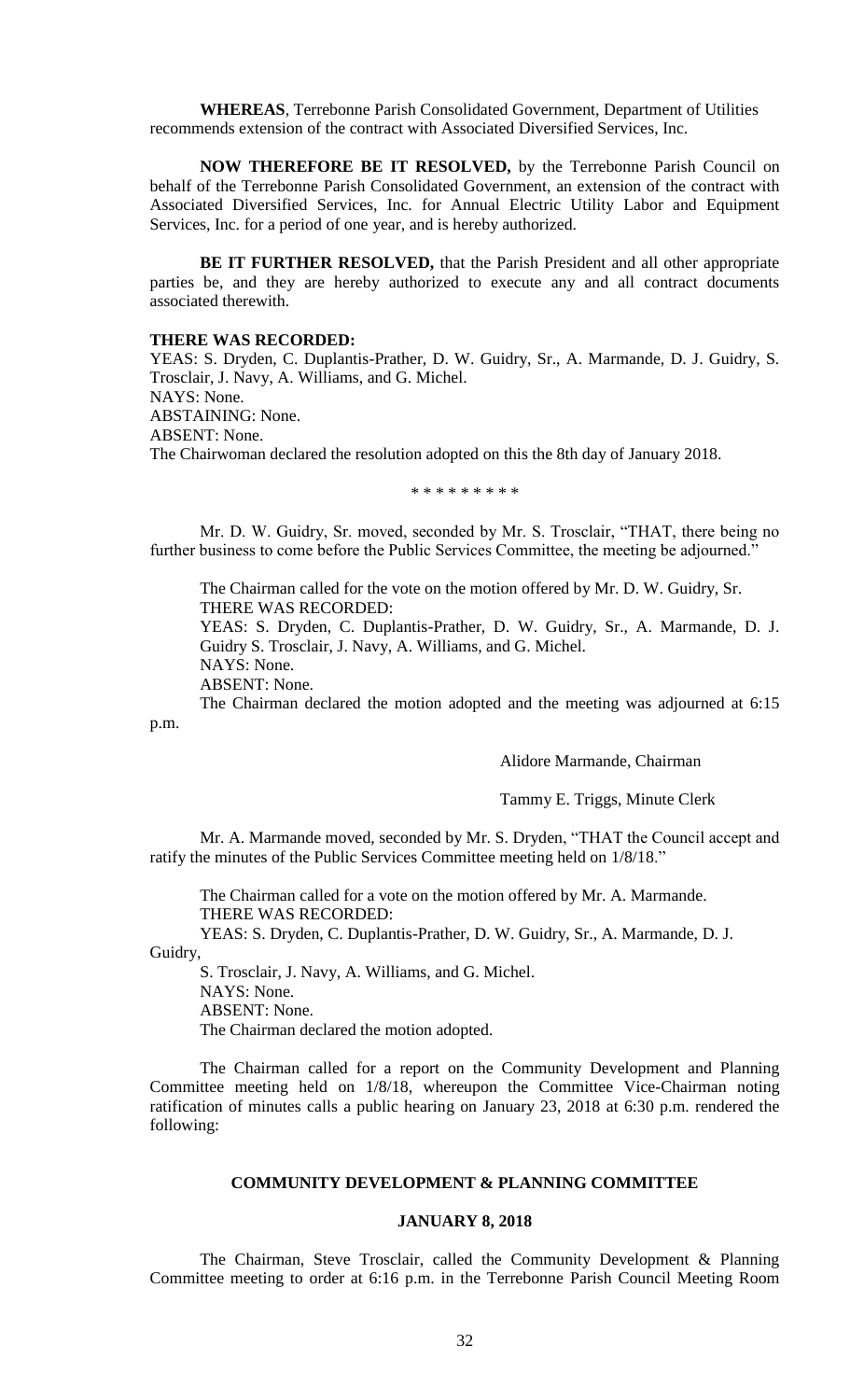**WHEREAS**, Terrebonne Parish Consolidated Government, Department of Utilities recommends extension of the contract with Associated Diversified Services, Inc.

**NOW THEREFORE BE IT RESOLVED,** by the Terrebonne Parish Council on behalf of the Terrebonne Parish Consolidated Government, an extension of the contract with Associated Diversified Services, Inc. for Annual Electric Utility Labor and Equipment Services, Inc. for a period of one year, and is hereby authorized.

**BE IT FURTHER RESOLVED,** that the Parish President and all other appropriate parties be, and they are hereby authorized to execute any and all contract documents associated therewith.

**THERE WAS RECORDED:**
YEAS: S. Dryden, C. Duplantis-Prather, D. W. Guidry, Sr., A. Marmande, D. J. Guidry, S. Trosclair, J. Navy, A. Williams, and G. Michel.
NAYS: None.
ABSTAINING: None.
ABSENT: None.
The Chairwoman declared the resolution adopted on this the 8th day of January 2018.

\* \* \* \* \* \* \* \* \*

Mr. D. W. Guidry, Sr. moved, seconded by Mr. S. Trosclair, "THAT, there being no further business to come before the Public Services Committee, the meeting be adjourned."

The Chairman called for the vote on the motion offered by Mr. D. W. Guidry, Sr.
THERE WAS RECORDED:
YEAS: S. Dryden, C. Duplantis-Prather, D. W. Guidry, Sr., A. Marmande, D. J. Guidry S. Trosclair, J. Navy, A. Williams, and G. Michel.
NAYS: None.
ABSENT: None.
The Chairman declared the motion adopted and the meeting was adjourned at 6:15 p.m.

Alidore Marmande, Chairman

Tammy E. Triggs, Minute Clerk

Mr. A. Marmande moved, seconded by Mr. S. Dryden, "THAT the Council accept and ratify the minutes of the Public Services Committee meeting held on 1/8/18."

The Chairman called for a vote on the motion offered by Mr. A. Marmande.
THERE WAS RECORDED:
YEAS: S. Dryden, C. Duplantis-Prather, D. W. Guidry, Sr., A. Marmande, D. J. Guidry, S. Trosclair, J. Navy, A. Williams, and G. Michel.
NAYS: None.
ABSENT: None.
The Chairman declared the motion adopted.

The Chairman called for a report on the Community Development and Planning Committee meeting held on 1/8/18, whereupon the Committee Vice-Chairman noting ratification of minutes calls a public hearing on January 23, 2018 at 6:30 p.m. rendered the following:

## COMMUNITY DEVELOPMENT & PLANNING COMMITTEE

### JANUARY 8, 2018

The Chairman, Steve Trosclair, called the Community Development & Planning Committee meeting to order at 6:16 p.m. in the Terrebonne Parish Council Meeting Room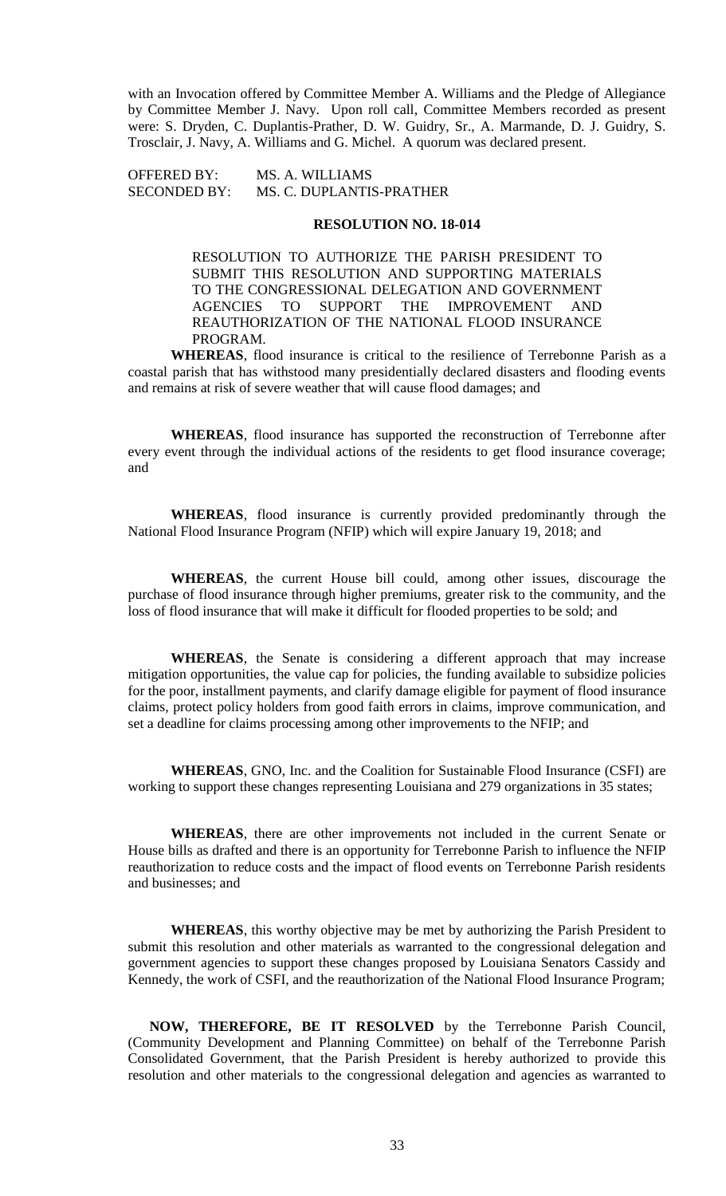with an Invocation offered by Committee Member A. Williams and the Pledge of Allegiance by Committee Member J. Navy. Upon roll call, Committee Members recorded as present were: S. Dryden, C. Duplantis-Prather, D. W. Guidry, Sr., A. Marmande, D. J. Guidry, S. Trosclair, J. Navy, A. Williams and G. Michel. A quorum was declared present.

OFFERED BY: MS. A. WILLIAMS
SECONDED BY: MS. C. DUPLANTIS-PRATHER

**RESOLUTION NO. 18-014**

RESOLUTION TO AUTHORIZE THE PARISH PRESIDENT TO SUBMIT THIS RESOLUTION AND SUPPORTING MATERIALS TO THE CONGRESSIONAL DELEGATION AND GOVERNMENT AGENCIES TO SUPPORT THE IMPROVEMENT AND REAUTHORIZATION OF THE NATIONAL FLOOD INSURANCE PROGRAM.

**WHEREAS**, flood insurance is critical to the resilience of Terrebonne Parish as a coastal parish that has withstood many presidentially declared disasters and flooding events and remains at risk of severe weather that will cause flood damages; and

**WHEREAS**, flood insurance has supported the reconstruction of Terrebonne after every event through the individual actions of the residents to get flood insurance coverage; and

**WHEREAS**, flood insurance is currently provided predominantly through the National Flood Insurance Program (NFIP) which will expire January 19, 2018; and

**WHEREAS**, the current House bill could, among other issues, discourage the purchase of flood insurance through higher premiums, greater risk to the community, and the loss of flood insurance that will make it difficult for flooded properties to be sold; and

**WHEREAS**, the Senate is considering a different approach that may increase mitigation opportunities, the value cap for policies, the funding available to subsidize policies for the poor, installment payments, and clarify damage eligible for payment of flood insurance claims, protect policy holders from good faith errors in claims, improve communication, and set a deadline for claims processing among other improvements to the NFIP; and

**WHEREAS**, GNO, Inc. and the Coalition for Sustainable Flood Insurance (CSFI) are working to support these changes representing Louisiana and 279 organizations in 35 states;

**WHEREAS**, there are other improvements not included in the current Senate or House bills as drafted and there is an opportunity for Terrebonne Parish to influence the NFIP reauthorization to reduce costs and the impact of flood events on Terrebonne Parish residents and businesses; and

**WHEREAS**, this worthy objective may be met by authorizing the Parish President to submit this resolution and other materials as warranted to the congressional delegation and government agencies to support these changes proposed by Louisiana Senators Cassidy and Kennedy, the work of CSFI, and the reauthorization of the National Flood Insurance Program;

**NOW, THEREFORE, BE IT RESOLVED** by the Terrebonne Parish Council, (Community Development and Planning Committee) on behalf of the Terrebonne Parish Consolidated Government, that the Parish President is hereby authorized to provide this resolution and other materials to the congressional delegation and agencies as warranted to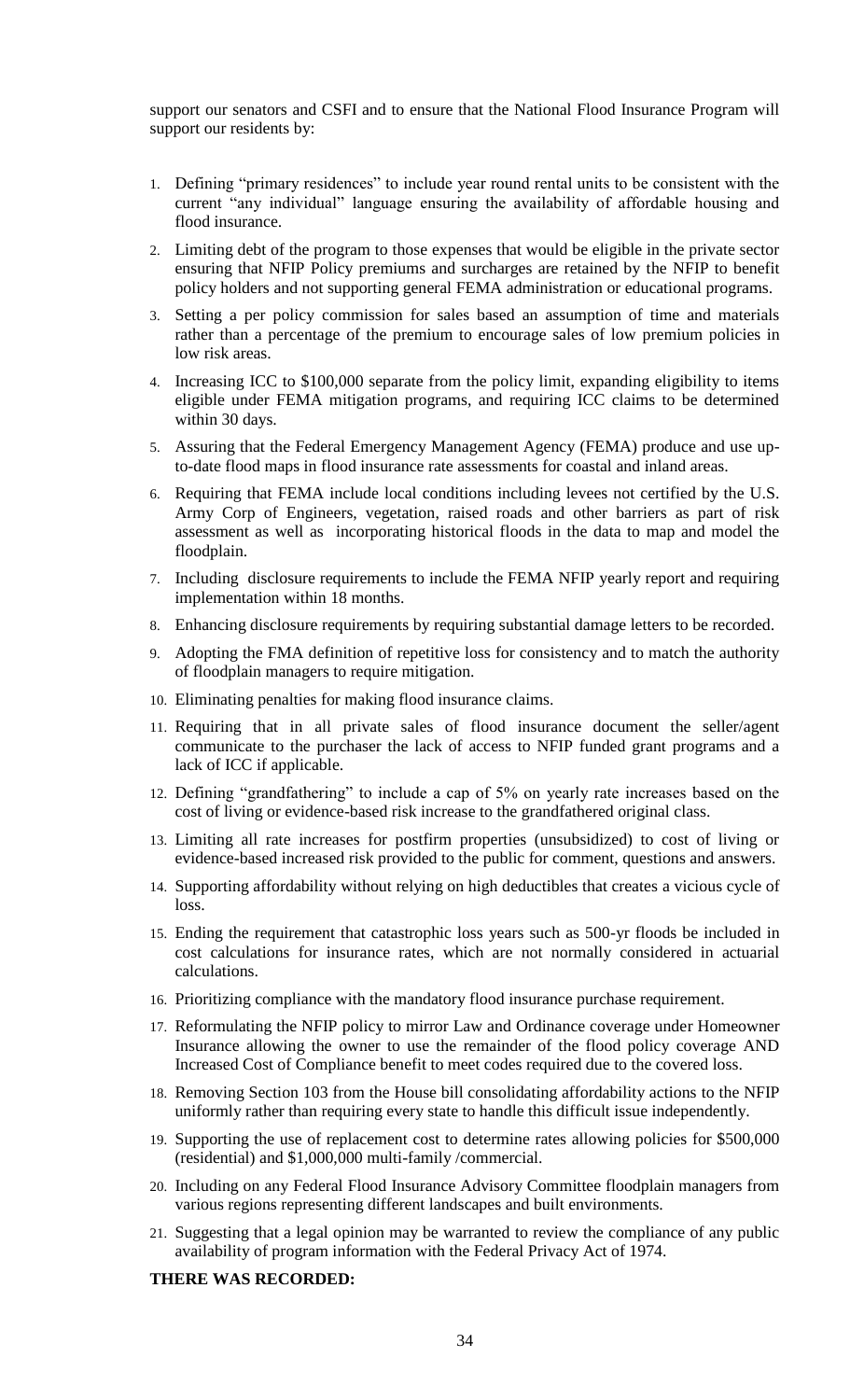support our senators and CSFI and to ensure that the National Flood Insurance Program will support our residents by:

1. Defining "primary residences" to include year round rental units to be consistent with the current "any individual" language ensuring the availability of affordable housing and flood insurance.
2. Limiting debt of the program to those expenses that would be eligible in the private sector ensuring that NFIP Policy premiums and surcharges are retained by the NFIP to benefit policy holders and not supporting general FEMA administration or educational programs.
3. Setting a per policy commission for sales based an assumption of time and materials rather than a percentage of the premium to encourage sales of low premium policies in low risk areas.
4. Increasing ICC to $100,000 separate from the policy limit, expanding eligibility to items eligible under FEMA mitigation programs, and requiring ICC claims to be determined within 30 days.
5. Assuring that the Federal Emergency Management Agency (FEMA) produce and use up-to-date flood maps in flood insurance rate assessments for coastal and inland areas.
6. Requiring that FEMA include local conditions including levees not certified by the U.S. Army Corp of Engineers, vegetation, raised roads and other barriers as part of risk assessment as well as incorporating historical floods in the data to map and model the floodplain.
7. Including disclosure requirements to include the FEMA NFIP yearly report and requiring implementation within 18 months.
8. Enhancing disclosure requirements by requiring substantial damage letters to be recorded.
9. Adopting the FMA definition of repetitive loss for consistency and to match the authority of floodplain managers to require mitigation.
10. Eliminating penalties for making flood insurance claims.
11. Requiring that in all private sales of flood insurance document the seller/agent communicate to the purchaser the lack of access to NFIP funded grant programs and a lack of ICC if applicable.
12. Defining "grandfathering" to include a cap of 5% on yearly rate increases based on the cost of living or evidence-based risk increase to the grandfathered original class.
13. Limiting all rate increases for postfirm properties (unsubsidized) to cost of living or evidence-based increased risk provided to the public for comment, questions and answers.
14. Supporting affordability without relying on high deductibles that creates a vicious cycle of loss.
15. Ending the requirement that catastrophic loss years such as 500-yr floods be included in cost calculations for insurance rates, which are not normally considered in actuarial calculations.
16. Prioritizing compliance with the mandatory flood insurance purchase requirement.
17. Reformulating the NFIP policy to mirror Law and Ordinance coverage under Homeowner Insurance allowing the owner to use the remainder of the flood policy coverage AND Increased Cost of Compliance benefit to meet codes required due to the covered loss.
18. Removing Section 103 from the House bill consolidating affordability actions to the NFIP uniformly rather than requiring every state to handle this difficult issue independently.
19. Supporting the use of replacement cost to determine rates allowing policies for $500,000 (residential) and $1,000,000 multi-family /commercial.
20. Including on any Federal Flood Insurance Advisory Committee floodplain managers from various regions representing different landscapes and built environments.
21. Suggesting that a legal opinion may be warranted to review the compliance of any public availability of program information with the Federal Privacy Act of 1974.

**THERE WAS RECORDED:**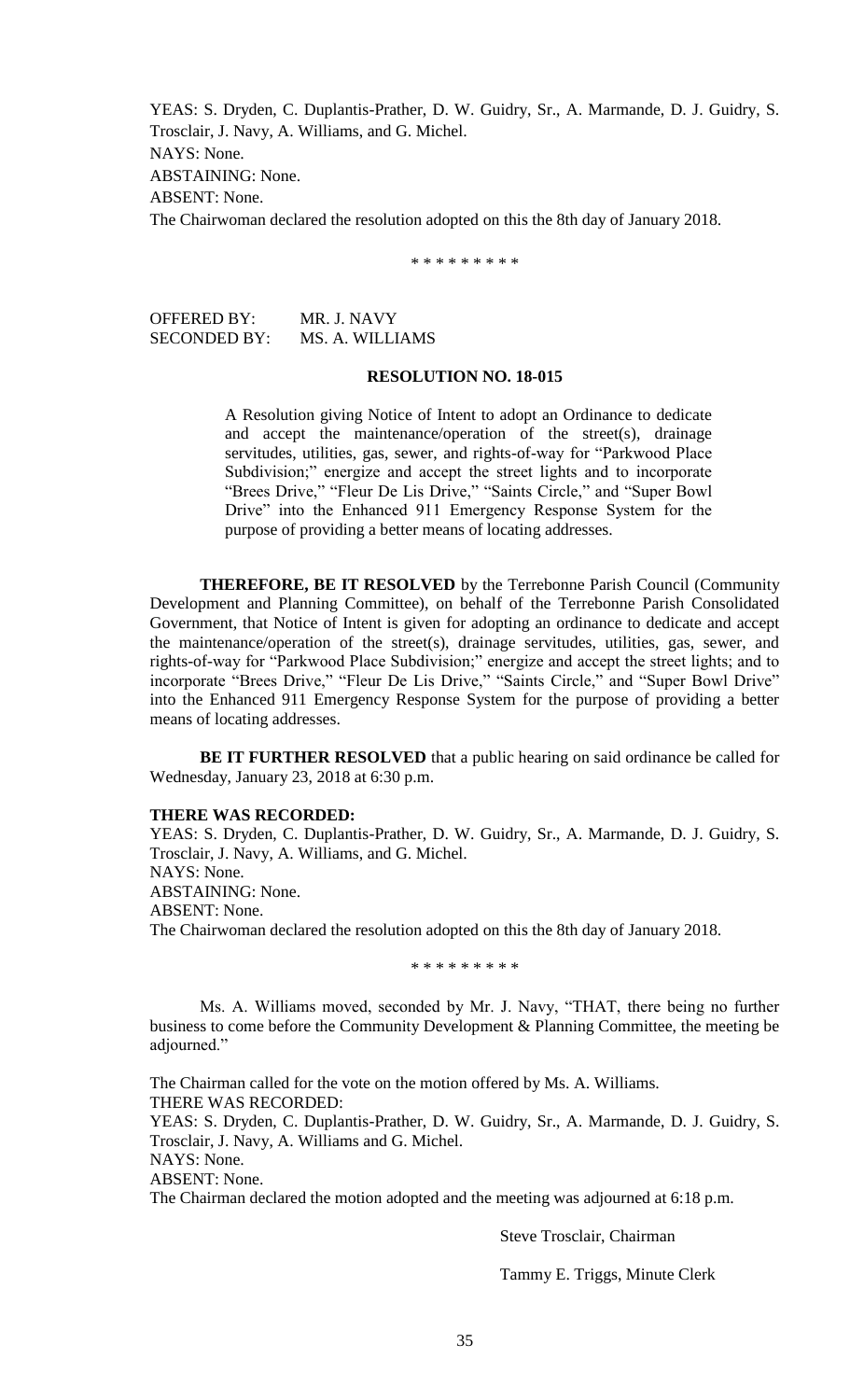YEAS: S. Dryden, C. Duplantis-Prather, D. W. Guidry, Sr., A. Marmande, D. J. Guidry, S. Trosclair, J. Navy, A. Williams, and G. Michel.
NAYS: None.
ABSTAINING: None.
ABSENT: None.
The Chairwoman declared the resolution adopted on this the 8th day of January 2018.

\* \* \* \* \* \* \* \* \*

OFFERED BY: MR. J. NAVY
SECONDED BY: MS. A. WILLIAMS

**RESOLUTION NO. 18-015**

A Resolution giving Notice of Intent to adopt an Ordinance to dedicate and accept the maintenance/operation of the street(s), drainage servitudes, utilities, gas, sewer, and rights-of-way for "Parkwood Place Subdivision;" energize and accept the street lights and to incorporate "Brees Drive," "Fleur De Lis Drive," "Saints Circle," and "Super Bowl Drive" into the Enhanced 911 Emergency Response System for the purpose of providing a better means of locating addresses.

**THEREFORE, BE IT RESOLVED** by the Terrebonne Parish Council (Community Development and Planning Committee), on behalf of the Terrebonne Parish Consolidated Government, that Notice of Intent is given for adopting an ordinance to dedicate and accept the maintenance/operation of the street(s), drainage servitudes, utilities, gas, sewer, and rights-of-way for "Parkwood Place Subdivision;" energize and accept the street lights; and to incorporate "Brees Drive," "Fleur De Lis Drive," "Saints Circle," and "Super Bowl Drive" into the Enhanced 911 Emergency Response System for the purpose of providing a better means of locating addresses.

**BE IT FURTHER RESOLVED** that a public hearing on said ordinance be called for Wednesday, January 23, 2018 at 6:30 p.m.

**THERE WAS RECORDED:**
YEAS: S. Dryden, C. Duplantis-Prather, D. W. Guidry, Sr., A. Marmande, D. J. Guidry, S. Trosclair, J. Navy, A. Williams, and G. Michel.
NAYS: None.
ABSTAINING: None.
ABSENT: None.
The Chairwoman declared the resolution adopted on this the 8th day of January 2018.

\* \* \* \* \* \* \* \* \*

Ms. A. Williams moved, seconded by Mr. J. Navy, "THAT, there being no further business to come before the Community Development & Planning Committee, the meeting be adjourned."

The Chairman called for the vote on the motion offered by Ms. A. Williams.
THERE WAS RECORDED:
YEAS: S. Dryden, C. Duplantis-Prather, D. W. Guidry, Sr., A. Marmande, D. J. Guidry, S. Trosclair, J. Navy, A. Williams and G. Michel.
NAYS: None.
ABSENT: None.
The Chairman declared the motion adopted and the meeting was adjourned at 6:18 p.m.

Steve Trosclair, Chairman

Tammy E. Triggs, Minute Clerk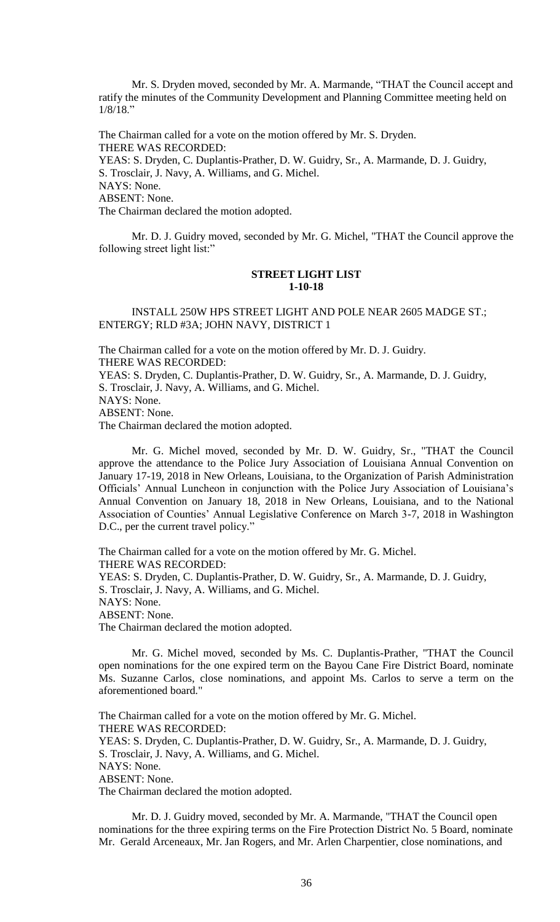Mr. S. Dryden moved, seconded by Mr. A. Marmande, "THAT the Council accept and ratify the minutes of the Community Development and Planning Committee meeting held on 1/8/18."

The Chairman called for a vote on the motion offered by Mr. S. Dryden.
THERE WAS RECORDED:
YEAS: S. Dryden, C. Duplantis-Prather, D. W. Guidry, Sr., A. Marmande, D. J. Guidry, S. Trosclair, J. Navy, A. Williams, and G. Michel.
NAYS: None.
ABSENT: None.
The Chairman declared the motion adopted.

Mr. D. J. Guidry moved, seconded by Mr. G. Michel, "THAT the Council approve the following street light list:"

**STREET LIGHT LIST**
**1-10-18**

INSTALL 250W HPS STREET LIGHT AND POLE NEAR 2605 MADGE ST.; ENTERGY; RLD #3A; JOHN NAVY, DISTRICT 1

The Chairman called for a vote on the motion offered by Mr. D. J. Guidry.
THERE WAS RECORDED:
YEAS: S. Dryden, C. Duplantis-Prather, D. W. Guidry, Sr., A. Marmande, D. J. Guidry, S. Trosclair, J. Navy, A. Williams, and G. Michel.
NAYS: None.
ABSENT: None.
The Chairman declared the motion adopted.

Mr. G. Michel moved, seconded by Mr. D. W. Guidry, Sr., "THAT the Council approve the attendance to the Police Jury Association of Louisiana Annual Convention on January 17-19, 2018 in New Orleans, Louisiana, to the Organization of Parish Administration Officials' Annual Luncheon in conjunction with the Police Jury Association of Louisiana's Annual Convention on January 18, 2018 in New Orleans, Louisiana, and to the National Association of Counties' Annual Legislative Conference on March 3-7, 2018 in Washington D.C., per the current travel policy."

The Chairman called for a vote on the motion offered by Mr. G. Michel.
THERE WAS RECORDED:
YEAS: S. Dryden, C. Duplantis-Prather, D. W. Guidry, Sr., A. Marmande, D. J. Guidry, S. Trosclair, J. Navy, A. Williams, and G. Michel.
NAYS: None.
ABSENT: None.
The Chairman declared the motion adopted.

Mr. G. Michel moved, seconded by Ms. C. Duplantis-Prather, "THAT the Council open nominations for the one expired term on the Bayou Cane Fire District Board, nominate Ms. Suzanne Carlos, close nominations, and appoint Ms. Carlos to serve a term on the aforementioned board."

The Chairman called for a vote on the motion offered by Mr. G. Michel.
THERE WAS RECORDED:
YEAS: S. Dryden, C. Duplantis-Prather, D. W. Guidry, Sr., A. Marmande, D. J. Guidry, S. Trosclair, J. Navy, A. Williams, and G. Michel.
NAYS: None.
ABSENT: None.
The Chairman declared the motion adopted.

Mr. D. J. Guidry moved, seconded by Mr. A. Marmande, "THAT the Council open nominations for the three expiring terms on the Fire Protection District No. 5 Board, nominate Mr. Gerald Arceneaux, Mr. Jan Rogers, and Mr. Arlen Charpentier, close nominations, and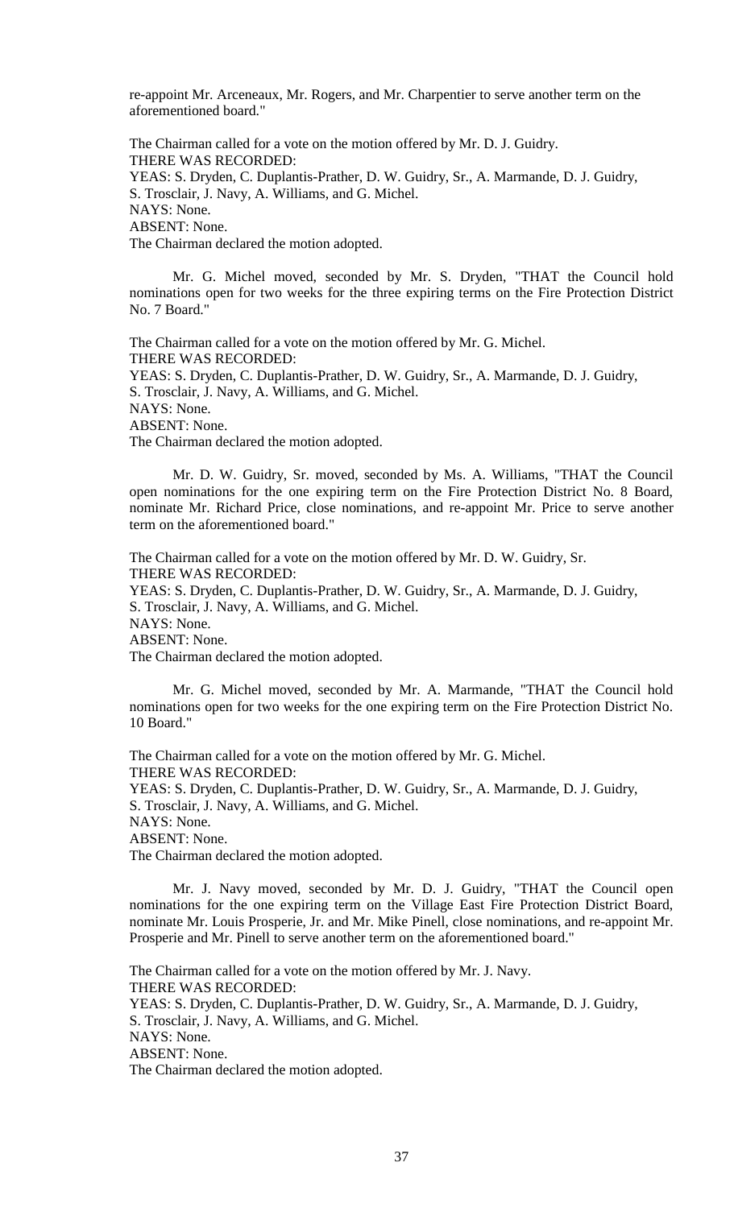re-appoint Mr. Arceneaux, Mr. Rogers, and Mr. Charpentier to serve another term on the aforementioned board."

The Chairman called for a vote on the motion offered by Mr. D. J. Guidry.
THERE WAS RECORDED:
YEAS: S. Dryden, C. Duplantis-Prather, D. W. Guidry, Sr., A. Marmande, D. J. Guidry, S. Trosclair, J. Navy, A. Williams, and G. Michel.
NAYS: None.
ABSENT: None.
The Chairman declared the motion adopted.

Mr. G. Michel moved, seconded by Mr. S. Dryden, "THAT the Council hold nominations open for two weeks for the three expiring terms on the Fire Protection District No. 7 Board."

The Chairman called for a vote on the motion offered by Mr. G. Michel.
THERE WAS RECORDED:
YEAS: S. Dryden, C. Duplantis-Prather, D. W. Guidry, Sr., A. Marmande, D. J. Guidry, S. Trosclair, J. Navy, A. Williams, and G. Michel.
NAYS: None.
ABSENT: None.
The Chairman declared the motion adopted.

Mr. D. W. Guidry, Sr. moved, seconded by Ms. A. Williams, "THAT the Council open nominations for the one expiring term on the Fire Protection District No. 8 Board, nominate Mr. Richard Price, close nominations, and re-appoint Mr. Price to serve another term on the aforementioned board."

The Chairman called for a vote on the motion offered by Mr. D. W. Guidry, Sr.
THERE WAS RECORDED:
YEAS: S. Dryden, C. Duplantis-Prather, D. W. Guidry, Sr., A. Marmande, D. J. Guidry, S. Trosclair, J. Navy, A. Williams, and G. Michel.
NAYS: None.
ABSENT: None.
The Chairman declared the motion adopted.

Mr. G. Michel moved, seconded by Mr. A. Marmande, "THAT the Council hold nominations open for two weeks for the one expiring term on the Fire Protection District No. 10 Board."

The Chairman called for a vote on the motion offered by Mr. G. Michel.
THERE WAS RECORDED:
YEAS: S. Dryden, C. Duplantis-Prather, D. W. Guidry, Sr., A. Marmande, D. J. Guidry, S. Trosclair, J. Navy, A. Williams, and G. Michel.
NAYS: None.
ABSENT: None.
The Chairman declared the motion adopted.

Mr. J. Navy moved, seconded by Mr. D. J. Guidry, "THAT the Council open nominations for the one expiring term on the Village East Fire Protection District Board, nominate Mr. Louis Prosperie, Jr. and Mr. Mike Pinell, close nominations, and re-appoint Mr. Prosperie and Mr. Pinell to serve another term on the aforementioned board."

The Chairman called for a vote on the motion offered by Mr. J. Navy.
THERE WAS RECORDED:
YEAS: S. Dryden, C. Duplantis-Prather, D. W. Guidry, Sr., A. Marmande, D. J. Guidry, S. Trosclair, J. Navy, A. Williams, and G. Michel.
NAYS: None.
ABSENT: None.
The Chairman declared the motion adopted.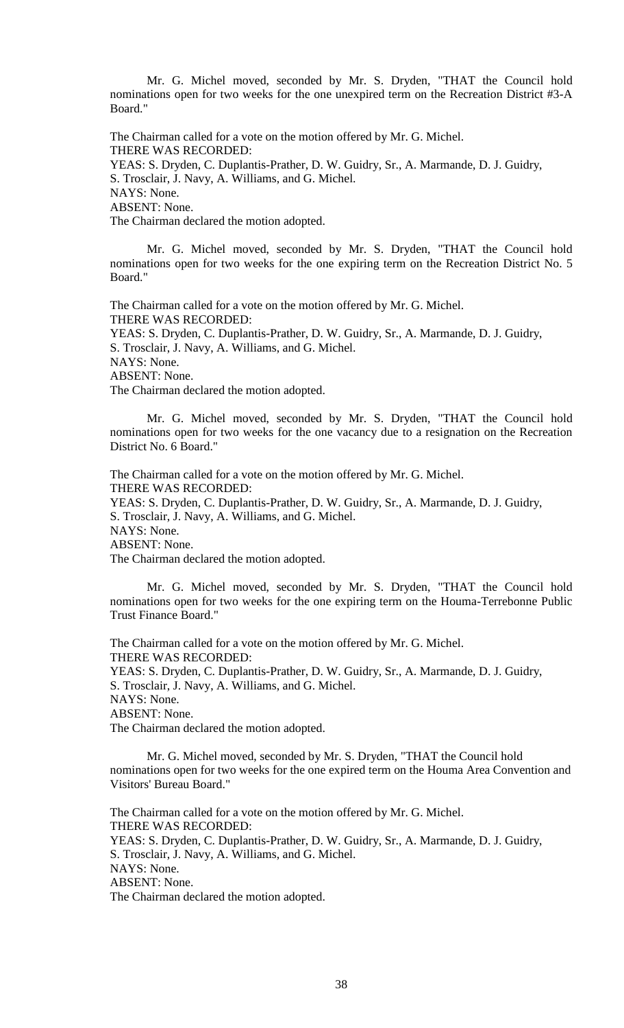Mr. G. Michel moved, seconded by Mr. S. Dryden, "THAT the Council hold nominations open for two weeks for the one unexpired term on the Recreation District #3-A Board."

The Chairman called for a vote on the motion offered by Mr. G. Michel.
THERE WAS RECORDED:
YEAS: S. Dryden, C. Duplantis-Prather, D. W. Guidry, Sr., A. Marmande, D. J. Guidry, S. Trosclair, J. Navy, A. Williams, and G. Michel.
NAYS: None.
ABSENT: None.
The Chairman declared the motion adopted.

Mr. G. Michel moved, seconded by Mr. S. Dryden, "THAT the Council hold nominations open for two weeks for the one expiring term on the Recreation District No. 5 Board."

The Chairman called for a vote on the motion offered by Mr. G. Michel.
THERE WAS RECORDED:
YEAS: S. Dryden, C. Duplantis-Prather, D. W. Guidry, Sr., A. Marmande, D. J. Guidry, S. Trosclair, J. Navy, A. Williams, and G. Michel.
NAYS: None.
ABSENT: None.
The Chairman declared the motion adopted.

Mr. G. Michel moved, seconded by Mr. S. Dryden, "THAT the Council hold nominations open for two weeks for the one vacancy due to a resignation on the Recreation District No. 6 Board."

The Chairman called for a vote on the motion offered by Mr. G. Michel.
THERE WAS RECORDED:
YEAS: S. Dryden, C. Duplantis-Prather, D. W. Guidry, Sr., A. Marmande, D. J. Guidry, S. Trosclair, J. Navy, A. Williams, and G. Michel.
NAYS: None.
ABSENT: None.
The Chairman declared the motion adopted.

Mr. G. Michel moved, seconded by Mr. S. Dryden, "THAT the Council hold nominations open for two weeks for the one expiring term on the Houma-Terrebonne Public Trust Finance Board."

The Chairman called for a vote on the motion offered by Mr. G. Michel.
THERE WAS RECORDED:
YEAS: S. Dryden, C. Duplantis-Prather, D. W. Guidry, Sr., A. Marmande, D. J. Guidry, S. Trosclair, J. Navy, A. Williams, and G. Michel.
NAYS: None.
ABSENT: None.
The Chairman declared the motion adopted.

Mr. G. Michel moved, seconded by Mr. S. Dryden, "THAT the Council hold nominations open for two weeks for the one expired term on the Houma Area Convention and Visitors' Bureau Board."

The Chairman called for a vote on the motion offered by Mr. G. Michel.
THERE WAS RECORDED:
YEAS: S. Dryden, C. Duplantis-Prather, D. W. Guidry, Sr., A. Marmande, D. J. Guidry, S. Trosclair, J. Navy, A. Williams, and G. Michel.
NAYS: None.
ABSENT: None.
The Chairman declared the motion adopted.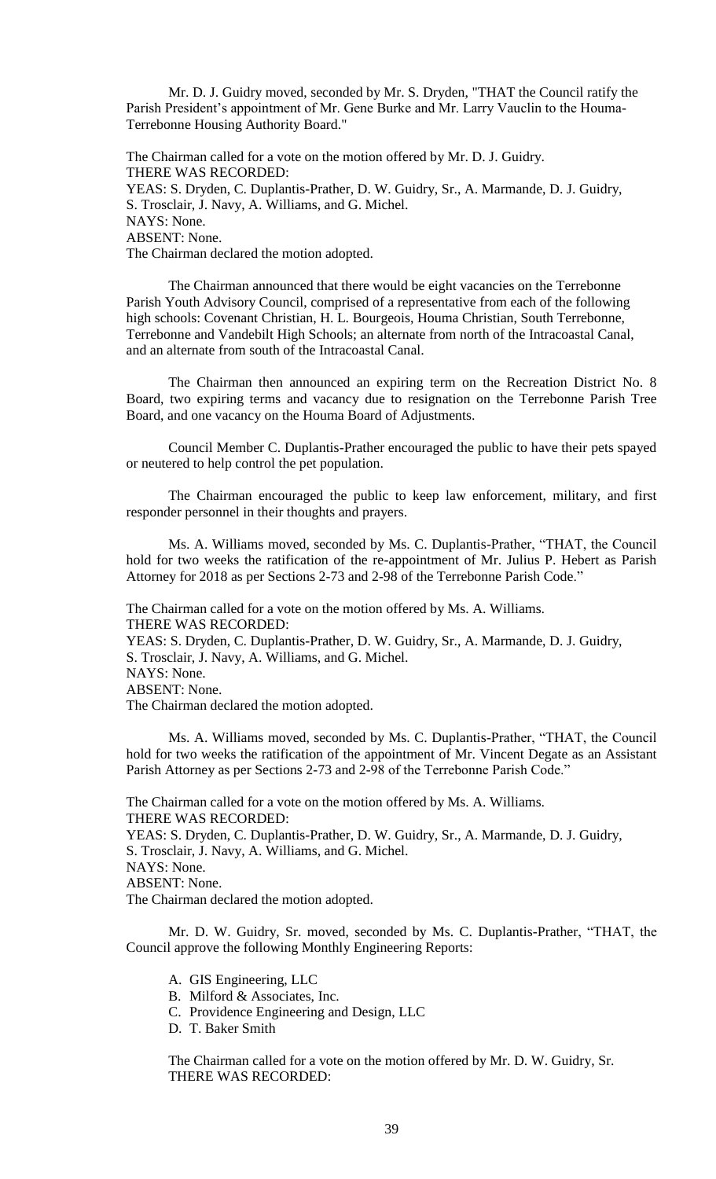Mr. D. J. Guidry moved, seconded by Mr. S. Dryden, "THAT the Council ratify the Parish President's appointment of Mr. Gene Burke and Mr. Larry Vauclin to the Houma-Terrebonne Housing Authority Board."

The Chairman called for a vote on the motion offered by Mr. D. J. Guidry.
THERE WAS RECORDED:
YEAS: S. Dryden, C. Duplantis-Prather, D. W. Guidry, Sr., A. Marmande, D. J. Guidry, S. Trosclair, J. Navy, A. Williams, and G. Michel.
NAYS: None.
ABSENT: None.
The Chairman declared the motion adopted.

The Chairman announced that there would be eight vacancies on the Terrebonne Parish Youth Advisory Council, comprised of a representative from each of the following high schools: Covenant Christian, H. L. Bourgeois, Houma Christian, South Terrebonne, Terrebonne and Vandebilt High Schools; an alternate from north of the Intracoastal Canal, and an alternate from south of the Intracoastal Canal.

The Chairman then announced an expiring term on the Recreation District No. 8 Board, two expiring terms and vacancy due to resignation on the Terrebonne Parish Tree Board, and one vacancy on the Houma Board of Adjustments.

Council Member C. Duplantis-Prather encouraged the public to have their pets spayed or neutered to help control the pet population.

The Chairman encouraged the public to keep law enforcement, military, and first responder personnel in their thoughts and prayers.

Ms. A. Williams moved, seconded by Ms. C. Duplantis-Prather, "THAT, the Council hold for two weeks the ratification of the re-appointment of Mr. Julius P. Hebert as Parish Attorney for 2018 as per Sections 2-73 and 2-98 of the Terrebonne Parish Code."

The Chairman called for a vote on the motion offered by Ms. A. Williams.
THERE WAS RECORDED:
YEAS: S. Dryden, C. Duplantis-Prather, D. W. Guidry, Sr., A. Marmande, D. J. Guidry, S. Trosclair, J. Navy, A. Williams, and G. Michel.
NAYS: None.
ABSENT: None.
The Chairman declared the motion adopted.

Ms. A. Williams moved, seconded by Ms. C. Duplantis-Prather, "THAT, the Council hold for two weeks the ratification of the appointment of Mr. Vincent Degate as an Assistant Parish Attorney as per Sections 2-73 and 2-98 of the Terrebonne Parish Code."

The Chairman called for a vote on the motion offered by Ms. A. Williams.
THERE WAS RECORDED:
YEAS: S. Dryden, C. Duplantis-Prather, D. W. Guidry, Sr., A. Marmande, D. J. Guidry, S. Trosclair, J. Navy, A. Williams, and G. Michel.
NAYS: None.
ABSENT: None.
The Chairman declared the motion adopted.

Mr. D. W. Guidry, Sr. moved, seconded by Ms. C. Duplantis-Prather, "THAT, the Council approve the following Monthly Engineering Reports:

A. GIS Engineering, LLC
B. Milford & Associates, Inc.
C. Providence Engineering and Design, LLC
D. T. Baker Smith

The Chairman called for a vote on the motion offered by Mr. D. W. Guidry, Sr.
THERE WAS RECORDED: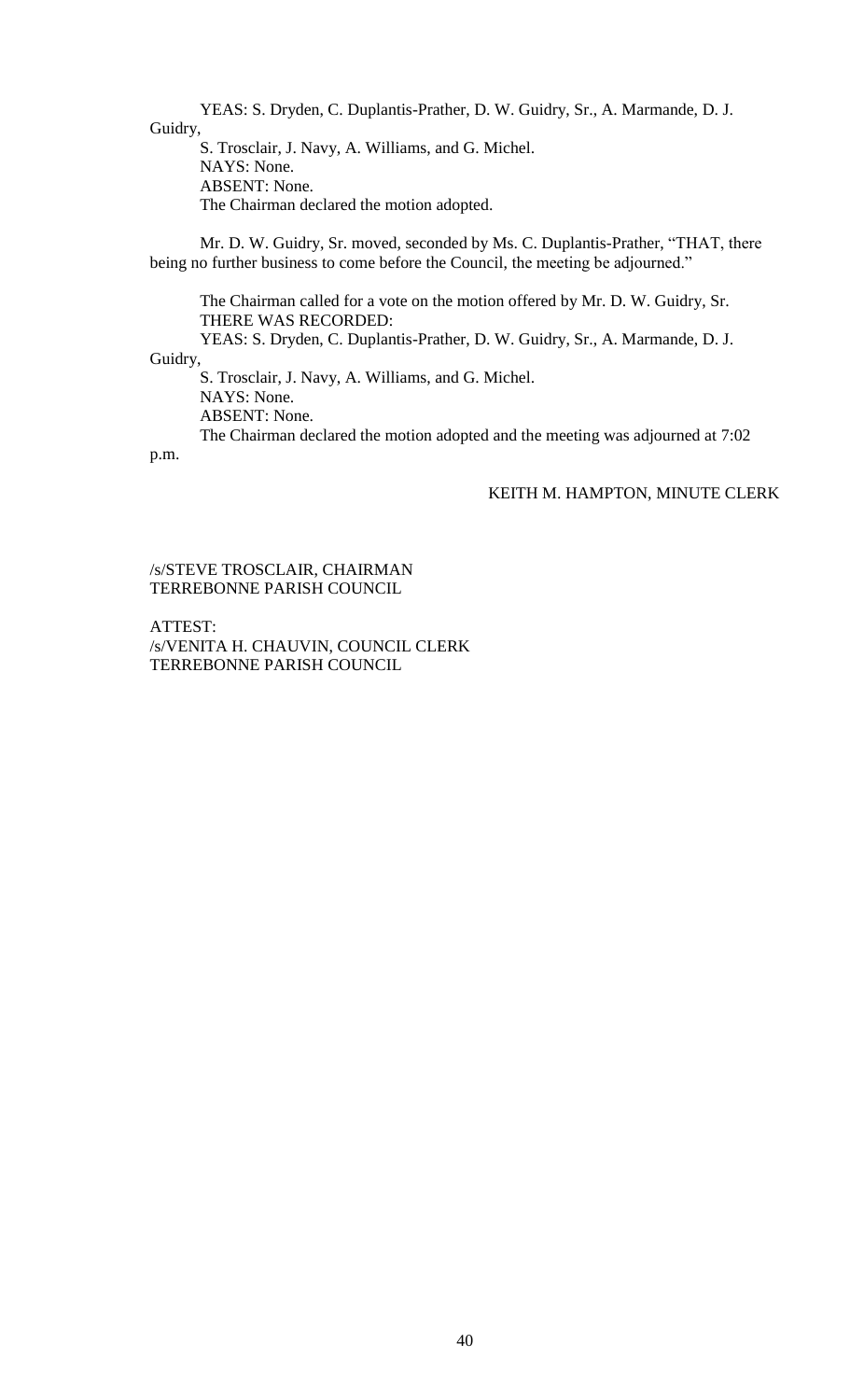YEAS: S. Dryden, C. Duplantis-Prather, D. W. Guidry, Sr., A. Marmande, D. J. Guidry,

S. Trosclair, J. Navy, A. Williams, and G. Michel.

NAYS: None.

ABSENT: None.

The Chairman declared the motion adopted.

Mr. D. W. Guidry, Sr. moved, seconded by Ms. C. Duplantis-Prather, "THAT, there being no further business to come before the Council, the meeting be adjourned."

The Chairman called for a vote on the motion offered by Mr. D. W. Guidry, Sr.

THERE WAS RECORDED:

YEAS: S. Dryden, C. Duplantis-Prather, D. W. Guidry, Sr., A. Marmande, D. J. Guidry,

S. Trosclair, J. Navy, A. Williams, and G. Michel.

NAYS: None.

ABSENT: None.

The Chairman declared the motion adopted and the meeting was adjourned at 7:02 p.m.

KEITH M. HAMPTON, MINUTE CLERK

/s/STEVE TROSCLAIR, CHAIRMAN
TERREBONNE PARISH COUNCIL

ATTEST:
/s/VENITA H. CHAUVIN, COUNCIL CLERK
TERREBONNE PARISH COUNCIL